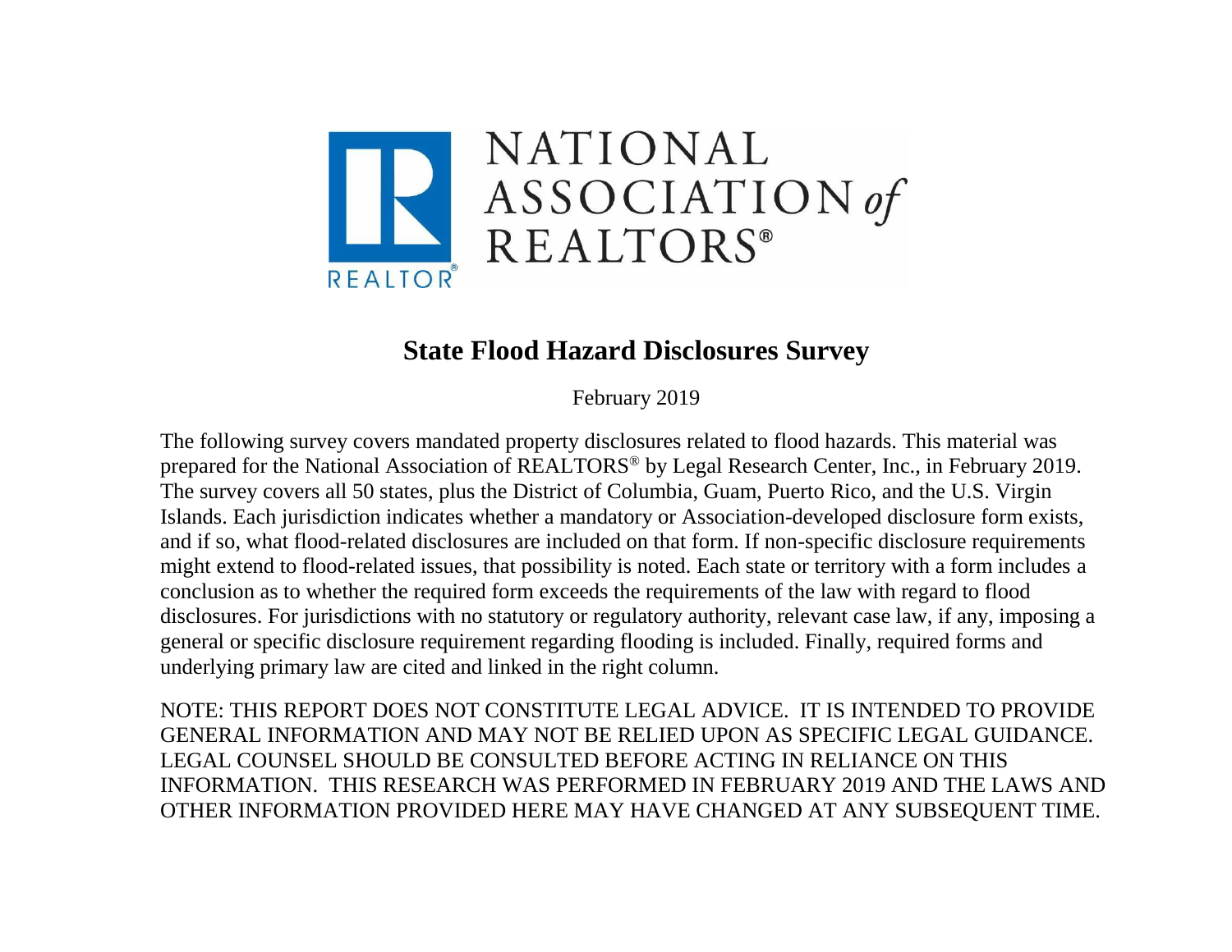NATIONAL ASSOCIATION of REALTORS®

# State Flood Hazard Disclosures Survey

February 2019

The following survey covers mandated property disclosures related to flood hazards. This material was prepared for the National Association of REALTORS® by Legal Research Center, Inc., in February 2019. The survey covers all 50 states, plus the District of Columbia, Guam, Puerto Rico, and the U.S. Virgin Islands. Each jurisdiction indicates whether a mandatory or Association-developed disclosure form exists, and if so, what flood-related disclosures are included on that form. If non-specific disclosure requirements might extend to flood-related issues, that possibility is noted. Each state or territory with a form includes a conclusion as to whether the required form exceeds the requirements of the law with regard to flood disclosures. For jurisdictions with no statutory or regulatory authority, relevant case law, if any, imposing a general or specific disclosure requirement regarding flooding is included. Finally, required forms and underlying primary law are cited and linked in the right column.

NOTE: THIS REPORT DOES NOT CONSTITUTE LEGAL ADVICE. IT IS INTENDED TO PROVIDE GENERAL INFORMATION AND MAY NOT BE RELIED UPON AS SPECIFIC LEGAL GUIDANCE. LEGAL COUNSEL SHOULD BE CONSULTED BEFORE ACTING IN RELIANCE ON THIS INFORMATION. THIS RESEARCH WAS PERFORMED IN FEBRUARY 2019 AND THE LAWS AND OTHER INFORMATION PROVIDED HERE MAY HAVE CHANGED AT ANY SUBSEQUENT TIME.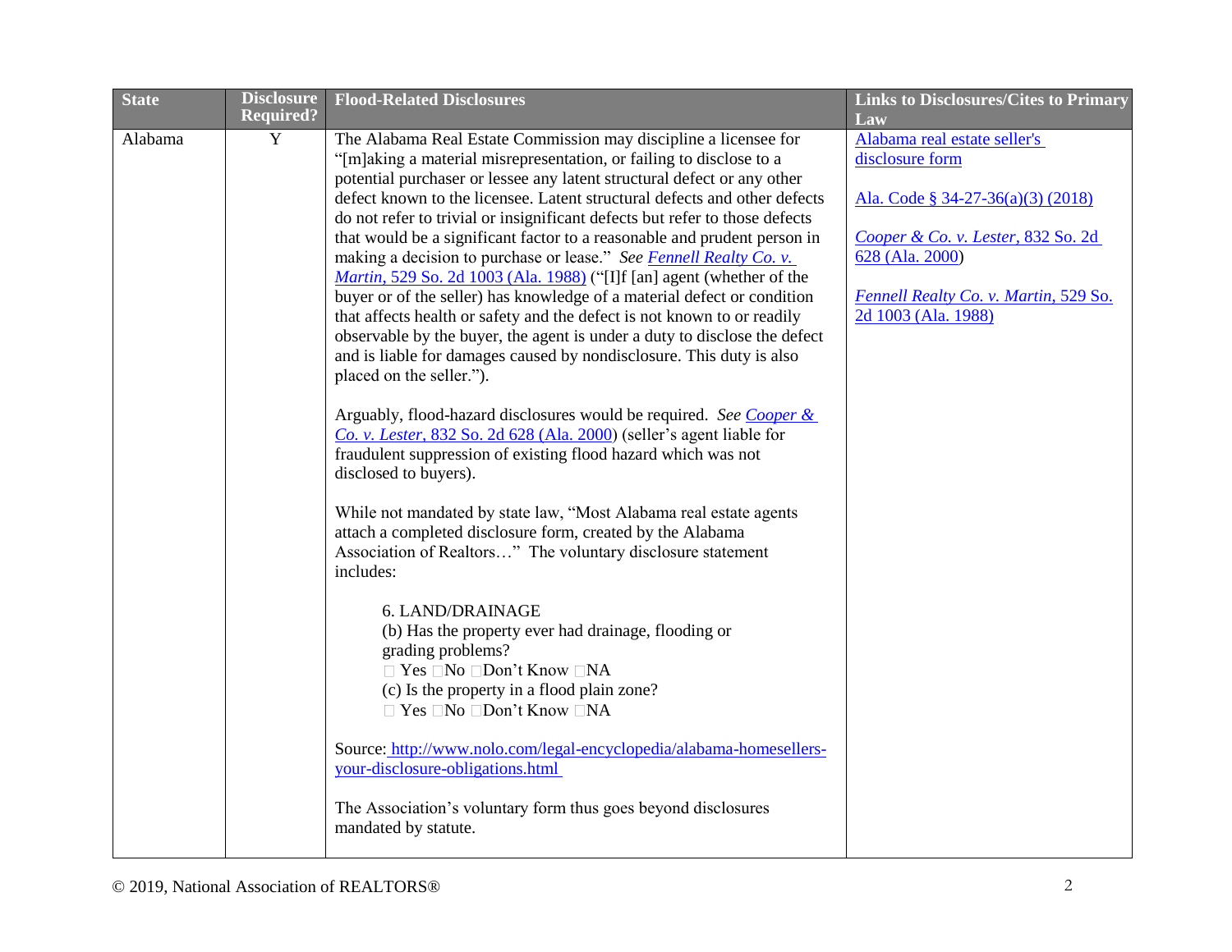| State | Disclosure Required? | Flood-Related Disclosures | Links to Disclosures/Cites to Primary Law |
|---|---|---|---|
| Alabama | Y | The Alabama Real Estate Commission may discipline a licensee for "[m]aking a material misrepresentation, or failing to disclose to a potential purchaser or lessee any latent structural defect or any other defect known to the licensee. Latent structural defects and other defects do not refer to trivial or insignificant defects but refer to those defects that would be a significant factor to a reasonable and prudent person in making a decision to purchase or lease." *See* *Fennell Realty Co. v. Martin*, 529 So. 2d 1003 (Ala. 1988) ("[I]f [an] agent (whether of the buyer or of the seller) has knowledge of a material defect or condition that affects health or safety and the defect is not known to or readily observable by the buyer, the agent is under a duty to disclose the defect and is liable for damages caused by nondisclosure. This duty is also placed on the seller.").<br><br>Arguably, flood-hazard disclosures would be required. *See* *Cooper & Co. v. Lester*, 832 So. 2d 628 (Ala. 2000) (seller's agent liable for fraudulent suppression of existing flood hazard which was not disclosed to buyers).<br><br>While not mandated by state law, "Most Alabama real estate agents attach a completed disclosure form, created by the Alabama Association of Realtors…" The voluntary disclosure statement includes:<br><br>6. LAND/DRAINAGE<br>(b) Has the property ever had drainage, flooding or grading problems?<br>☐ Yes ☐No ☐Don't Know ☐NA<br>(c) Is the property in a flood plain zone?<br>☐ Yes ☐No ☐Don't Know ☐NA<br><br>Source: http://www.nolo.com/legal-encyclopedia/alabama-homesellers-your-disclosure-obligations.html<br><br>The Association's voluntary form thus goes beyond disclosures mandated by statute. | Alabama real estate seller's disclosure form<br><br>Ala. Code § 34-27-36(a)(3) (2018)<br><br>*Cooper & Co. v. Lester*, 832 So. 2d 628 (Ala. 2000)<br><br>*Fennell Realty Co. v. Martin*, 529 So. 2d 1003 (Ala. 1988) |

© 2019, National Association of REALTORS®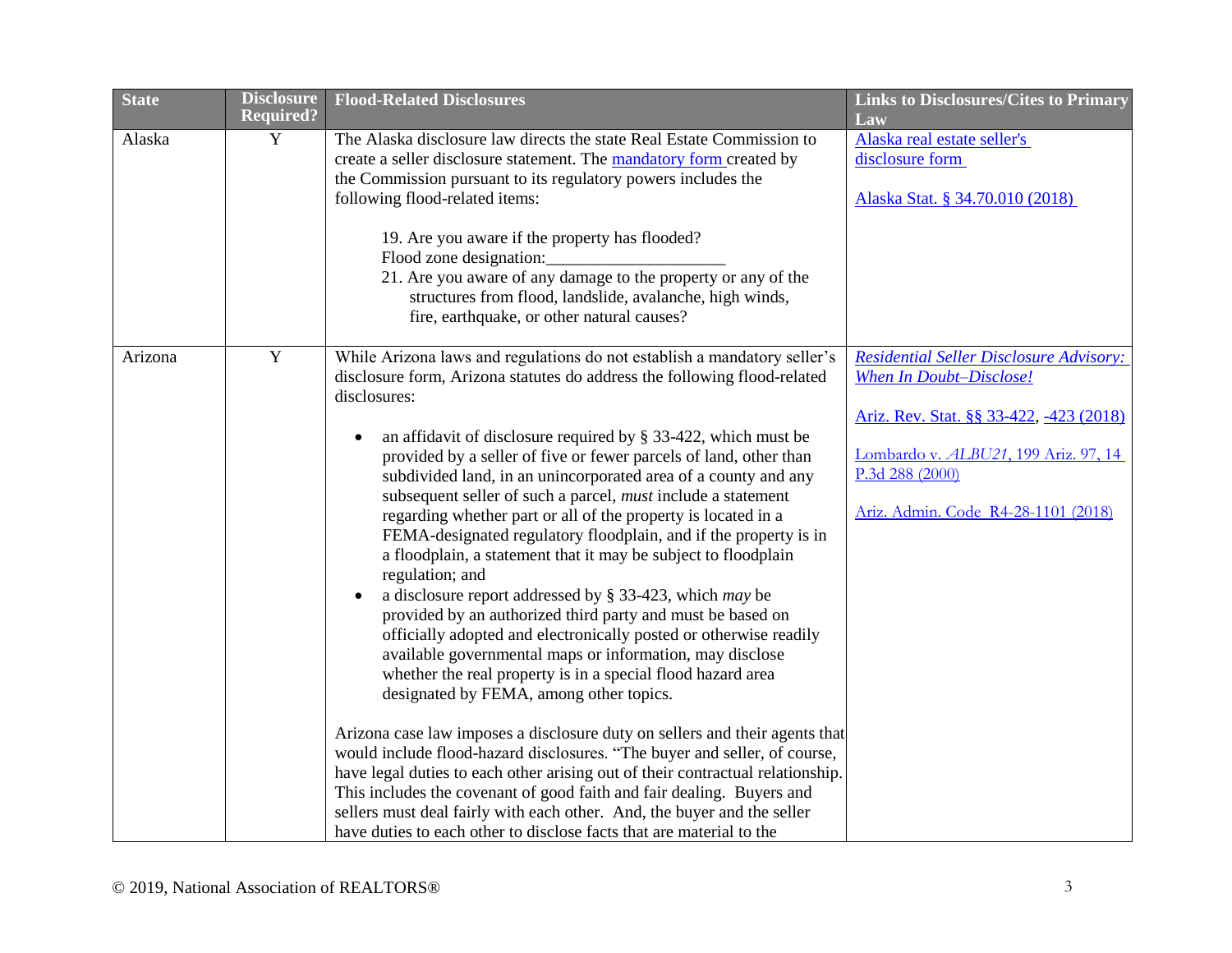| State | Disclosure Required? | Flood-Related Disclosures | Links to Disclosures/Cites to Primary Law |
|---|---|---|---|
| Alaska | Y | The Alaska disclosure law directs the state Real Estate Commission to create a seller disclosure statement. The mandatory form created by the Commission pursuant to its regulatory powers includes the following flood-related items:<br><br>19. Are you aware if the property has flooded?<br>Flood zone designation:____________________<br>21. Are you aware of any damage to the property or any of the structures from flood, landslide, avalanche, high winds, fire, earthquake, or other natural causes? | Alaska real estate seller's disclosure form<br><br>Alaska Stat. § 34.70.010 (2018) |
| Arizona | Y | While Arizona laws and regulations do not establish a mandatory seller's disclosure form, Arizona statutes do address the following flood-related disclosures:<br><br>• an affidavit of disclosure required by § 33-422, which must be provided by a seller of five or fewer parcels of land, other than subdivided land, in an unincorporated area of a county and any subsequent seller of such a parcel, *must* include a statement regarding whether part or all of the property is located in a FEMA-designated regulatory floodplain, and if the property is in a floodplain, a statement that it may be subject to floodplain regulation; and<br>• a disclosure report addressed by § 33-423, which *may* be provided by an authorized third party and must be based on officially adopted and electronically posted or otherwise readily available governmental maps or information, may disclose whether the real property is in a special flood hazard area designated by FEMA, among other topics.<br><br>Arizona case law imposes a disclosure duty on sellers and their agents that would include flood-hazard disclosures. "The buyer and seller, of course, have legal duties to each other arising out of their contractual relationship. This includes the covenant of good faith and fair dealing. Buyers and sellers must deal fairly with each other. And, the buyer and the seller have duties to each other to disclose facts that are material to the | *Residential Seller Disclosure Advisory: When In Doubt–Disclose!*<br><br>Ariz. Rev. Stat. §§ 33-422, -423 (2018)<br><br>Lombardo v. *ALBU21*, 199 Ariz. 97, 14 P.3d 288 (2000)<br><br>Ariz. Admin. Code R4-28-1101 (2018) |

© 2019, National Association of REALTORS®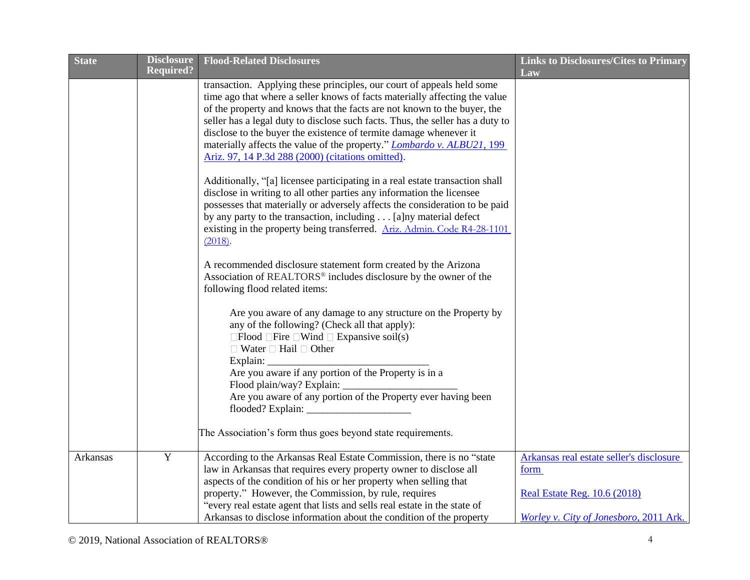| State | Disclosure Required? | Flood-Related Disclosures | Links to Disclosures/Cites to Primary Law |
|---|---|---|---|
| | | transaction. Applying these principles, our court of appeals held some time ago that where a seller knows of facts materially affecting the value of the property and knows that the facts are not known to the buyer, the seller has a legal duty to disclose such facts. Thus, the seller has a duty to disclose to the buyer the existence of termite damage whenever it materially affects the value of the property." *Lombardo v. ALBU21*, 199 Ariz. 97, 14 P.3d 288 (2000) (citations omitted).<br><br>Additionally, "[a] licensee participating in a real estate transaction shall disclose in writing to all other parties any information the licensee possesses that materially or adversely affects the consideration to be paid by any party to the transaction, including . . . [a]ny material defect existing in the property being transferred. Ariz. Admin. Code R4-28-1101 (2018).<br><br>A recommended disclosure statement form created by the Arizona Association of REALTORS® includes disclosure by the owner of the following flood related items:<br><br>Are you aware of any damage to any structure on the Property by any of the following? (Check all that apply):<br>☐Flood ☐Fire ☐Wind ☐ Expansive soil(s)<br>☐ Water ☐ Hail ☐ Other<br>Explain: ______________________________<br>Are you aware if any portion of the Property is in a Flood plain/way? Explain: _____________________<br>Are you aware of any portion of the Property ever having been flooded? Explain: ___________________<br><br>The Association's form thus goes beyond state requirements. | |
| Arkansas | Y | According to the Arkansas Real Estate Commission, there is no "state law in Arkansas that requires every property owner to disclose all aspects of the condition of his or her property when selling that property." However, the Commission, by rule, requires "every real estate agent that lists and sells real estate in the state of Arkansas to disclose information about the condition of the property | Arkansas real estate seller's disclosure form<br><br>Real Estate Reg. 10.6 (2018)<br><br>*Worley v. City of Jonesboro*, 2011 Ark. |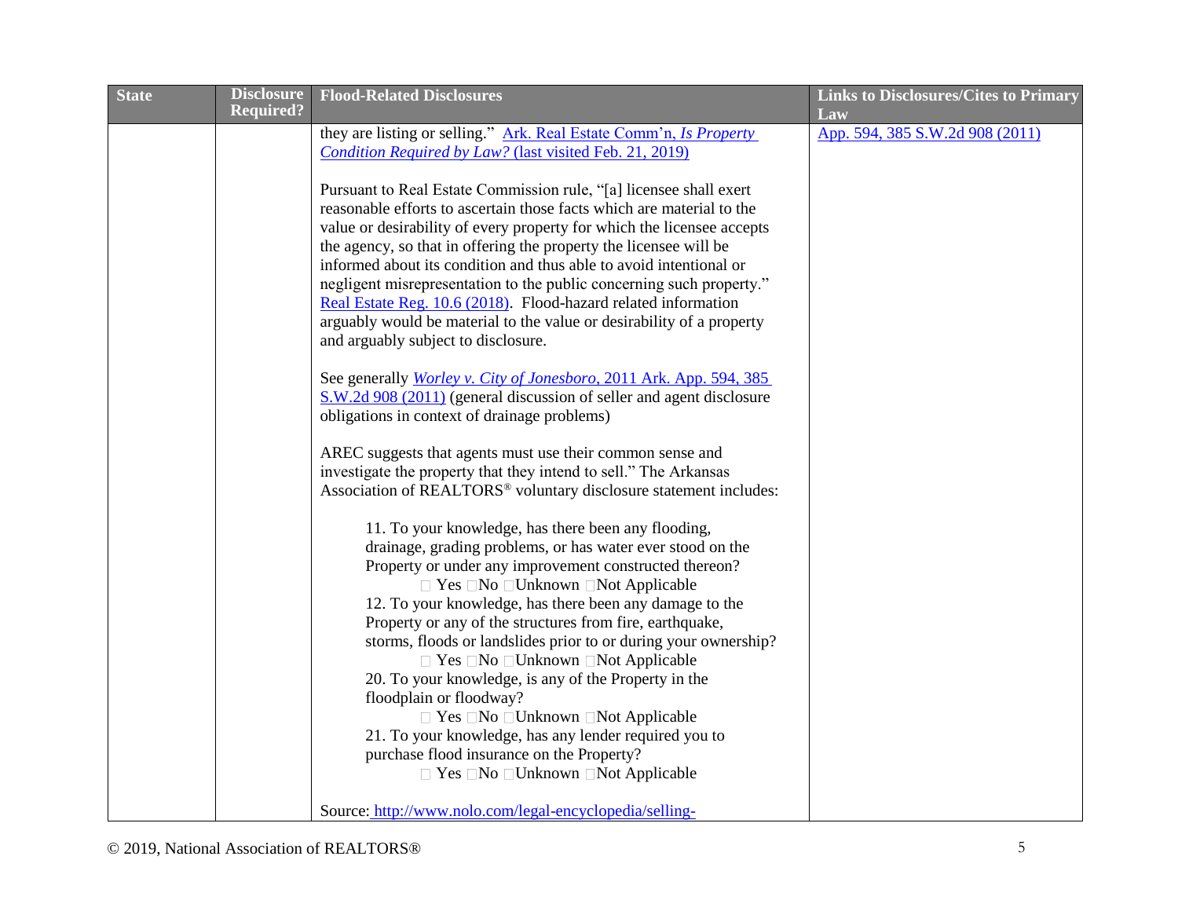| State | Disclosure Required? | Flood-Related Disclosures | Links to Disclosures/Cites to Primary Law |
|---|---|---|---|
| | | they are listing or selling." Ark. Real Estate Comm'n, *Is Property Condition Required by Law?* (last visited Feb. 21, 2019)<br><br>Pursuant to Real Estate Commission rule, "[a] licensee shall exert reasonable efforts to ascertain those facts which are material to the value or desirability of every property for which the licensee accepts the agency, so that in offering the property the licensee will be informed about its condition and thus able to avoid intentional or negligent misrepresentation to the public concerning such property." Real Estate Reg. 10.6 (2018). Flood-hazard related information arguably would be material to the value or desirability of a property and arguably subject to disclosure.<br><br>See generally *Worley v. City of Jonesboro*, 2011 Ark. App. 594, 385 S.W.2d 908 (2011) (general discussion of seller and agent disclosure obligations in context of drainage problems)<br><br>AREC suggests that agents must use their common sense and investigate the property that they intend to sell." The Arkansas Association of REALTORS® voluntary disclosure statement includes:<br><br>11. To your knowledge, has there been any flooding, drainage, grading problems, or has water ever stood on the Property or under any improvement constructed thereon?<br>☐ Yes ☐No ☐Unknown ☐Not Applicable<br>12. To your knowledge, has there been any damage to the Property or any of the structures from fire, earthquake, storms, floods or landslides prior to or during your ownership?<br>☐ Yes ☐No ☐Unknown ☐Not Applicable<br>20. To your knowledge, is any of the Property in the floodplain or floodway?<br>☐ Yes ☐No ☐Unknown ☐Not Applicable<br>21. To your knowledge, has any lender required you to purchase flood insurance on the Property?<br>☐ Yes ☐No ☐Unknown ☐Not Applicable<br><br>Source: http://www.nolo.com/legal-encyclopedia/selling- | App. 594, 385 S.W.2d 908 (2011) |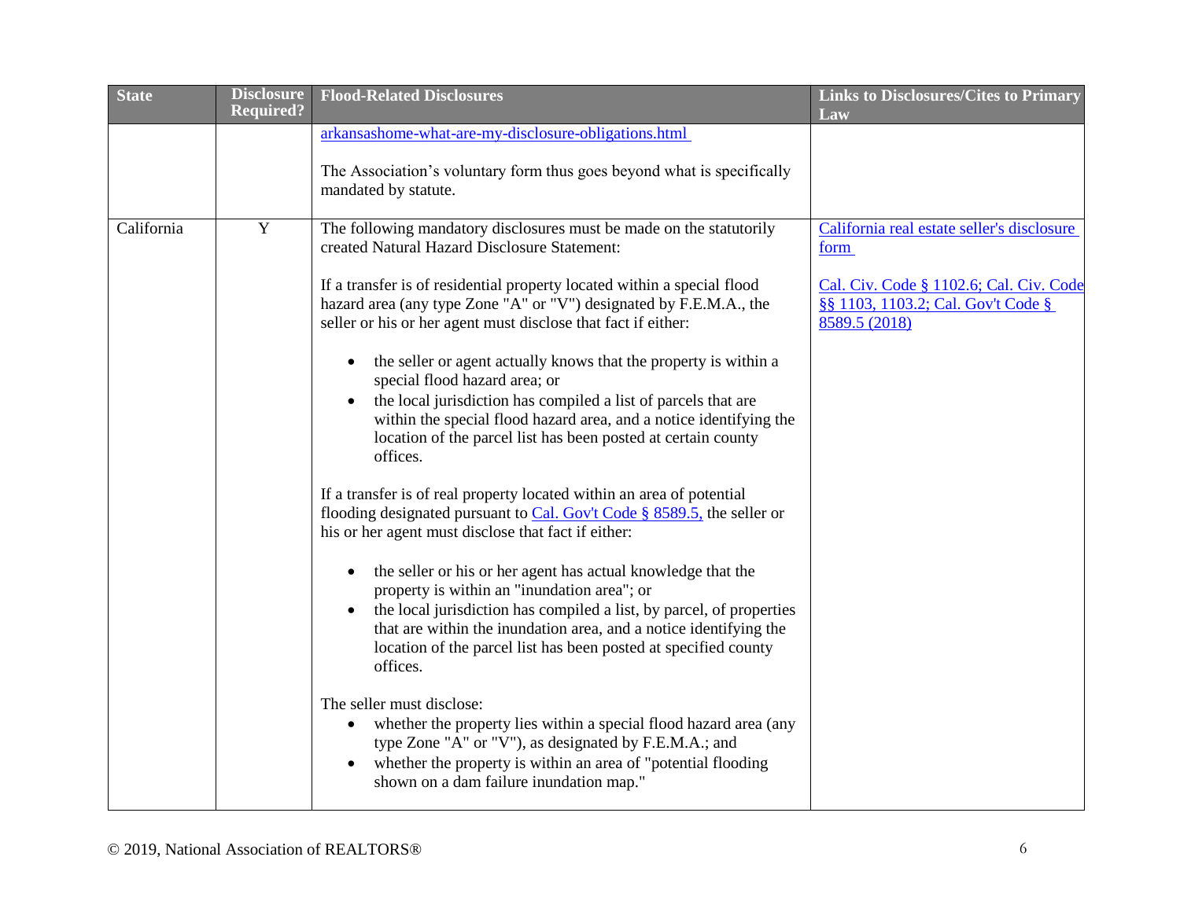| State | Disclosure Required? | Flood-Related Disclosures | Links to Disclosures/Cites to Primary Law |
|---|---|---|---|
| | | arkansashome-what-are-my-disclosure-obligations.html<br><br>The Association's voluntary form thus goes beyond what is specifically mandated by statute. | |
| California | Y | The following mandatory disclosures must be made on the statutorily created Natural Hazard Disclosure Statement:<br><br>If a transfer is of residential property located within a special flood hazard area (any type Zone "A" or "V") designated by F.E.M.A., the seller or his or her agent must disclose that fact if either:<br><br>• the seller or agent actually knows that the property is within a special flood hazard area; or<br>• the local jurisdiction has compiled a list of parcels that are within the special flood hazard area, and a notice identifying the location of the parcel list has been posted at certain county offices.<br><br>If a transfer is of real property located within an area of potential flooding designated pursuant to Cal. Gov't Code § 8589.5, the seller or his or her agent must disclose that fact if either:<br><br>• the seller or his or her agent has actual knowledge that the property is within an "inundation area"; or<br>• the local jurisdiction has compiled a list, by parcel, of properties that are within the inundation area, and a notice identifying the location of the parcel list has been posted at specified county offices.<br><br>The seller must disclose:<br>• whether the property lies within a special flood hazard area (any type Zone "A" or "V"), as designated by F.E.M.A.; and<br>• whether the property is within an area of "potential flooding shown on a dam failure inundation map." | California real estate seller's disclosure form<br><br>Cal. Civ. Code § 1102.6; Cal. Civ. Code §§ 1103, 1103.2; Cal. Gov't Code § 8589.5 (2018) |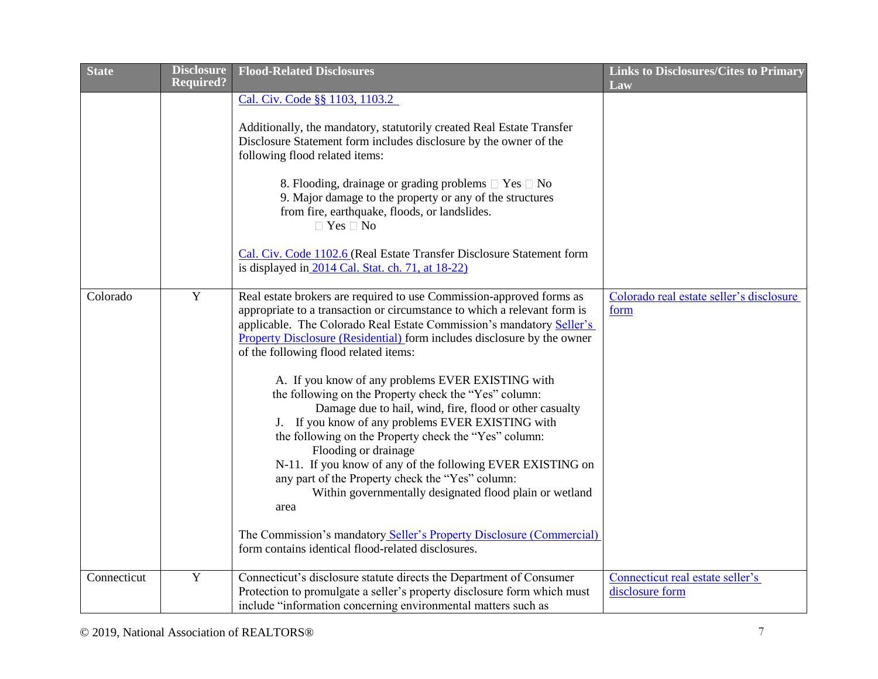| State | Disclosure Required? | Flood-Related Disclosures | Links to Disclosures/Cites to Primary Law |
|---|---|---|---|
| | | Cal. Civ. Code §§ 1103, 1103.2<br><br>Additionally, the mandatory, statutorily created Real Estate Transfer Disclosure Statement form includes disclosure by the owner of the following flood related items:<br><br>8. Flooding, drainage or grading problems ☐ Yes ☐ No<br>9. Major damage to the property or any of the structures from fire, earthquake, floods, or landslides. ☐ Yes ☐ No<br><br>Cal. Civ. Code 1102.6 (Real Estate Transfer Disclosure Statement form is displayed in 2014 Cal. Stat. ch. 71, at 18-22) | |
| Colorado | Y | Real estate brokers are required to use Commission-approved forms as appropriate to a transaction or circumstance to which a relevant form is applicable. The Colorado Real Estate Commission's mandatory Seller's Property Disclosure (Residential) form includes disclosure by the owner of the following flood related items:<br><br>A. If you know of any problems EVER EXISTING with the following on the Property check the "Yes" column:<br>Damage due to hail, wind, fire, flood or other casualty<br>J. If you know of any problems EVER EXISTING with the following on the Property check the "Yes" column:<br>Flooding or drainage<br>N-11. If you know of any of the following EVER EXISTING on any part of the Property check the "Yes" column:<br>Within governmentally designated flood plain or wetland area<br><br>The Commission's mandatory Seller's Property Disclosure (Commercial) form contains identical flood-related disclosures. | Colorado real estate seller's disclosure form |
| Connecticut | Y | Connecticut's disclosure statute directs the Department of Consumer Protection to promulgate a seller's property disclosure form which must include "information concerning environmental matters such as | Connecticut real estate seller's disclosure form |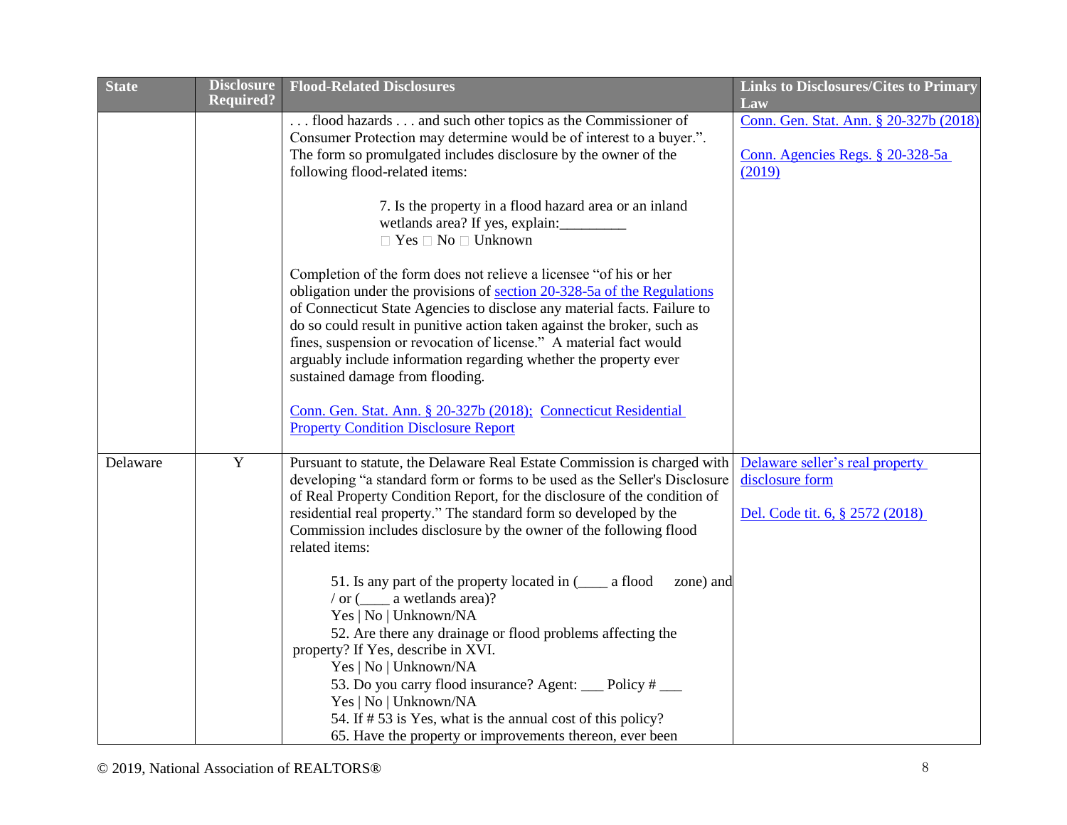| State | Disclosure Required? | Flood-Related Disclosures | Links to Disclosures/Cites to Primary Law |
|---|---|---|---|
| | | . . . flood hazards . . . and such other topics as the Commissioner of Consumer Protection may determine would be of interest to a buyer.". The form so promulgated includes disclosure by the owner of the following flood-related items:<br><br>7. Is the property in a flood hazard area or an inland wetlands area? If yes, explain:_________<br>□ Yes □ No □ Unknown<br><br>Completion of the form does not relieve a licensee "of his or her obligation under the provisions of section 20-328-5a of the Regulations of Connecticut State Agencies to disclose any material facts. Failure to do so could result in punitive action taken against the broker, such as fines, suspension or revocation of license." A material fact would arguably include information regarding whether the property ever sustained damage from flooding.<br><br>Conn. Gen. Stat. Ann. § 20-327b (2018); Connecticut Residential Property Condition Disclosure Report | Conn. Gen. Stat. Ann. § 20-327b (2018)<br><br>Conn. Agencies Regs. § 20-328-5a (2019) |
| Delaware | Y | Pursuant to statute, the Delaware Real Estate Commission is charged with developing "a standard form or forms to be used as the Seller's Disclosure of Real Property Condition Report, for the disclosure of the condition of residential real property." The standard form so developed by the Commission includes disclosure by the owner of the following flood related items:<br><br>51. Is any part of the property located in (____ a flood zone) and / or (____ a wetlands area)?<br>Yes \| No \| Unknown/NA<br>52. Are there any drainage or flood problems affecting the property? If Yes, describe in XVI.<br>Yes \| No \| Unknown/NA<br>53. Do you carry flood insurance? Agent: ___ Policy # ___<br>Yes \| No \| Unknown/NA<br>54. If # 53 is Yes, what is the annual cost of this policy?<br>65. Have the property or improvements thereon, ever been | Delaware seller's real property disclosure form<br><br>Del. Code tit. 6, § 2572 (2018) |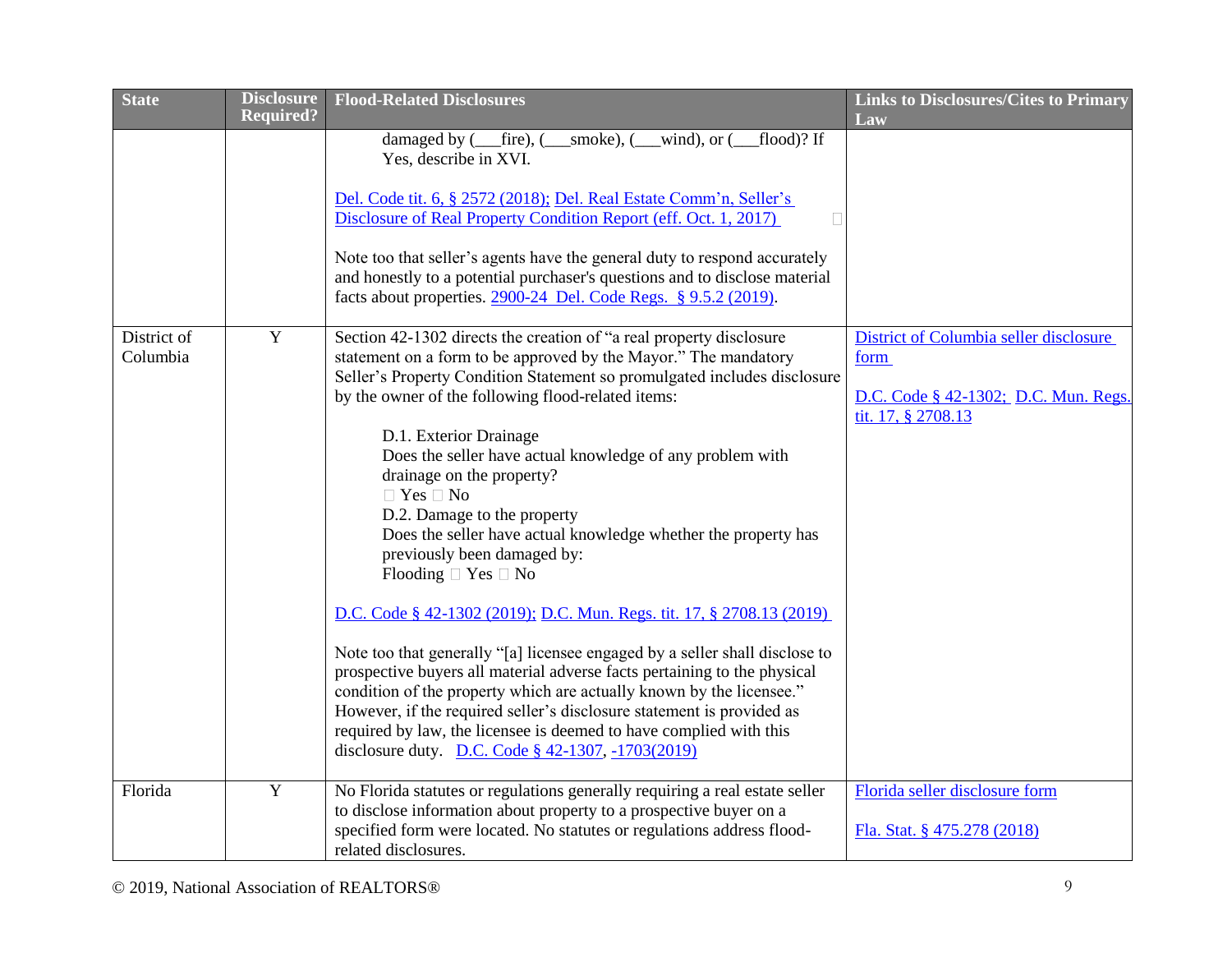| State | Disclosure Required? | Flood-Related Disclosures | Links to Disclosures/Cites to Primary Law |
|---|---|---|---|
| | | damaged by (___fire), (___smoke), (___wind), or (___flood)? If Yes, describe in XVI.<br><br>Del. Code tit. 6, § 2572 (2018); Del. Real Estate Comm'n, Seller's Disclosure of Real Property Condition Report (eff. Oct. 1, 2017)<br><br>Note too that seller's agents have the general duty to respond accurately and honestly to a potential purchaser's questions and to disclose material facts about properties. 2900-24 Del. Code Regs. § 9.5.2 (2019). | |
| District of Columbia | Y | Section 42-1302 directs the creation of "a real property disclosure statement on a form to be approved by the Mayor." The mandatory Seller's Property Condition Statement so promulgated includes disclosure by the owner of the following flood-related items:<br><br>D.1. Exterior Drainage<br>Does the seller have actual knowledge of any problem with drainage on the property?<br>☐ Yes ☐ No<br>D.2. Damage to the property<br>Does the seller have actual knowledge whether the property has previously been damaged by:<br>Flooding ☐ Yes ☐ No<br><br>D.C. Code § 42-1302 (2019); D.C. Mun. Regs. tit. 17, § 2708.13 (2019)<br><br>Note too that generally "[a] licensee engaged by a seller shall disclose to prospective buyers all material adverse facts pertaining to the physical condition of the property which are actually known by the licensee." However, if the required seller's disclosure statement is provided as required by law, the licensee is deemed to have complied with this disclosure duty. D.C. Code § 42-1307, -1703(2019) | District of Columbia seller disclosure form<br><br>D.C. Code § 42-1302; D.C. Mun. Regs. tit. 17, § 2708.13 |
| Florida | Y | No Florida statutes or regulations generally requiring a real estate seller to disclose information about property to a prospective buyer on a specified form were located. No statutes or regulations address flood-related disclosures. | Florida seller disclosure form<br><br>Fla. Stat. § 475.278 (2018) |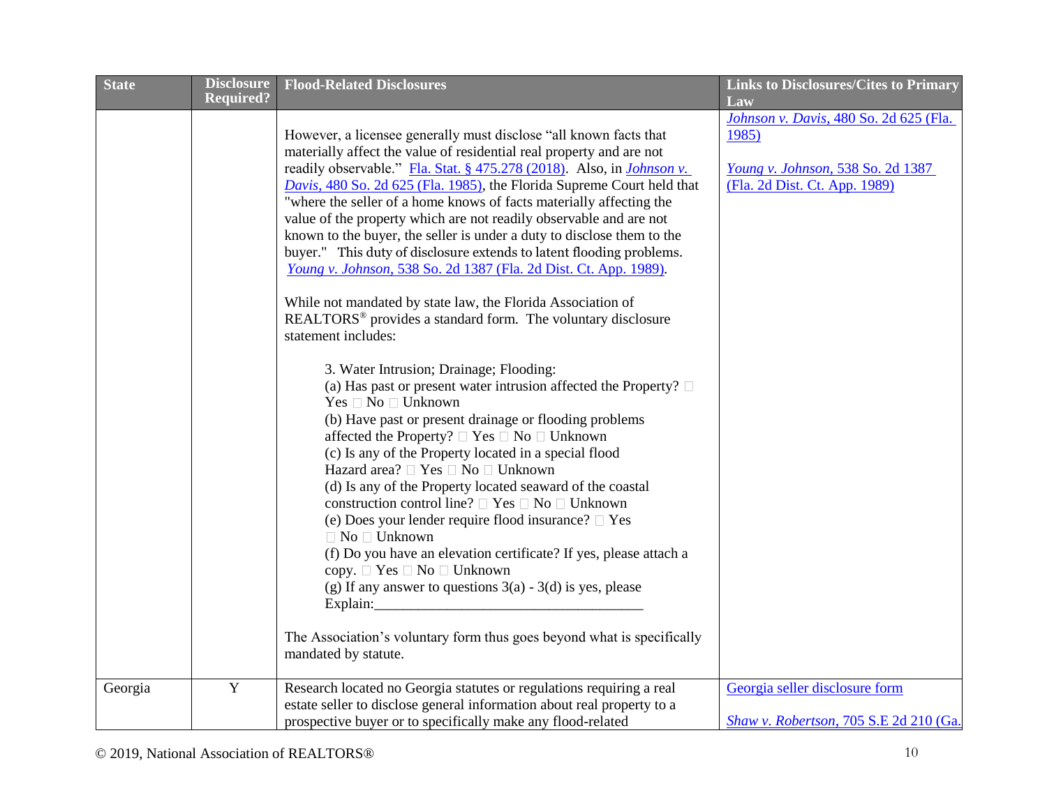| State | Disclosure Required? | Flood-Related Disclosures | Links to Disclosures/Cites to Primary Law |
|---|---|---|---|
| | | However, a licensee generally must disclose "all known facts that materially affect the value of residential real property and are not readily observable." Fla. Stat. § 475.278 (2018). Also, in *Johnson v. Davis*, 480 So. 2d 625 (Fla. 1985), the Florida Supreme Court held that "where the seller of a home knows of facts materially affecting the value of the property which are not readily observable and are not known to the buyer, the seller is under a duty to disclose them to the buyer." This duty of disclosure extends to latent flooding problems. *Young v. Johnson*, 538 So. 2d 1387 (Fla. 2d Dist. Ct. App. 1989).<br><br>While not mandated by state law, the Florida Association of REALTORS® provides a standard form. The voluntary disclosure statement includes:<br><br>3. Water Intrusion; Drainage; Flooding:<br>(a) Has past or present water intrusion affected the Property? □ Yes □ No □ Unknown<br>(b) Have past or present drainage or flooding problems affected the Property? □ Yes □ No □ Unknown<br>(c) Is any of the Property located in a special flood Hazard area? □ Yes □ No □ Unknown<br>(d) Is any of the Property located seaward of the coastal construction control line? □ Yes □ No □ Unknown<br>(e) Does your lender require flood insurance? □ Yes □ No □ Unknown<br>(f) Do you have an elevation certificate? If yes, please attach a copy. □ Yes □ No □ Unknown<br>(g) If any answer to questions 3(a) - 3(d) is yes, please Explain:_____________________________________<br><br>The Association's voluntary form thus goes beyond what is specifically mandated by statute. | *Johnson v. Davis*, 480 So. 2d 625 (Fla. 1985)<br><br>*Young v. Johnson*, 538 So. 2d 1387 (Fla. 2d Dist. Ct. App. 1989) |
| Georgia | Y | Research located no Georgia statutes or regulations requiring a real estate seller to disclose general information about real property to a prospective buyer or to specifically make any flood-related | Georgia seller disclosure form<br><br>*Shaw v. Robertson*, 705 S.E 2d 210 (Ga. |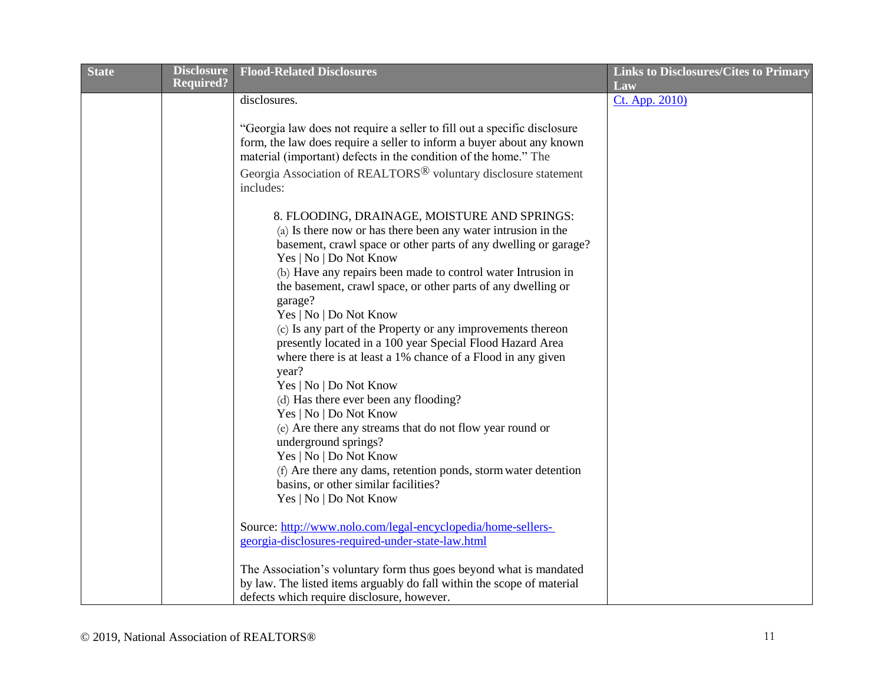| State | Disclosure Required? | Flood-Related Disclosures | Links to Disclosures/Cites to Primary Law |
|---|---|---|---|
| | | disclosures.<br><br>"Georgia law does not require a seller to fill out a specific disclosure form, the law does require a seller to inform a buyer about any known material (important) defects in the condition of the home." The Georgia Association of REALTORS® voluntary disclosure statement includes:<br><br>8. FLOODING, DRAINAGE, MOISTURE AND SPRINGS:<br>(a) Is there now or has there been any water intrusion in the basement, crawl space or other parts of any dwelling or garage?<br>Yes \| No \| Do Not Know<br>(b) Have any repairs been made to control water Intrusion in the basement, crawl space, or other parts of any dwelling or garage?<br>Yes \| No \| Do Not Know<br>(c) Is any part of the Property or any improvements thereon presently located in a 100 year Special Flood Hazard Area where there is at least a 1% chance of a Flood in any given year?<br>Yes \| No \| Do Not Know<br>(d) Has there ever been any flooding?<br>Yes \| No \| Do Not Know<br>(e) Are there any streams that do not flow year round or underground springs?<br>Yes \| No \| Do Not Know<br>(f) Are there any dams, retention ponds, storm water detention basins, or other similar facilities?<br>Yes \| No \| Do Not Know<br><br>Source: http://www.nolo.com/legal-encyclopedia/home-sellers-georgia-disclosures-required-under-state-law.html<br><br>The Association's voluntary form thus goes beyond what is mandated by law. The listed items arguably do fall within the scope of material defects which require disclosure, however. | Ct. App. 2010) |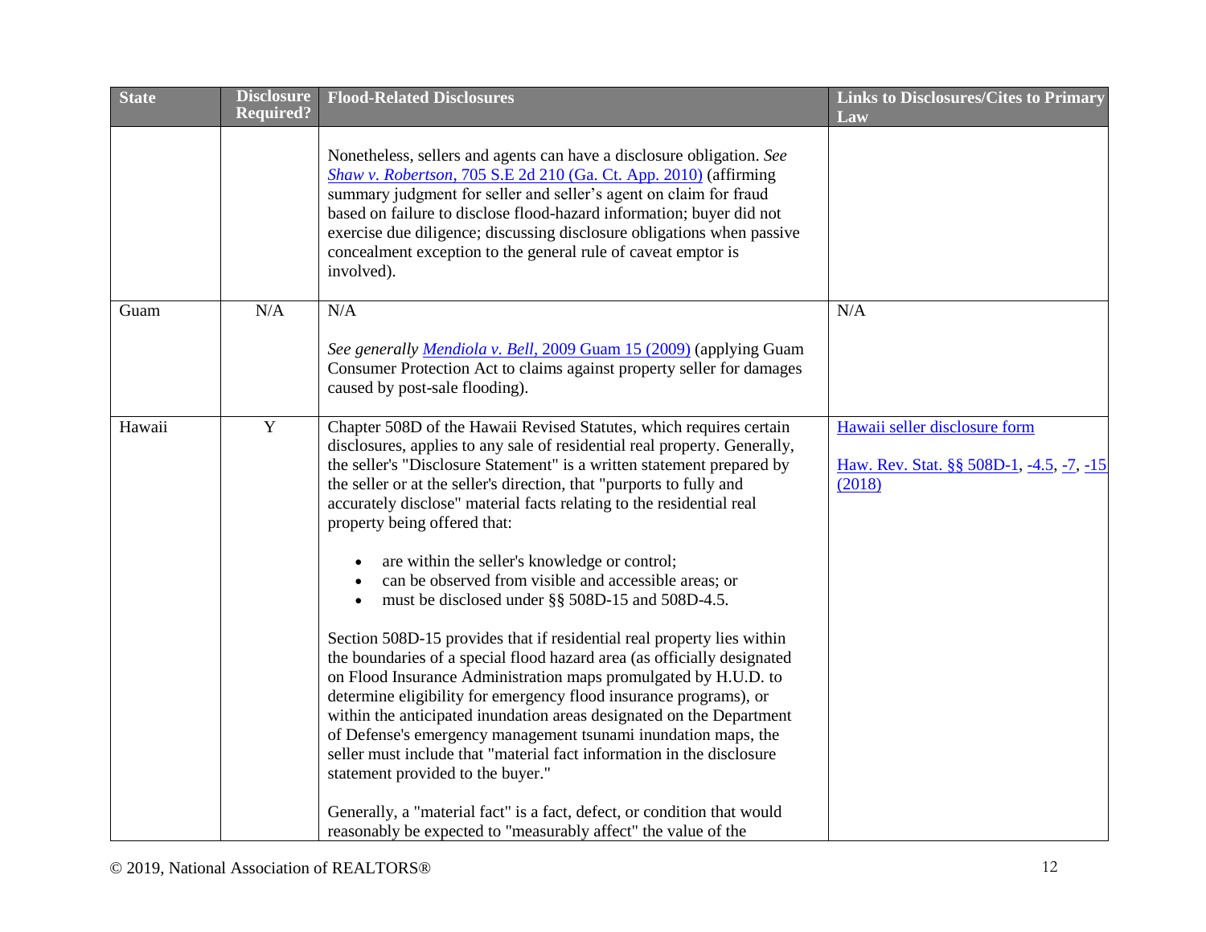| State | Disclosure Required? | Flood-Related Disclosures | Links to Disclosures/Cites to Primary Law |
|---|---|---|---|
| | | Nonetheless, sellers and agents can have a disclosure obligation. *See Shaw v. Robertson*, 705 S.E 2d 210 (Ga. Ct. App. 2010) (affirming summary judgment for seller and seller's agent on claim for fraud based on failure to disclose flood-hazard information; buyer did not exercise due diligence; discussing disclosure obligations when passive concealment exception to the general rule of caveat emptor is involved). | |
| Guam | N/A | N/A<br><br>*See generally Mendiola v. Bell*, 2009 Guam 15 (2009) (applying Guam Consumer Protection Act to claims against property seller for damages caused by post-sale flooding). | N/A |
| Hawaii | Y | Chapter 508D of the Hawaii Revised Statutes, which requires certain disclosures, applies to any sale of residential real property. Generally, the seller's "Disclosure Statement" is a written statement prepared by the seller or at the seller's direction, that "purports to fully and accurately disclose" material facts relating to the residential real property being offered that:<br><br>• are within the seller's knowledge or control;<br>• can be observed from visible and accessible areas; or<br>• must be disclosed under §§ 508D-15 and 508D-4.5.<br><br>Section 508D-15 provides that if residential real property lies within the boundaries of a special flood hazard area (as officially designated on Flood Insurance Administration maps promulgated by H.U.D. to determine eligibility for emergency flood insurance programs), or within the anticipated inundation areas designated on the Department of Defense's emergency management tsunami inundation maps, the seller must include that "material fact information in the disclosure statement provided to the buyer."<br><br>Generally, a "material fact" is a fact, defect, or condition that would reasonably be expected to "measurably affect" the value of the | Hawaii seller disclosure form<br><br>Haw. Rev. Stat. §§ 508D-1, -4.5, -7, -15 (2018) |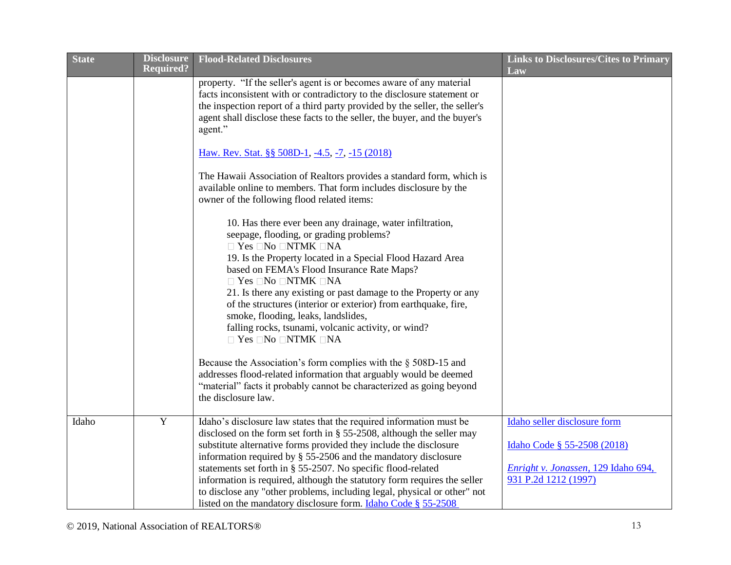| State | Disclosure Required? | Flood-Related Disclosures | Links to Disclosures/Cites to Primary Law |
|---|---|---|---|
| | | property. "If the seller's agent is or becomes aware of any material facts inconsistent with or contradictory to the disclosure statement or the inspection report of a third party provided by the seller, the seller's agent shall disclose these facts to the seller, the buyer, and the buyer's agent."<br><br>Haw. Rev. Stat. §§ 508D-1, -4.5, -7, -15 (2018)<br><br>The Hawaii Association of Realtors provides a standard form, which is available online to members. That form includes disclosure by the owner of the following flood related items:<br><br>10. Has there ever been any drainage, water infiltration, seepage, flooding, or grading problems?<br>□ Yes □No □NTMK □NA<br>19. Is the Property located in a Special Flood Hazard Area based on FEMA's Flood Insurance Rate Maps?<br>□ Yes □No □NTMK □NA<br>21. Is there any existing or past damage to the Property or any of the structures (interior or exterior) from earthquake, fire, smoke, flooding, leaks, landslides, falling rocks, tsunami, volcanic activity, or wind?<br>□ Yes □No □NTMK □NA<br><br>Because the Association's form complies with the § 508D-15 and addresses flood-related information that arguably would be deemed "material" facts it probably cannot be characterized as going beyond the disclosure law. | |
| Idaho | Y | Idaho's disclosure law states that the required information must be disclosed on the form set forth in § 55-2508, although the seller may substitute alternative forms provided they include the disclosure information required by § 55-2506 and the mandatory disclosure statements set forth in § 55-2507. No specific flood-related information is required, although the statutory form requires the seller to disclose any "other problems, including legal, physical or other" not listed on the mandatory disclosure form. Idaho Code § 55-2508 | Idaho seller disclosure form<br><br>Idaho Code § 55-2508 (2018)<br><br>*Enright v. Jonassen*, 129 Idaho 694, 931 P.2d 1212 (1997) |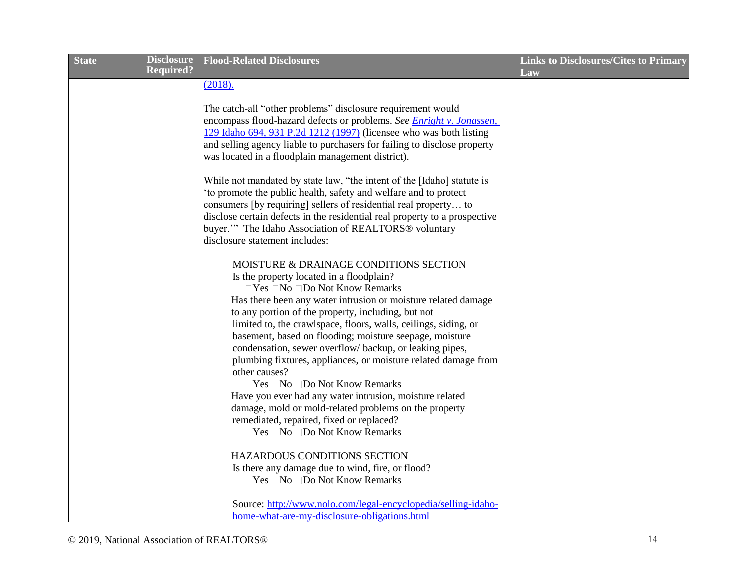| State | Disclosure Required? | Flood-Related Disclosures | Links to Disclosures/Cites to Primary Law |
|---|---|---|---|
| | | (2018).<br><br>The catch-all "other problems" disclosure requirement would encompass flood-hazard defects or problems. *See Enright v. Jonassen,* 129 Idaho 694, 931 P.2d 1212 (1997) (licensee who was both listing and selling agency liable to purchasers for failing to disclose property was located in a floodplain management district).<br><br>While not mandated by state law, "the intent of the [Idaho] statute is 'to promote the public health, safety and welfare and to protect consumers [by requiring] sellers of residential real property… to disclose certain defects in the residential real property to a prospective buyer.'" The Idaho Association of REALTORS® voluntary disclosure statement includes:<br><br>MOISTURE & DRAINAGE CONDITIONS SECTION<br>Is the property located in a floodplain?<br>☐Yes ☐No ☐Do Not Know Remarks_______<br>Has there been any water intrusion or moisture related damage to any portion of the property, including, but not limited to, the crawlspace, floors, walls, ceilings, siding, or basement, based on flooding; moisture seepage, moisture condensation, sewer overflow/ backup, or leaking pipes, plumbing fixtures, appliances, or moisture related damage from other causes?<br>☐Yes ☐No ☐Do Not Know Remarks_______<br>Have you ever had any water intrusion, moisture related damage, mold or mold-related problems on the property remediated, repaired, fixed or replaced?<br>☐Yes ☐No ☐Do Not Know Remarks_______<br><br>HAZARDOUS CONDITIONS SECTION<br>Is there any damage due to wind, fire, or flood?<br>☐Yes ☐No ☐Do Not Know Remarks_______<br><br>Source: http://www.nolo.com/legal-encyclopedia/selling-idaho-home-what-are-my-disclosure-obligations.html | |

© 2019, National Association of REALTORS®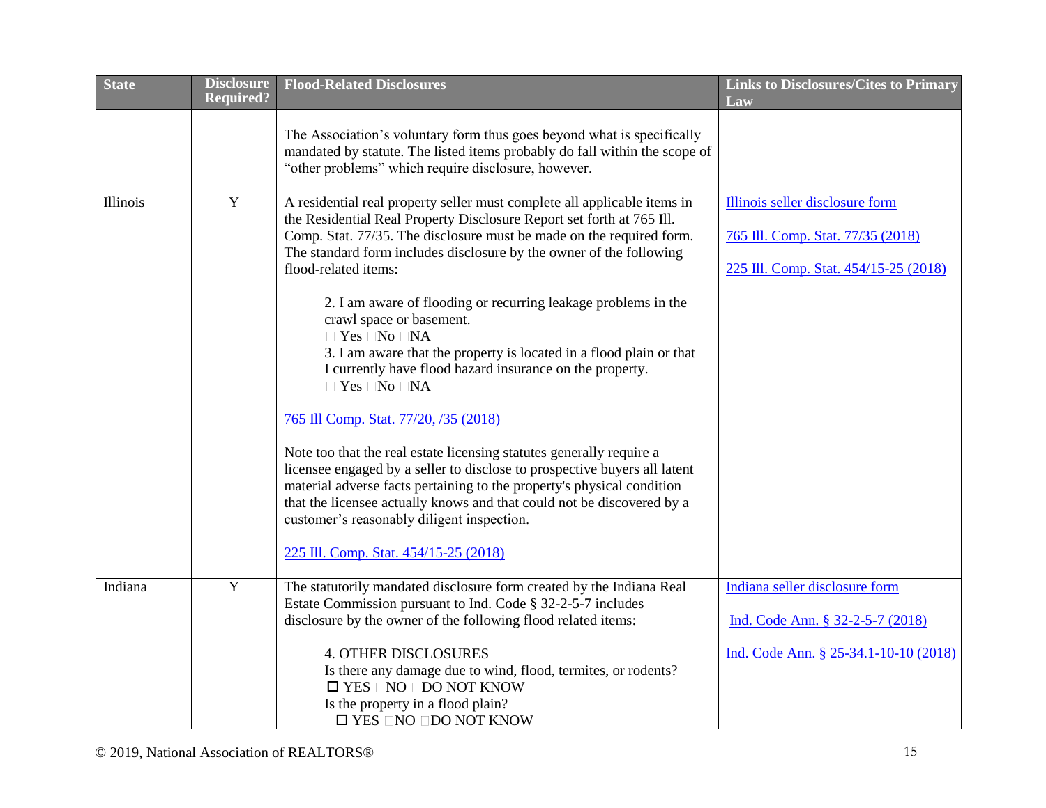| State | Disclosure Required? | Flood-Related Disclosures | Links to Disclosures/Cites to Primary Law |
|---|---|---|---|
| | | The Association's voluntary form thus goes beyond what is specifically mandated by statute. The listed items probably do fall within the scope of "other problems" which require disclosure, however. | |
| Illinois | Y | A residential real property seller must complete all applicable items in the Residential Real Property Disclosure Report set forth at 765 Ill. Comp. Stat. 77/35. The disclosure must be made on the required form. The standard form includes disclosure by the owner of the following flood-related items:<br><br>2. I am aware of flooding or recurring leakage problems in the crawl space or basement.<br>☐ Yes ☐No ☐NA<br>3. I am aware that the property is located in a flood plain or that I currently have flood hazard insurance on the property.<br>☐ Yes ☐No ☐NA<br><br>765 Ill Comp. Stat. 77/20, /35 (2018)<br><br>Note too that the real estate licensing statutes generally require a licensee engaged by a seller to disclose to prospective buyers all latent material adverse facts pertaining to the property's physical condition that the licensee actually knows and that could not be discovered by a customer's reasonably diligent inspection.<br><br>225 Ill. Comp. Stat. 454/15-25 (2018) | Illinois seller disclosure form<br><br>765 Ill. Comp. Stat. 77/35 (2018)<br><br>225 Ill. Comp. Stat. 454/15-25 (2018) |
| Indiana | Y | The statutorily mandated disclosure form created by the Indiana Real Estate Commission pursuant to Ind. Code § 32-2-5-7 includes disclosure by the owner of the following flood related items:<br><br>4. OTHER DISCLOSURES<br>Is there any damage due to wind, flood, termites, or rodents?<br>☐ YES ☐NO ☐DO NOT KNOW<br>Is the property in a flood plain?<br>☐ YES ☐NO ☐DO NOT KNOW | Indiana seller disclosure form<br><br>Ind. Code Ann. § 32-2-5-7 (2018)<br><br>Ind. Code Ann. § 25-34.1-10-10 (2018) |

© 2019, National Association of REALTORS®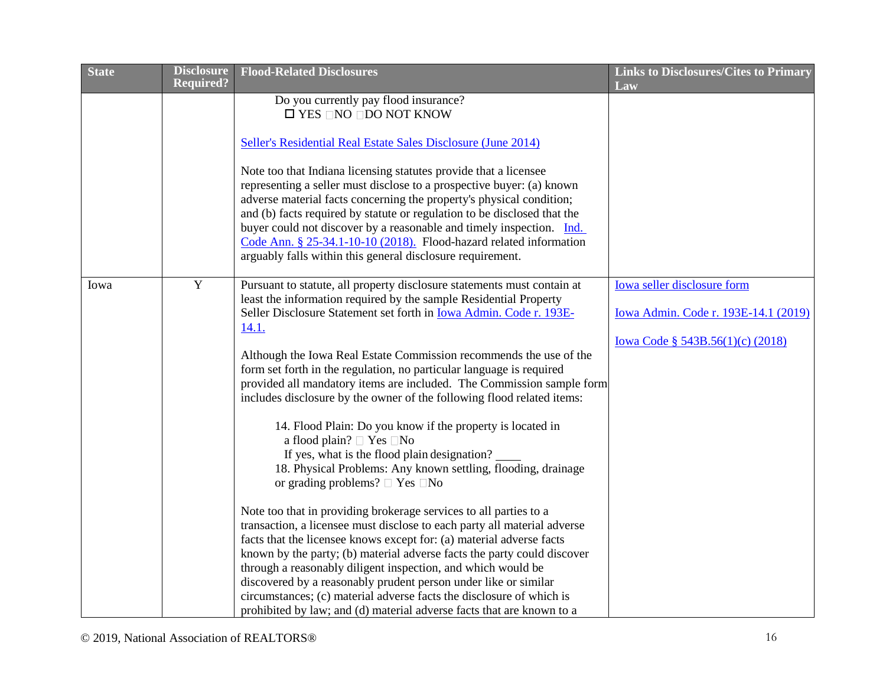| State | Disclosure Required? | Flood-Related Disclosures | Links to Disclosures/Cites to Primary Law |
|---|---|---|---|
| | | Do you currently pay flood insurance?<br>☐ YES ☐NO ☐DO NOT KNOW<br><br>Seller's Residential Real Estate Sales Disclosure (June 2014)<br><br>Note too that Indiana licensing statutes provide that a licensee representing a seller must disclose to a prospective buyer: (a) known adverse material facts concerning the property's physical condition; and (b) facts required by statute or regulation to be disclosed that the buyer could not discover by a reasonable and timely inspection. Ind. Code Ann. § 25-34.1-10-10 (2018). Flood-hazard related information arguably falls within this general disclosure requirement. | |
| Iowa | Y | Pursuant to statute, all property disclosure statements must contain at least the information required by the sample Residential Property Seller Disclosure Statement set forth in Iowa Admin. Code r. 193E-14.1.<br><br>Although the Iowa Real Estate Commission recommends the use of the form set forth in the regulation, no particular language is required provided all mandatory items are included. The Commission sample form includes disclosure by the owner of the following flood related items:<br><br>14. Flood Plain: Do you know if the property is located in a flood plain? ☐ Yes ☐No<br>If yes, what is the flood plain designation? ____<br>18. Physical Problems: Any known settling, flooding, drainage or grading problems? ☐ Yes ☐No<br><br>Note too that in providing brokerage services to all parties to a transaction, a licensee must disclose to each party all material adverse facts that the licensee knows except for: (a) material adverse facts known by the party; (b) material adverse facts the party could discover through a reasonably diligent inspection, and which would be discovered by a reasonably prudent person under like or similar circumstances; (c) material adverse facts the disclosure of which is prohibited by law; and (d) material adverse facts that are known to a | Iowa seller disclosure form<br><br>Iowa Admin. Code r. 193E-14.1 (2019)<br><br>Iowa Code § 543B.56(1)(c) (2018) |

© 2019, National Association of REALTORS®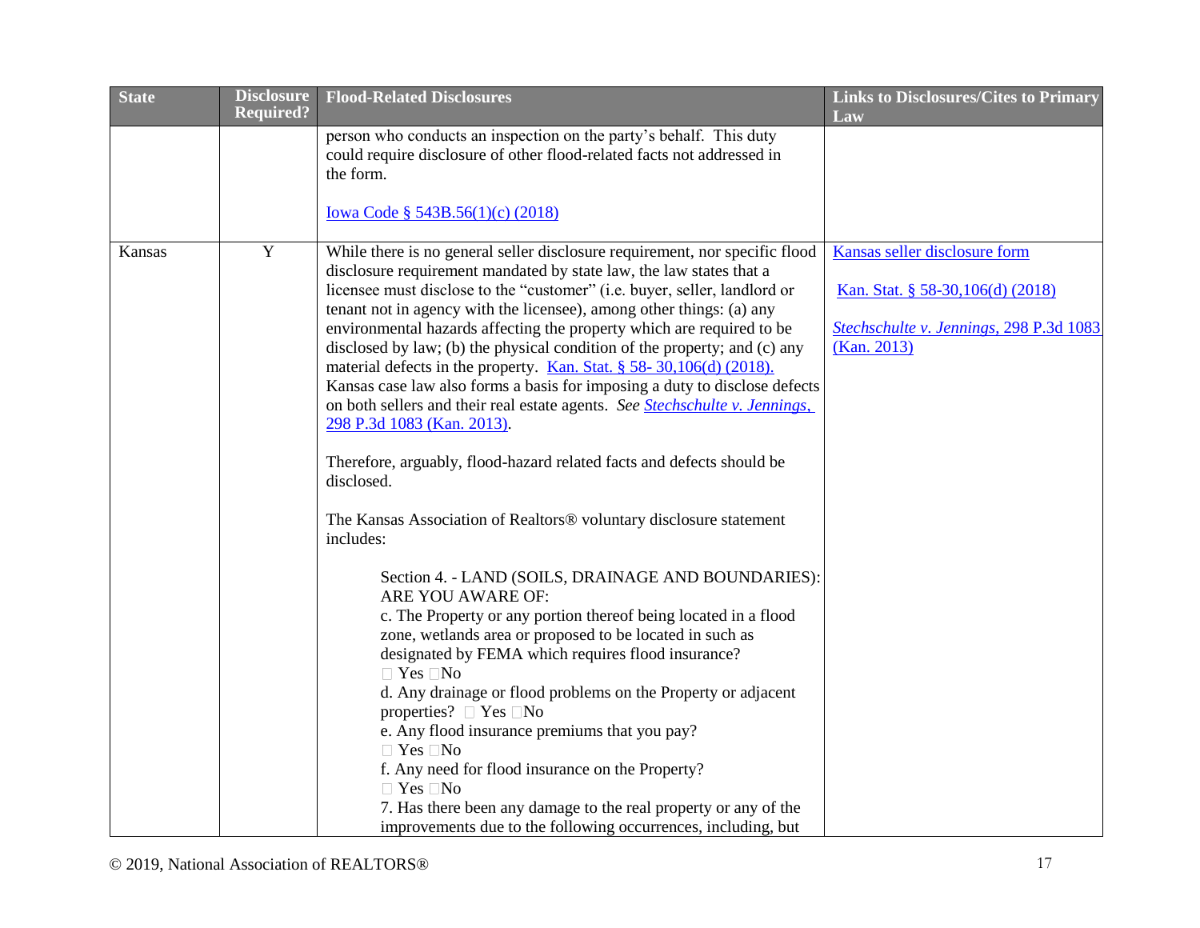| State | Disclosure Required? | Flood-Related Disclosures | Links to Disclosures/Cites to Primary Law |
|---|---|---|---|
| | | person who conducts an inspection on the party's behalf. This duty could require disclosure of other flood-related facts not addressed in the form.<br><br>Iowa Code § 543B.56(1)(c) (2018) | |
| Kansas | Y | While there is no general seller disclosure requirement, nor specific flood disclosure requirement mandated by state law, the law states that a licensee must disclose to the "customer" (i.e. buyer, seller, landlord or tenant not in agency with the licensee), among other things: (a) any environmental hazards affecting the property which are required to be disclosed by law; (b) the physical condition of the property; and (c) any material defects in the property. Kan. Stat. § 58- 30,106(d) (2018). Kansas case law also forms a basis for imposing a duty to disclose defects on both sellers and their real estate agents. *See* *Stechschulte v. Jennings*, 298 P.3d 1083 (Kan. 2013).<br><br>Therefore, arguably, flood-hazard related facts and defects should be disclosed.<br><br>The Kansas Association of Realtors® voluntary disclosure statement includes:<br><br>Section 4. - LAND (SOILS, DRAINAGE AND BOUNDARIES): ARE YOU AWARE OF:<br>c. The Property or any portion thereof being located in a flood zone, wetlands area or proposed to be located in such as designated by FEMA which requires flood insurance?<br>☐ Yes ☐No<br>d. Any drainage or flood problems on the Property or adjacent properties? ☐ Yes ☐No<br>e. Any flood insurance premiums that you pay?<br>☐ Yes ☐No<br>f. Any need for flood insurance on the Property?<br>☐ Yes ☐No<br>7. Has there been any damage to the real property or any of the improvements due to the following occurrences, including, but | Kansas seller disclosure form<br><br>Kan. Stat. § 58-30,106(d) (2018)<br><br>*Stechschulte v. Jennings*, 298 P.3d 1083 (Kan. 2013) |

© 2019, National Association of REALTORS®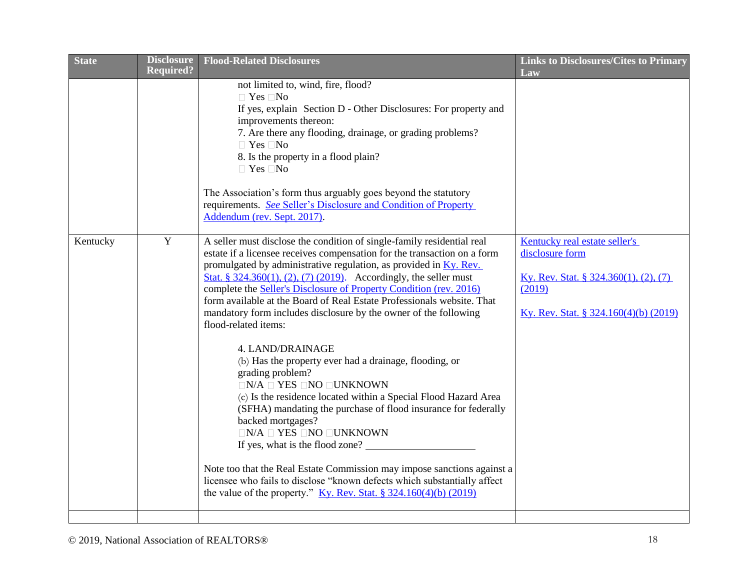| State | Disclosure Required? | Flood-Related Disclosures | Links to Disclosures/Cites to Primary Law |
|---|---|---|---|
| | | not limited to, wind, fire, flood?<br>☐ Yes ☐No<br>If yes, explain Section D - Other Disclosures: For property and improvements thereon:<br>7. Are there any flooding, drainage, or grading problems?<br>☐ Yes ☐No<br>8. Is the property in a flood plain?<br>☐ Yes ☐No<br><br>The Association's form thus arguably goes beyond the statutory requirements. *See* Seller's Disclosure and Condition of Property Addendum (rev. Sept. 2017). | |
| Kentucky | Y | A seller must disclose the condition of single-family residential real estate if a licensee receives compensation for the transaction on a form promulgated by administrative regulation, as provided in Ky. Rev. Stat. § 324.360(1), (2), (7) (2019). Accordingly, the seller must complete the Seller's Disclosure of Property Condition (rev. 2016) form available at the Board of Real Estate Professionals website. That mandatory form includes disclosure by the owner of the following flood-related items:<br><br>4. LAND/DRAINAGE<br>(b) Has the property ever had a drainage, flooding, or grading problem?<br>☐N/A ☐ YES ☐NO ☐UNKNOWN<br>(c) Is the residence located within a Special Flood Hazard Area (SFHA) mandating the purchase of flood insurance for federally backed mortgages?<br>☐N/A ☐ YES ☐NO ☐UNKNOWN<br>If yes, what is the flood zone? ____________________<br><br>Note too that the Real Estate Commission may impose sanctions against a licensee who fails to disclose "known defects which substantially affect the value of the property." Ky. Rev. Stat. § 324.160(4)(b) (2019) | Kentucky real estate seller's disclosure form<br><br>Ky. Rev. Stat. § 324.360(1), (2), (7) (2019)<br><br>Ky. Rev. Stat. § 324.160(4)(b) (2019) |
| | | | |

© 2019, National Association of REALTORS®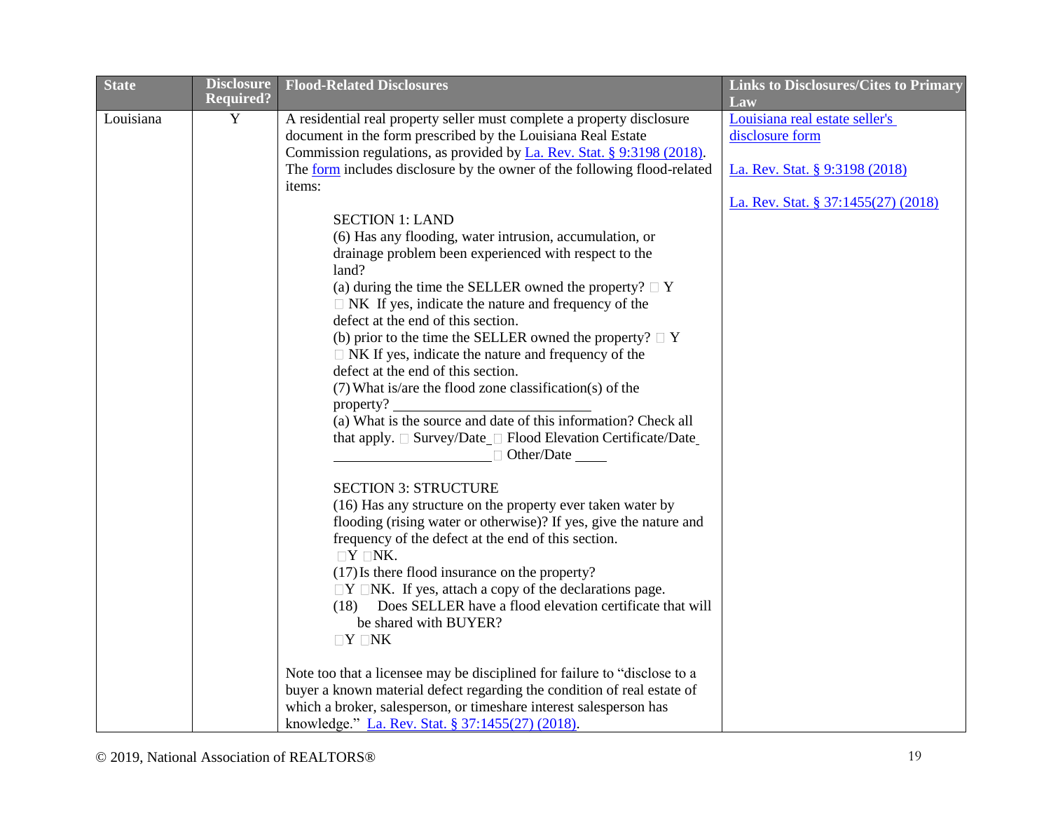| State | Disclosure Required? | Flood-Related Disclosures | Links to Disclosures/Cites to Primary Law |
|---|---|---|---|
| Louisiana | Y | A residential real property seller must complete a property disclosure document in the form prescribed by the Louisiana Real Estate Commission regulations, as provided by La. Rev. Stat. § 9:3198 (2018). The form includes disclosure by the owner of the following flood-related items:<br><br>SECTION 1: LAND<br>(6) Has any flooding, water intrusion, accumulation, or drainage problem been experienced with respect to the land?<br>(a) during the time the SELLER owned the property? □ Y □ NK If yes, indicate the nature and frequency of the defect at the end of this section.<br>(b) prior to the time the SELLER owned the property? □ Y □ NK If yes, indicate the nature and frequency of the defect at the end of this section.<br>(7) What is/are the flood zone classification(s) of the property? ______________<br>(a) What is the source and date of this information? Check all that apply. □ Survey/Date_ □ Flood Elevation Certificate/Date_ ______________ □ Other/Date ____<br><br>SECTION 3: STRUCTURE<br>(16) Has any structure on the property ever taken water by flooding (rising water or otherwise)? If yes, give the nature and frequency of the defect at the end of this section. □Y □NK.<br>(17) Is there flood insurance on the property? □Y □NK. If yes, attach a copy of the declarations page.<br>(18) Does SELLER have a flood elevation certificate that will be shared with BUYER? □Y □NK<br><br>Note too that a licensee may be disciplined for failure to "disclose to a buyer a known material defect regarding the condition of real estate of which a broker, salesperson, or timeshare interest salesperson has knowledge." La. Rev. Stat. § 37:1455(27) (2018). | Louisiana real estate seller's disclosure form<br><br>La. Rev. Stat. § 9:3198 (2018)<br><br>La. Rev. Stat. § 37:1455(27) (2018) |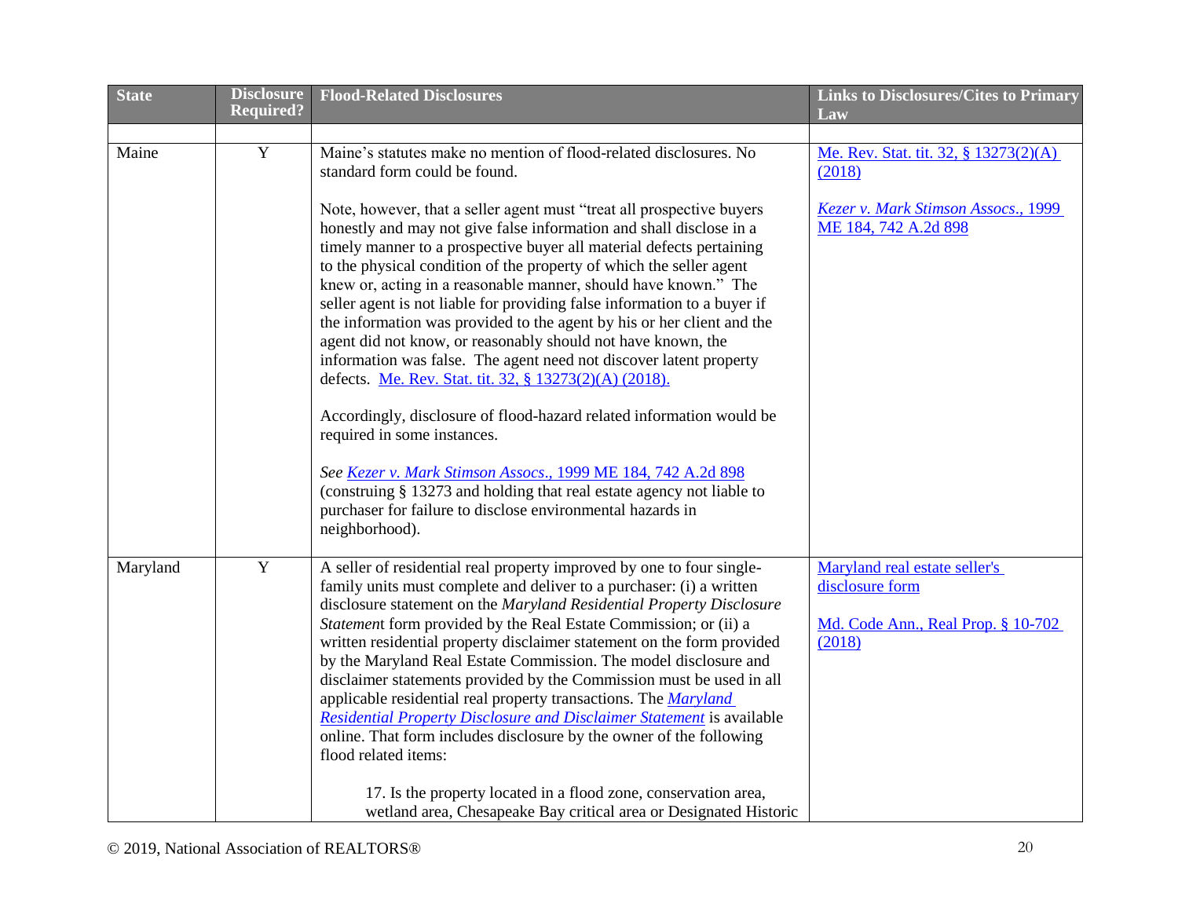| State | Disclosure Required? | Flood-Related Disclosures | Links to Disclosures/Cites to Primary Law |
|---|---|---|---|
| | | | |
| Maine | Y | Maine's statutes make no mention of flood-related disclosures. No standard form could be found.<br><br>Note, however, that a seller agent must "treat all prospective buyers honestly and may not give false information and shall disclose in a timely manner to a prospective buyer all material defects pertaining to the physical condition of the property of which the seller agent knew or, acting in a reasonable manner, should have known." The seller agent is not liable for providing false information to a buyer if the information was provided to the agent by his or her client and the agent did not know, or reasonably should not have known, the information was false. The agent need not discover latent property defects. Me. Rev. Stat. tit. 32, § 13273(2)(A) (2018).<br><br>Accordingly, disclosure of flood-hazard related information would be required in some instances.<br><br>*See Kezer v. Mark Stimson Assocs.*, 1999 ME 184, 742 A.2d 898 (construing § 13273 and holding that real estate agency not liable to purchaser for failure to disclose environmental hazards in neighborhood). | Me. Rev. Stat. tit. 32, § 13273(2)(A) (2018)<br><br>*Kezer v. Mark Stimson Assocs.*, 1999 ME 184, 742 A.2d 898 |
| Maryland | Y | A seller of residential real property improved by one to four single-family units must complete and deliver to a purchaser: (i) a written disclosure statement on the *Maryland Residential Property Disclosure Statement* form provided by the Real Estate Commission; or (ii) a written residential property disclaimer statement on the form provided by the Maryland Real Estate Commission. The model disclosure and disclaimer statements provided by the Commission must be used in all applicable residential real property transactions. The *Maryland Residential Property Disclosure and Disclaimer Statement* is available online. That form includes disclosure by the owner of the following flood related items:<br><br>17. Is the property located in a flood zone, conservation area, wetland area, Chesapeake Bay critical area or Designated Historic | Maryland real estate seller's disclosure form<br><br>Md. Code Ann., Real Prop. § 10-702 (2018) |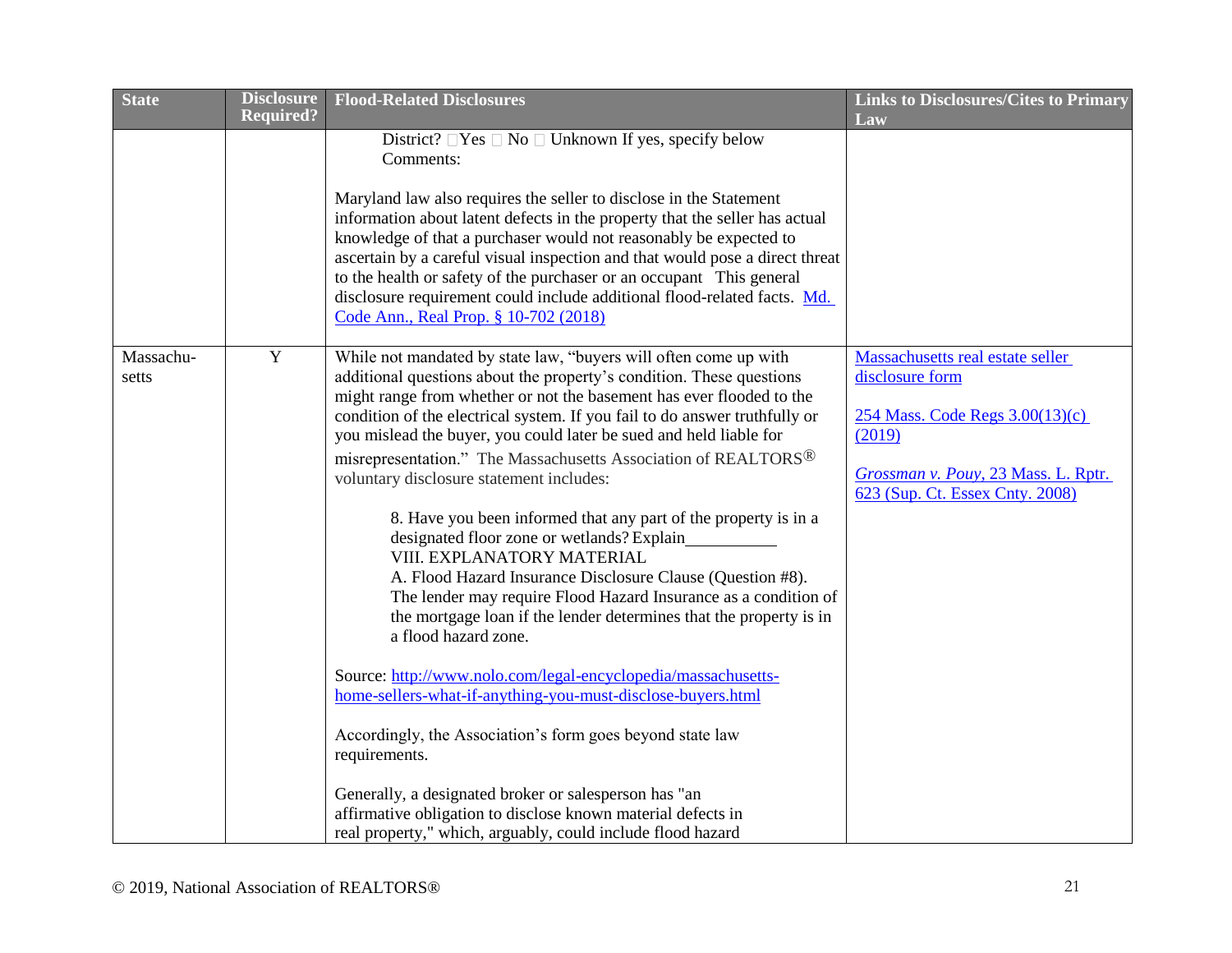| State | Disclosure Required? | Flood-Related Disclosures | Links to Disclosures/Cites to Primary Law |
|---|---|---|---|
| | | District? ☐Yes ☐ No ☐ Unknown If yes, specify below<br>Comments:<br><br>Maryland law also requires the seller to disclose in the Statement information about latent defects in the property that the seller has actual knowledge of that a purchaser would not reasonably be expected to ascertain by a careful visual inspection and that would pose a direct threat to the health or safety of the purchaser or an occupant This general disclosure requirement could include additional flood-related facts. Md. Code Ann., Real Prop. § 10-702 (2018) | |
| Massachu-setts | Y | While not mandated by state law, "buyers will often come up with additional questions about the property's condition. These questions might range from whether or not the basement has ever flooded to the condition of the electrical system. If you fail to do answer truthfully or you mislead the buyer, you could later be sued and held liable for misrepresentation." The Massachusetts Association of REALTORS® voluntary disclosure statement includes:<br><br>8. Have you been informed that any part of the property is in a designated floor zone or wetlands? Explain__________<br>VIII. EXPLANATORY MATERIAL<br>A. Flood Hazard Insurance Disclosure Clause (Question #8). The lender may require Flood Hazard Insurance as a condition of the mortgage loan if the lender determines that the property is in a flood hazard zone.<br><br>Source: http://www.nolo.com/legal-encyclopedia/massachusetts-home-sellers-what-if-anything-you-must-disclose-buyers.html<br><br>Accordingly, the Association's form goes beyond state law requirements.<br><br>Generally, a designated broker or salesperson has "an affirmative obligation to disclose known material defects in real property," which, arguably, could include flood hazard | Massachusetts real estate seller disclosure form<br><br>254 Mass. Code Regs 3.00(13)(c) (2019)<br><br>*Grossman v. Pouy*, 23 Mass. L. Rptr. 623 (Sup. Ct. Essex Cnty. 2008) |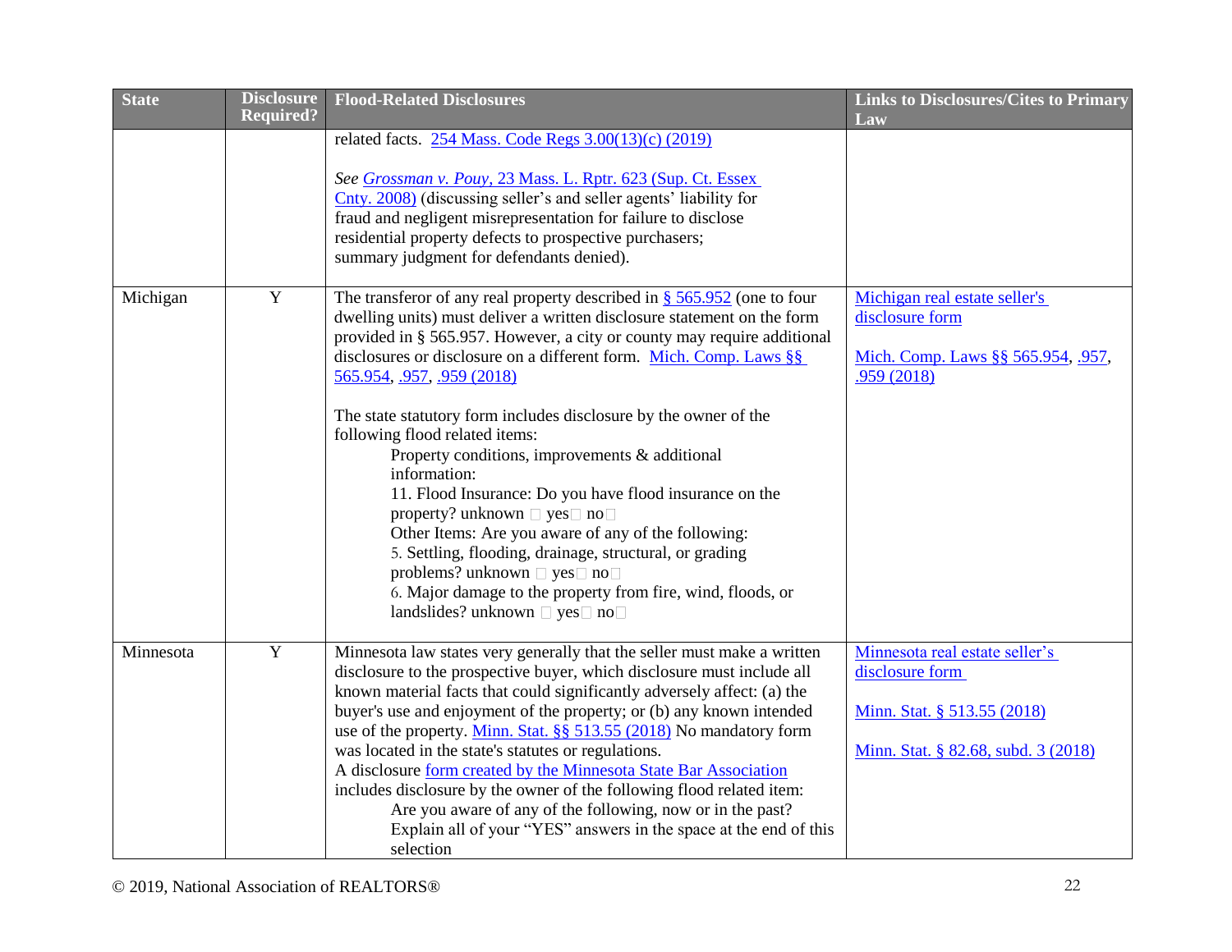| State | Disclosure Required? | Flood-Related Disclosures | Links to Disclosures/Cites to Primary Law |
|---|---|---|---|
| | | related facts. 254 Mass. Code Regs 3.00(13)(c) (2019)<br><br>*See Grossman v. Pouy*, 23 Mass. L. Rptr. 623 (Sup. Ct. Essex Cnty. 2008) (discussing seller's and seller agents' liability for fraud and negligent misrepresentation for failure to disclose residential property defects to prospective purchasers; summary judgment for defendants denied). | |
| Michigan | Y | The transferor of any real property described in § 565.952 (one to four dwelling units) must deliver a written disclosure statement on the form provided in § 565.957. However, a city or county may require additional disclosures or disclosure on a different form. Mich. Comp. Laws §§ 565.954, .957, .959 (2018)<br><br>The state statutory form includes disclosure by the owner of the following flood related items:<br>Property conditions, improvements & additional information:<br>11. Flood Insurance: Do you have flood insurance on the property? unknown □ yes□ no□<br>Other Items: Are you aware of any of the following:<br>5. Settling, flooding, drainage, structural, or grading problems? unknown □ yes□ no□<br>6. Major damage to the property from fire, wind, floods, or landslides? unknown □ yes□ no□ | Michigan real estate seller's disclosure form<br><br>Mich. Comp. Laws §§ 565.954, .957, .959 (2018) |
| Minnesota | Y | Minnesota law states very generally that the seller must make a written disclosure to the prospective buyer, which disclosure must include all known material facts that could significantly adversely affect: (a) the buyer's use and enjoyment of the property; or (b) any known intended use of the property. Minn. Stat. §§ 513.55 (2018) No mandatory form was located in the state's statutes or regulations.<br>A disclosure form created by the Minnesota State Bar Association includes disclosure by the owner of the following flood related item:<br>Are you aware of any of the following, now or in the past? Explain all of your "YES" answers in the space at the end of this selection | Minnesota real estate seller's disclosure form<br><br>Minn. Stat. § 513.55 (2018)<br><br>Minn. Stat. § 82.68, subd. 3 (2018) |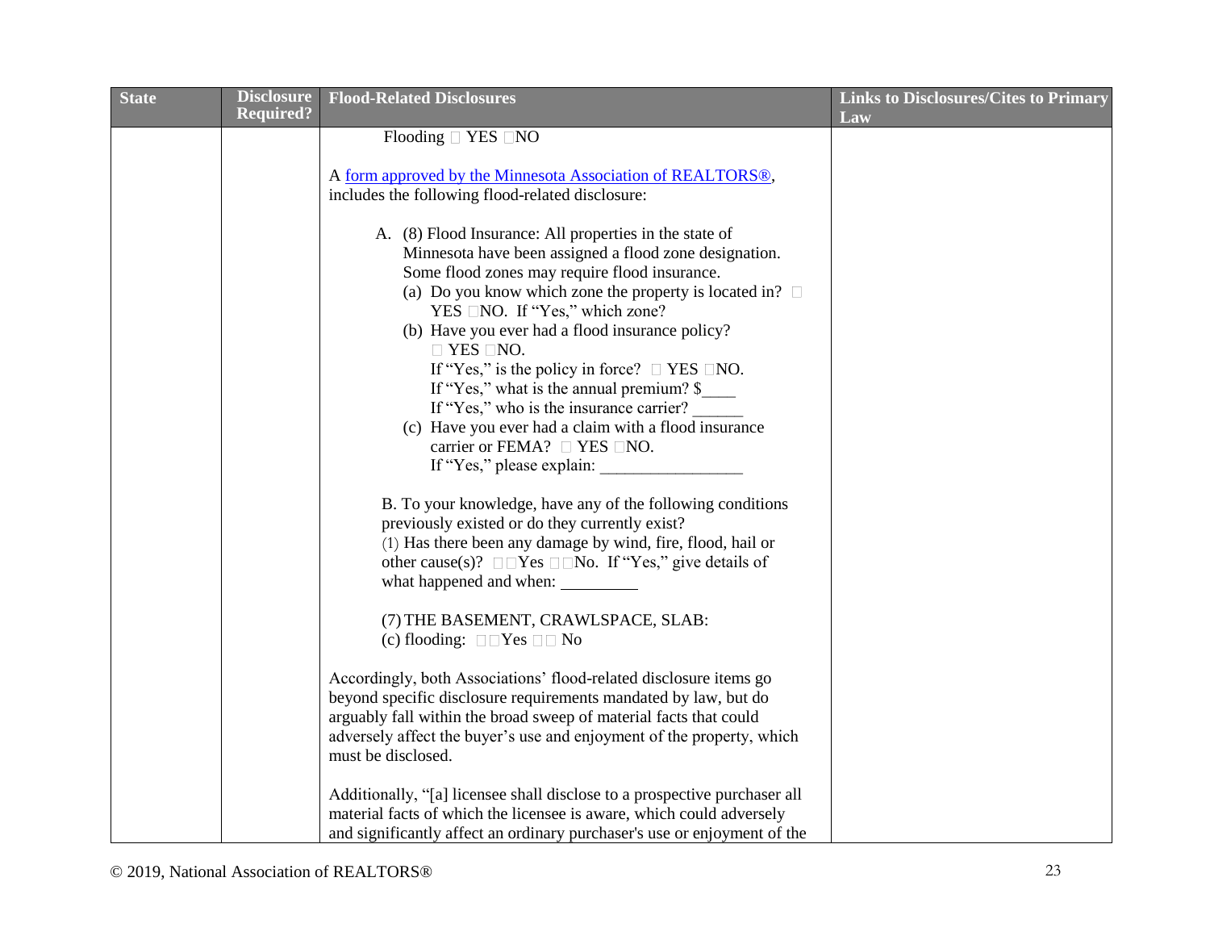| State | Disclosure Required? | Flood-Related Disclosures | Links to Disclosures/Cites to Primary Law |
|---|---|---|---|
| | | Flooding ☐ YES ☐NO<br><br>A [form approved by the Minnesota Association of REALTORS®](), includes the following flood-related disclosure:<br><br>A. (8) Flood Insurance: All properties in the state of Minnesota have been assigned a flood zone designation. Some flood zones may require flood insurance.<br>(a) Do you know which zone the property is located in? ☐ YES ☐NO. If "Yes," which zone?<br>(b) Have you ever had a flood insurance policy? ☐ YES ☐NO.<br>If "Yes," is the policy in force? ☐ YES ☐NO.<br>If "Yes," what is the annual premium? $____<br>If "Yes," who is the insurance carrier? ______<br>(c) Have you ever had a claim with a flood insurance carrier or FEMA? ☐ YES ☐NO.<br>If "Yes," please explain: _________________<br><br>B. To your knowledge, have any of the following conditions previously existed or do they currently exist?<br>(1) Has there been any damage by wind, fire, flood, hail or other cause(s)? ☐☐Yes ☐☐No. If "Yes," give details of what happened and when: _________<br><br>(7) THE BASEMENT, CRAWLSPACE, SLAB:<br>(c) flooding: ☐☐Yes ☐☐ No<br><br>Accordingly, both Associations' flood-related disclosure items go beyond specific disclosure requirements mandated by law, but do arguably fall within the broad sweep of material facts that could adversely affect the buyer's use and enjoyment of the property, which must be disclosed.<br><br>Additionally, "[a] licensee shall disclose to a prospective purchaser all material facts of which the licensee is aware, which could adversely and significantly affect an ordinary purchaser's use or enjoyment of the | |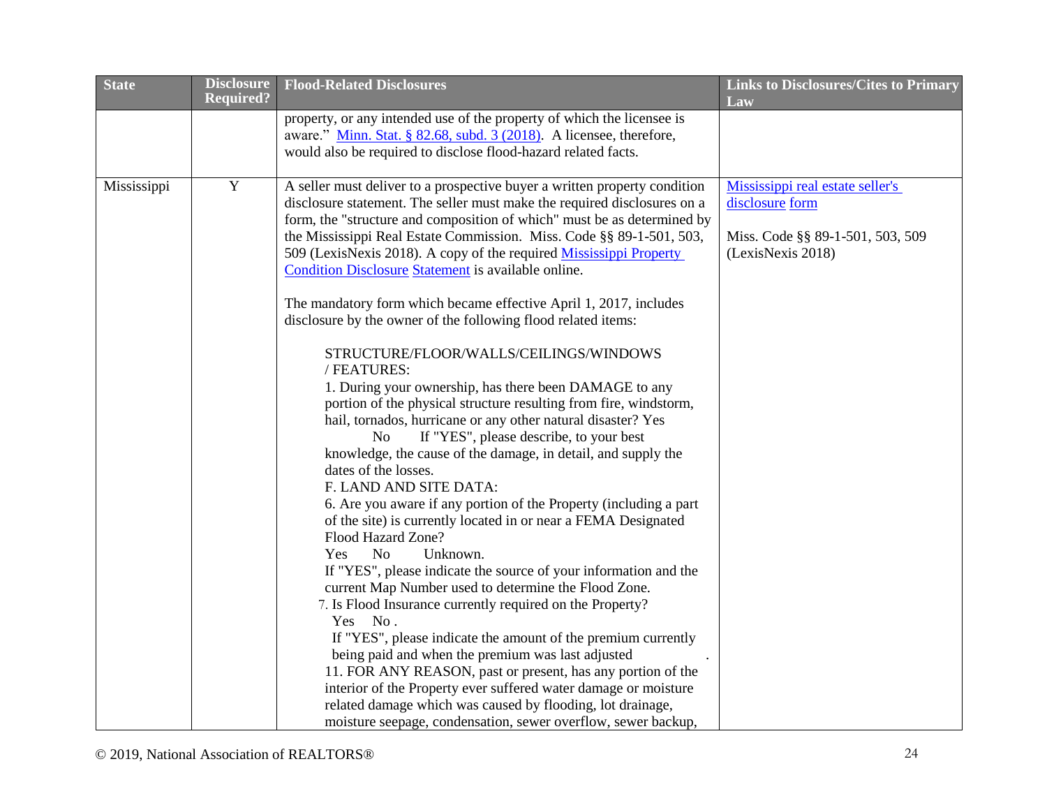| State | Disclosure Required? | Flood-Related Disclosures | Links to Disclosures/Cites to Primary Law |
|---|---|---|---|
| | | property, or any intended use of the property of which the licensee is aware." Minn. Stat. § 82.68, subd. 3 (2018). A licensee, therefore, would also be required to disclose flood-hazard related facts. | |
| Mississippi | Y | A seller must deliver to a prospective buyer a written property condition disclosure statement. The seller must make the required disclosures on a form, the "structure and composition of which" must be as determined by the Mississippi Real Estate Commission. Miss. Code §§ 89-1-501, 503, 509 (LexisNexis 2018). A copy of the required Mississippi Property Condition Disclosure Statement is available online.<br><br>The mandatory form which became effective April 1, 2017, includes disclosure by the owner of the following flood related items:<br><br>STRUCTURE/FLOOR/WALLS/CEILINGS/WINDOWS / FEATURES:<br>1. During your ownership, has there been DAMAGE to any portion of the physical structure resulting from fire, windstorm, hail, tornados, hurricane or any other natural disaster? Yes No If "YES", please describe, to your best knowledge, the cause of the damage, in detail, and supply the dates of the losses.<br>F. LAND AND SITE DATA:<br>6. Are you aware if any portion of the Property (including a part of the site) is currently located in or near a FEMA Designated Flood Hazard Zone?<br>Yes No Unknown.<br>If "YES", please indicate the source of your information and the current Map Number used to determine the Flood Zone.<br>7. Is Flood Insurance currently required on the Property?<br>Yes No .<br>If "YES", please indicate the amount of the premium currently being paid and when the premium was last adjusted .<br>11. FOR ANY REASON, past or present, has any portion of the interior of the Property ever suffered water damage or moisture related damage which was caused by flooding, lot drainage, moisture seepage, condensation, sewer overflow, sewer backup, | Mississippi real estate seller's disclosure form<br><br>Miss. Code §§ 89-1-501, 503, 509 (LexisNexis 2018) |

© 2019, National Association of REALTORS®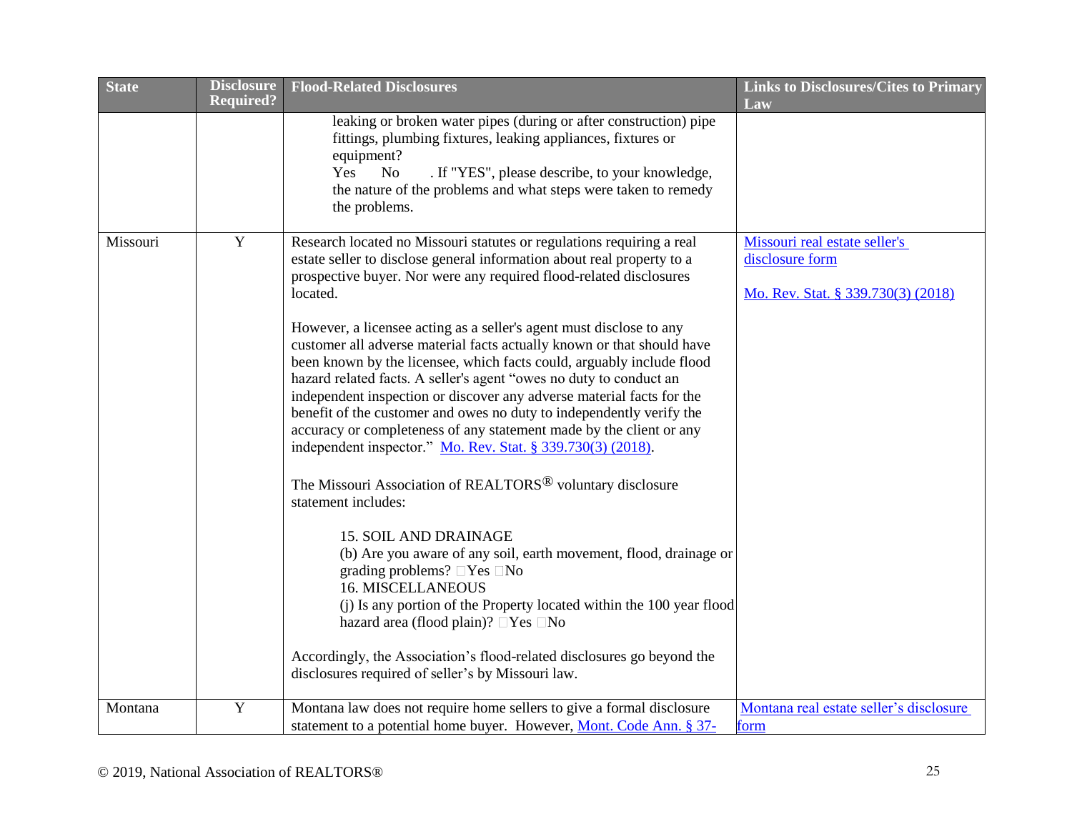| State | Disclosure Required? | Flood-Related Disclosures | Links to Disclosures/Cites to Primary Law |
|---|---|---|---|
| | | leaking or broken water pipes (during or after construction) pipe fittings, plumbing fixtures, leaking appliances, fixtures or equipment?<br>Yes No . If "YES", please describe, to your knowledge, the nature of the problems and what steps were taken to remedy the problems. | |
| Missouri | Y | Research located no Missouri statutes or regulations requiring a real estate seller to disclose general information about real property to a prospective buyer. Nor were any required flood-related disclosures located.<br><br>However, a licensee acting as a seller's agent must disclose to any customer all adverse material facts actually known or that should have been known by the licensee, which facts could, arguably include flood hazard related facts. A seller's agent "owes no duty to conduct an independent inspection or discover any adverse material facts for the benefit of the customer and owes no duty to independently verify the accuracy or completeness of any statement made by the client or any independent inspector." Mo. Rev. Stat. § 339.730(3) (2018).<br><br>The Missouri Association of REALTORS® voluntary disclosure statement includes:<br><br>15. SOIL AND DRAINAGE<br>(b) Are you aware of any soil, earth movement, flood, drainage or grading problems? □Yes □No<br>16. MISCELLANEOUS<br>(j) Is any portion of the Property located within the 100 year flood hazard area (flood plain)? □Yes □No<br><br>Accordingly, the Association's flood-related disclosures go beyond the disclosures required of seller's by Missouri law. | Missouri real estate seller's disclosure form<br><br>Mo. Rev. Stat. § 339.730(3) (2018) |
| Montana | Y | Montana law does not require home sellers to give a formal disclosure statement to a potential home buyer. However, Mont. Code Ann. § 37- | Montana real estate seller's disclosure form |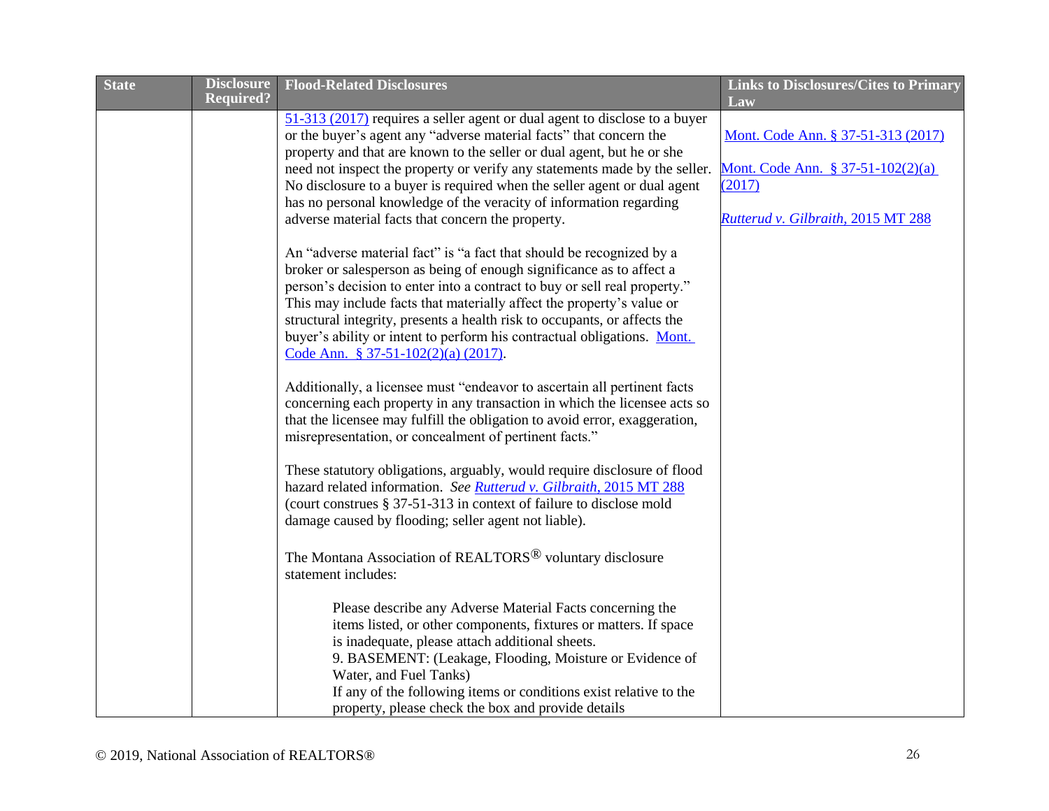| State | Disclosure Required? | Flood-Related Disclosures | Links to Disclosures/Cites to Primary Law |
|---|---|---|---|
| | | 51-313 (2017) requires a seller agent or dual agent to disclose to a buyer or the buyer's agent any "adverse material facts" that concern the property and that are known to the seller or dual agent, but he or she need not inspect the property or verify any statements made by the seller. No disclosure to a buyer is required when the seller agent or dual agent has no personal knowledge of the veracity of information regarding adverse material facts that concern the property.<br><br>An "adverse material fact" is "a fact that should be recognized by a broker or salesperson as being of enough significance as to affect a person's decision to enter into a contract to buy or sell real property." This may include facts that materially affect the property's value or structural integrity, presents a health risk to occupants, or affects the buyer's ability or intent to perform his contractual obligations. Mont. Code Ann. § 37-51-102(2)(a) (2017).<br><br>Additionally, a licensee must "endeavor to ascertain all pertinent facts concerning each property in any transaction in which the licensee acts so that the licensee may fulfill the obligation to avoid error, exaggeration, misrepresentation, or concealment of pertinent facts."<br><br>These statutory obligations, arguably, would require disclosure of flood hazard related information. *See Rutterud v. Gilbraith*, 2015 MT 288 (court construes § 37-51-313 in context of failure to disclose mold damage caused by flooding; seller agent not liable).<br><br>The Montana Association of REALTORS® voluntary disclosure statement includes:<br><br>Please describe any Adverse Material Facts concerning the items listed, or other components, fixtures or matters. If space is inadequate, please attach additional sheets.<br>9. BASEMENT: (Leakage, Flooding, Moisture or Evidence of Water, and Fuel Tanks)<br>If any of the following items or conditions exist relative to the property, please check the box and provide details | Mont. Code Ann. § 37-51-313 (2017)<br><br>Mont. Code Ann. § 37-51-102(2)(a) (2017)<br><br>*Rutterud v. Gilbraith*, 2015 MT 288 |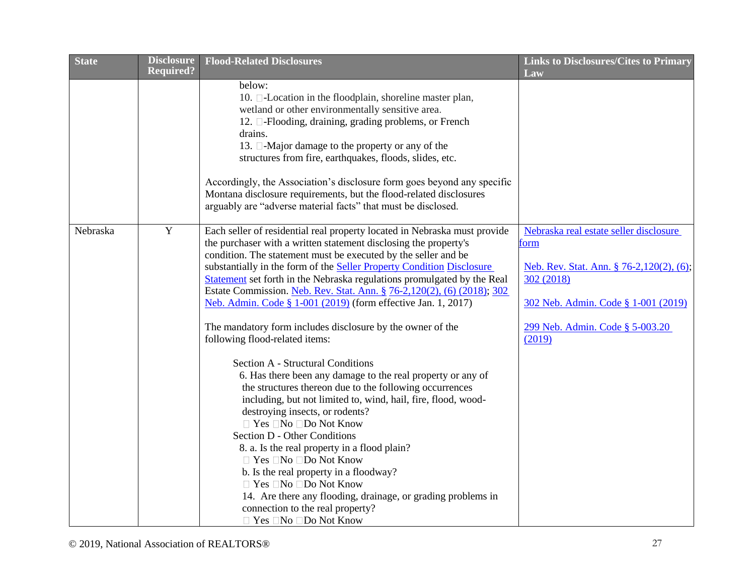| State | Disclosure Required? | Flood-Related Disclosures | Links to Disclosures/Cites to Primary Law |
|---|---|---|---|
| | | below:<br>10. □-Location in the floodplain, shoreline master plan, wetland or other environmentally sensitive area.<br>12. □-Flooding, draining, grading problems, or French drains.<br>13. □-Major damage to the property or any of the structures from fire, earthquakes, floods, slides, etc.<br><br>Accordingly, the Association's disclosure form goes beyond any specific Montana disclosure requirements, but the flood-related disclosures arguably are "adverse material facts" that must be disclosed. | |
| Nebraska | Y | Each seller of residential real property located in Nebraska must provide the purchaser with a written statement disclosing the property's condition. The statement must be executed by the seller and be substantially in the form of the Seller Property Condition Disclosure Statement set forth in the Nebraska regulations promulgated by the Real Estate Commission. Neb. Rev. Stat. Ann. § 76-2,120(2), (6) (2018); 302 Neb. Admin. Code § 1-001 (2019) (form effective Jan. 1, 2017)<br><br>The mandatory form includes disclosure by the owner of the following flood-related items:<br><br>Section A - Structural Conditions<br>6. Has there been any damage to the real property or any of the structures thereon due to the following occurrences including, but not limited to, wind, hail, fire, flood, wood-destroying insects, or rodents?<br>□ Yes □No □Do Not Know<br>Section D - Other Conditions<br>8. a. Is the real property in a flood plain?<br>□ Yes □No □Do Not Know<br>b. Is the real property in a floodway?<br>□ Yes □No □Do Not Know<br>14. Are there any flooding, drainage, or grading problems in connection to the real property?<br>□ Yes □No □Do Not Know | Nebraska real estate seller disclosure form<br><br>Neb. Rev. Stat. Ann. § 76-2,120(2), (6); 302 (2018)<br><br>302 Neb. Admin. Code § 1-001 (2019)<br><br>299 Neb. Admin. Code § 5-003.20 (2019) |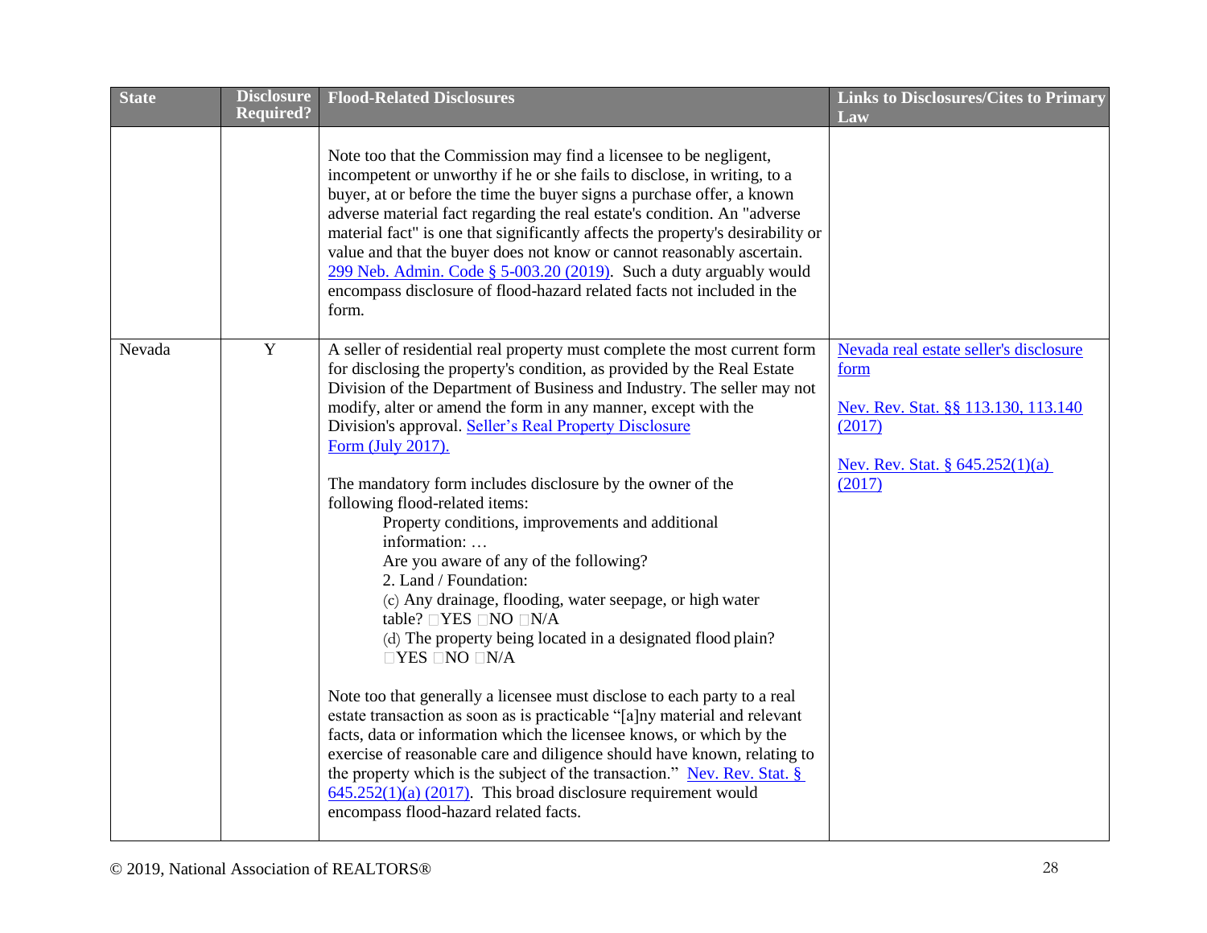| State | Disclosure Required? | Flood-Related Disclosures | Links to Disclosures/Cites to Primary Law |
|---|---|---|---|
| | | Note too that the Commission may find a licensee to be negligent, incompetent or unworthy if he or she fails to disclose, in writing, to a buyer, at or before the time the buyer signs a purchase offer, a known adverse material fact regarding the real estate's condition. An "adverse material fact" is one that significantly affects the property's desirability or value and that the buyer does not know or cannot reasonably ascertain. 299 Neb. Admin. Code § 5-003.20 (2019). Such a duty arguably would encompass disclosure of flood-hazard related facts not included in the form. | |
| Nevada | Y | A seller of residential real property must complete the most current form for disclosing the property's condition, as provided by the Real Estate Division of the Department of Business and Industry. The seller may not modify, alter or amend the form in any manner, except with the Division's approval. Seller's Real Property Disclosure Form (July 2017).<br><br>The mandatory form includes disclosure by the owner of the following flood-related items:<br>Property conditions, improvements and additional information: …<br>Are you aware of any of the following?<br>2. Land / Foundation:<br>(c) Any drainage, flooding, water seepage, or high water table? □YES □NO □N/A<br>(d) The property being located in a designated flood plain? □YES □NO □N/A<br><br>Note too that generally a licensee must disclose to each party to a real estate transaction as soon as is practicable "[a]ny material and relevant facts, data or information which the licensee knows, or which by the exercise of reasonable care and diligence should have known, relating to the property which is the subject of the transaction." Nev. Rev. Stat. § 645.252(1)(a) (2017). This broad disclosure requirement would encompass flood-hazard related facts. | Nevada real estate seller's disclosure form<br><br>Nev. Rev. Stat. §§ 113.130, 113.140 (2017)<br><br>Nev. Rev. Stat. § 645.252(1)(a) (2017) |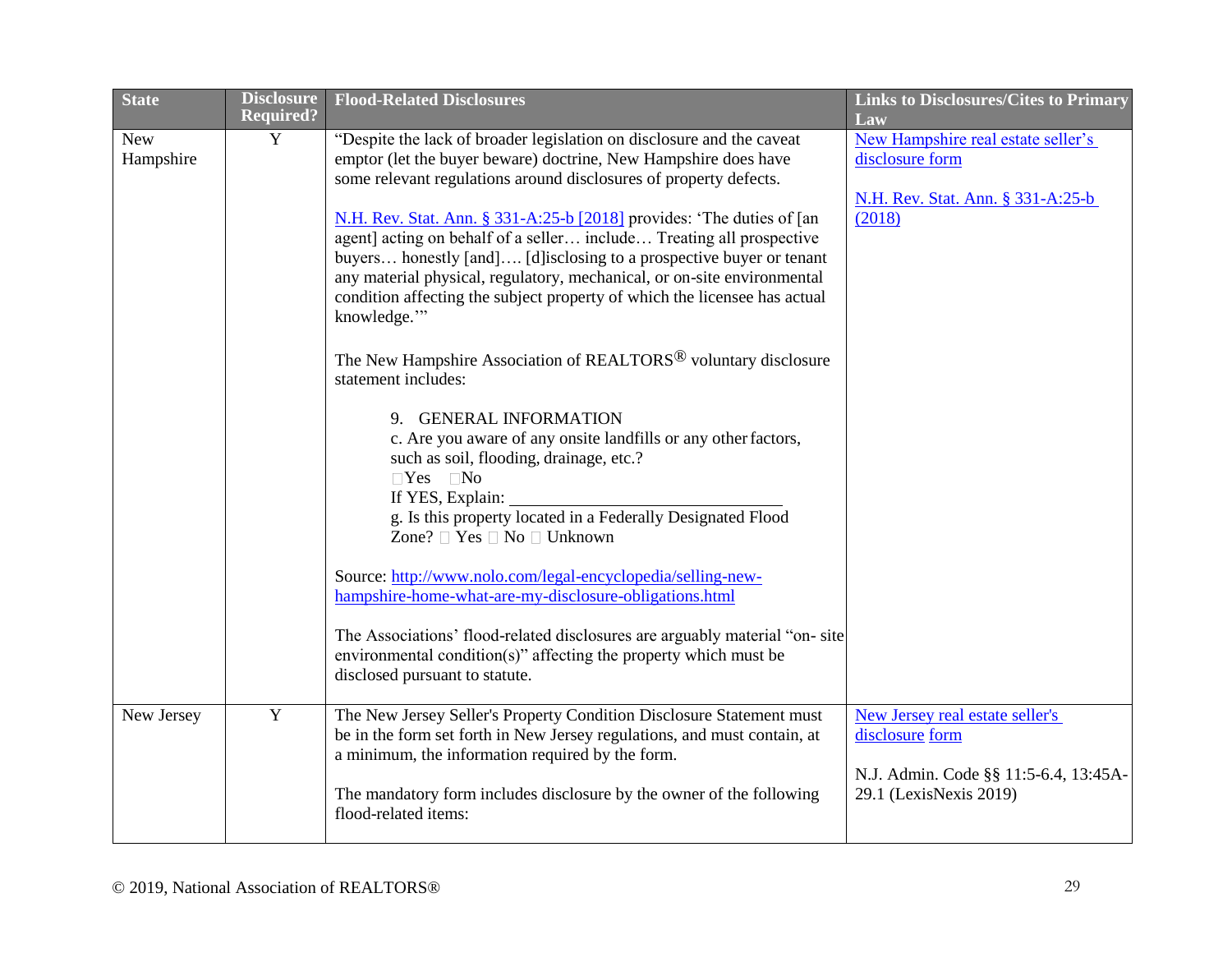| State | Disclosure Required? | Flood-Related Disclosures | Links to Disclosures/Cites to Primary Law |
|---|---|---|---|
| New Hampshire | Y | "Despite the lack of broader legislation on disclosure and the caveat emptor (let the buyer beware) doctrine, New Hampshire does have some relevant regulations around disclosures of property defects.<br><br>N.H. Rev. Stat. Ann. § 331-A:25-b [2018] provides: 'The duties of [an agent] acting on behalf of a seller… include… Treating all prospective buyers… honestly [and]…. [d]isclosing to a prospective buyer or tenant any material physical, regulatory, mechanical, or on-site environmental condition affecting the subject property of which the licensee has actual knowledge.'"<br><br>The New Hampshire Association of REALTORS® voluntary disclosure statement includes:<br><br>9. GENERAL INFORMATION<br>c. Are you aware of any onsite landfills or any other factors, such as soil, flooding, drainage, etc.?<br>☐Yes ☐No<br>If YES, Explain: ______________________________<br>g. Is this property located in a Federally Designated Flood Zone? ☐ Yes ☐ No ☐ Unknown<br><br>Source: http://www.nolo.com/legal-encyclopedia/selling-new-hampshire-home-what-are-my-disclosure-obligations.html<br><br>The Associations' flood-related disclosures are arguably material "on- site environmental condition(s)" affecting the property which must be disclosed pursuant to statute. | New Hampshire real estate seller's disclosure form<br><br>N.H. Rev. Stat. Ann. § 331-A:25-b (2018) |
| New Jersey | Y | The New Jersey Seller's Property Condition Disclosure Statement must be in the form set forth in New Jersey regulations, and must contain, at a minimum, the information required by the form.<br><br>The mandatory form includes disclosure by the owner of the following flood-related items: | New Jersey real estate seller's disclosure form<br><br>N.J. Admin. Code §§ 11:5-6.4, 13:45A-29.1 (LexisNexis 2019) |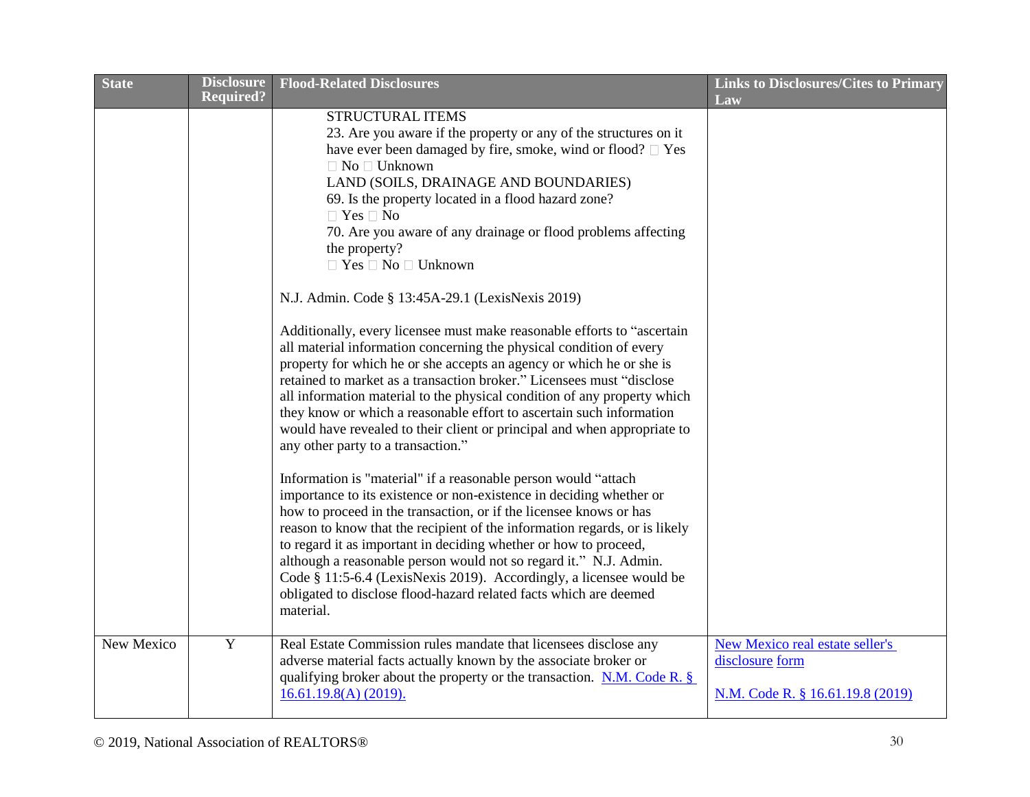| State | Disclosure Required? | Flood-Related Disclosures | Links to Disclosures/Cites to Primary Law |
|---|---|---|---|
| | | STRUCTURAL ITEMS<br>23. Are you aware if the property or any of the structures on it have ever been damaged by fire, smoke, wind or flood? □ Yes □ No □ Unknown<br>LAND (SOILS, DRAINAGE AND BOUNDARIES)<br>69. Is the property located in a flood hazard zone?<br>□ Yes □ No<br>70. Are you aware of any drainage or flood problems affecting the property?<br>□ Yes □ No □ Unknown<br><br>N.J. Admin. Code § 13:45A-29.1 (LexisNexis 2019)<br><br>Additionally, every licensee must make reasonable efforts to "ascertain all material information concerning the physical condition of every property for which he or she accepts an agency or which he or she is retained to market as a transaction broker." Licensees must "disclose all information material to the physical condition of any property which they know or which a reasonable effort to ascertain such information would have revealed to their client or principal and when appropriate to any other party to a transaction."<br><br>Information is "material" if a reasonable person would "attach importance to its existence or non-existence in deciding whether or how to proceed in the transaction, or if the licensee knows or has reason to know that the recipient of the information regards, or is likely to regard it as important in deciding whether or how to proceed, although a reasonable person would not so regard it." N.J. Admin. Code § 11:5-6.4 (LexisNexis 2019). Accordingly, a licensee would be obligated to disclose flood-hazard related facts which are deemed material. | |
| New Mexico | Y | Real Estate Commission rules mandate that licensees disclose any adverse material facts actually known by the associate broker or qualifying broker about the property or the transaction. N.M. Code R. § 16.61.19.8(A) (2019). | New Mexico real estate seller's disclosure form<br><br>N.M. Code R. § 16.61.19.8 (2019) |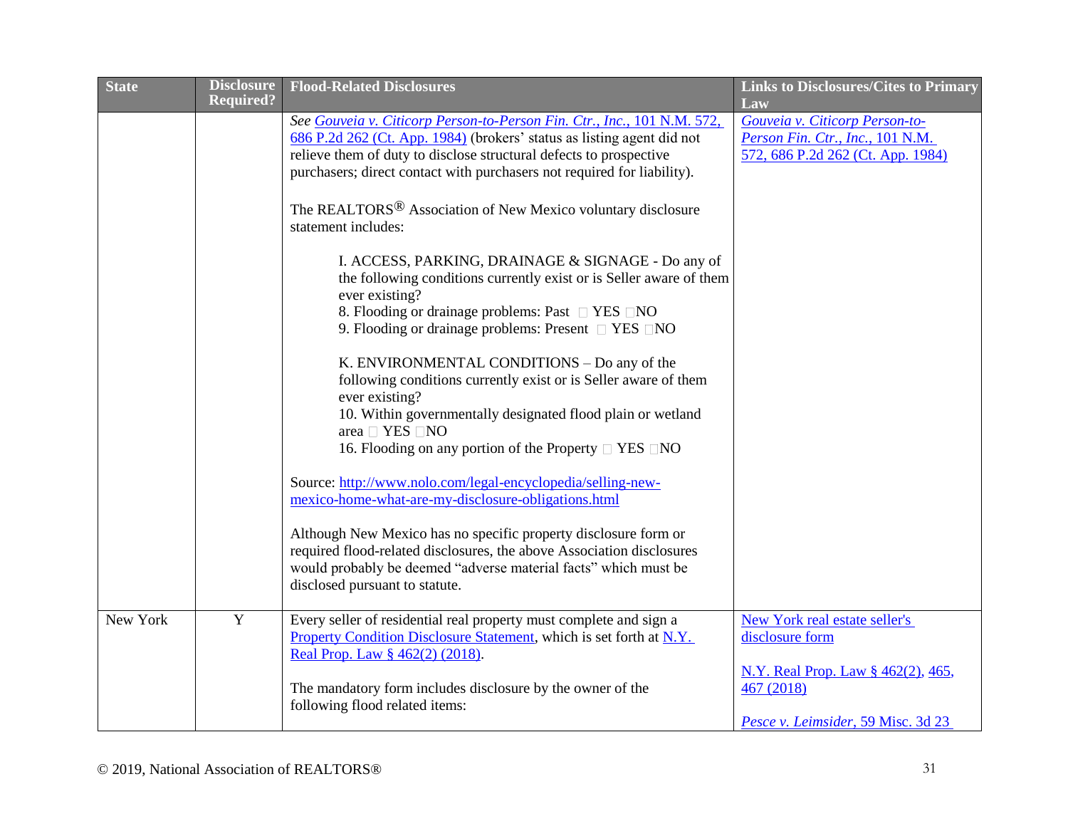| State | Disclosure Required? | Flood-Related Disclosures | Links to Disclosures/Cites to Primary Law |
|---|---|---|---|
| | | *See Gouveia v. Citicorp Person-to-Person Fin. Ctr., Inc.*, 101 N.M. 572, 686 P.2d 262 (Ct. App. 1984) (brokers' status as listing agent did not relieve them of duty to disclose structural defects to prospective purchasers; direct contact with purchasers not required for liability).<br><br>The REALTORS® Association of New Mexico voluntary disclosure statement includes:<br><br>I. ACCESS, PARKING, DRAINAGE & SIGNAGE - Do any of the following conditions currently exist or is Seller aware of them ever existing?<br>8. Flooding or drainage problems: Past □ YES □NO<br>9. Flooding or drainage problems: Present □ YES □NO<br><br>K. ENVIRONMENTAL CONDITIONS – Do any of the following conditions currently exist or is Seller aware of them ever existing?<br>10. Within governmentally designated flood plain or wetland area □ YES □NO<br>16. Flooding on any portion of the Property □ YES □NO<br><br>Source: http://www.nolo.com/legal-encyclopedia/selling-new-mexico-home-what-are-my-disclosure-obligations.html<br><br>Although New Mexico has no specific property disclosure form or required flood-related disclosures, the above Association disclosures would probably be deemed "adverse material facts" which must be disclosed pursuant to statute. | *Gouveia v. Citicorp Person-to-Person Fin. Ctr., Inc.*, 101 N.M. 572, 686 P.2d 262 (Ct. App. 1984) |
| New York | Y | Every seller of residential real property must complete and sign a Property Condition Disclosure Statement, which is set forth at N.Y. Real Prop. Law § 462(2) (2018).<br><br>The mandatory form includes disclosure by the owner of the following flood related items: | New York real estate seller's disclosure form<br><br>N.Y. Real Prop. Law § 462(2), 465, 467 (2018)<br><br>*Pesce v. Leimsider*, 59 Misc. 3d 23 |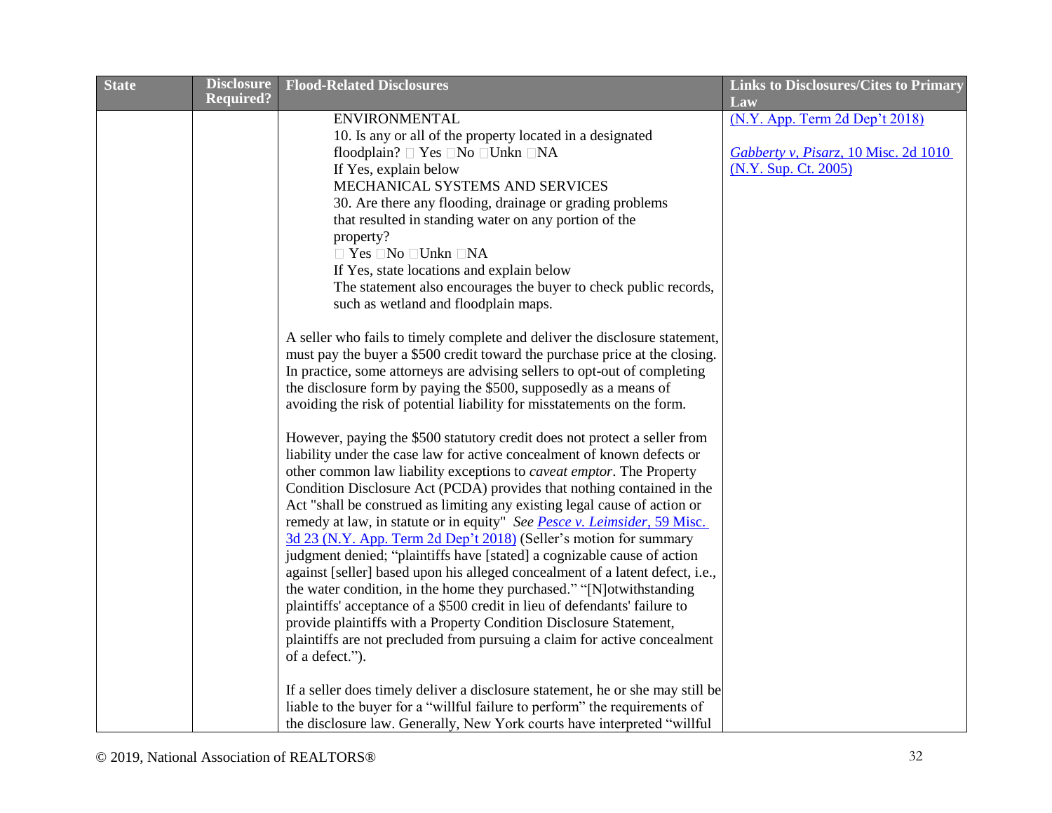| State | Disclosure Required? | Flood-Related Disclosures | Links to Disclosures/Cites to Primary Law |
|---|---|---|---|
| | | ENVIRONMENTAL<br>10. Is any or all of the property located in a designated floodplain? □ Yes □No □Unkn □NA<br>If Yes, explain below<br>MECHANICAL SYSTEMS AND SERVICES<br>30. Are there any flooding, drainage or grading problems that resulted in standing water on any portion of the property?<br>□ Yes □No □Unkn □NA<br>If Yes, state locations and explain below<br>The statement also encourages the buyer to check public records, such as wetland and floodplain maps.<br><br>A seller who fails to timely complete and deliver the disclosure statement, must pay the buyer a $500 credit toward the purchase price at the closing. In practice, some attorneys are advising sellers to opt-out of completing the disclosure form by paying the $500, supposedly as a means of avoiding the risk of potential liability for misstatements on the form.<br><br>However, paying the $500 statutory credit does not protect a seller from liability under the case law for active concealment of known defects or other common law liability exceptions to *caveat emptor*. The Property Condition Disclosure Act (PCDA) provides that nothing contained in the Act "shall be construed as limiting any existing legal cause of action or remedy at law, in statute or in equity" *See* *Pesce v. Leimsider*, 59 Misc. 3d 23 (N.Y. App. Term 2d Dep't 2018) (Seller's motion for summary judgment denied; "plaintiffs have [stated] a cognizable cause of action against [seller] based upon his alleged concealment of a latent defect, i.e., the water condition, in the home they purchased." "[N]otwithstanding plaintiffs' acceptance of a $500 credit in lieu of defendants' failure to provide plaintiffs with a Property Condition Disclosure Statement, plaintiffs are not precluded from pursuing a claim for active concealment of a defect.").<br><br>If a seller does timely deliver a disclosure statement, he or she may still be liable to the buyer for a "willful failure to perform" the requirements of the disclosure law. Generally, New York courts have interpreted "willful | (N.Y. App. Term 2d Dep't 2018)<br><br>*Gabberty v, Pisarz*, 10 Misc. 2d 1010 (N.Y. Sup. Ct. 2005) |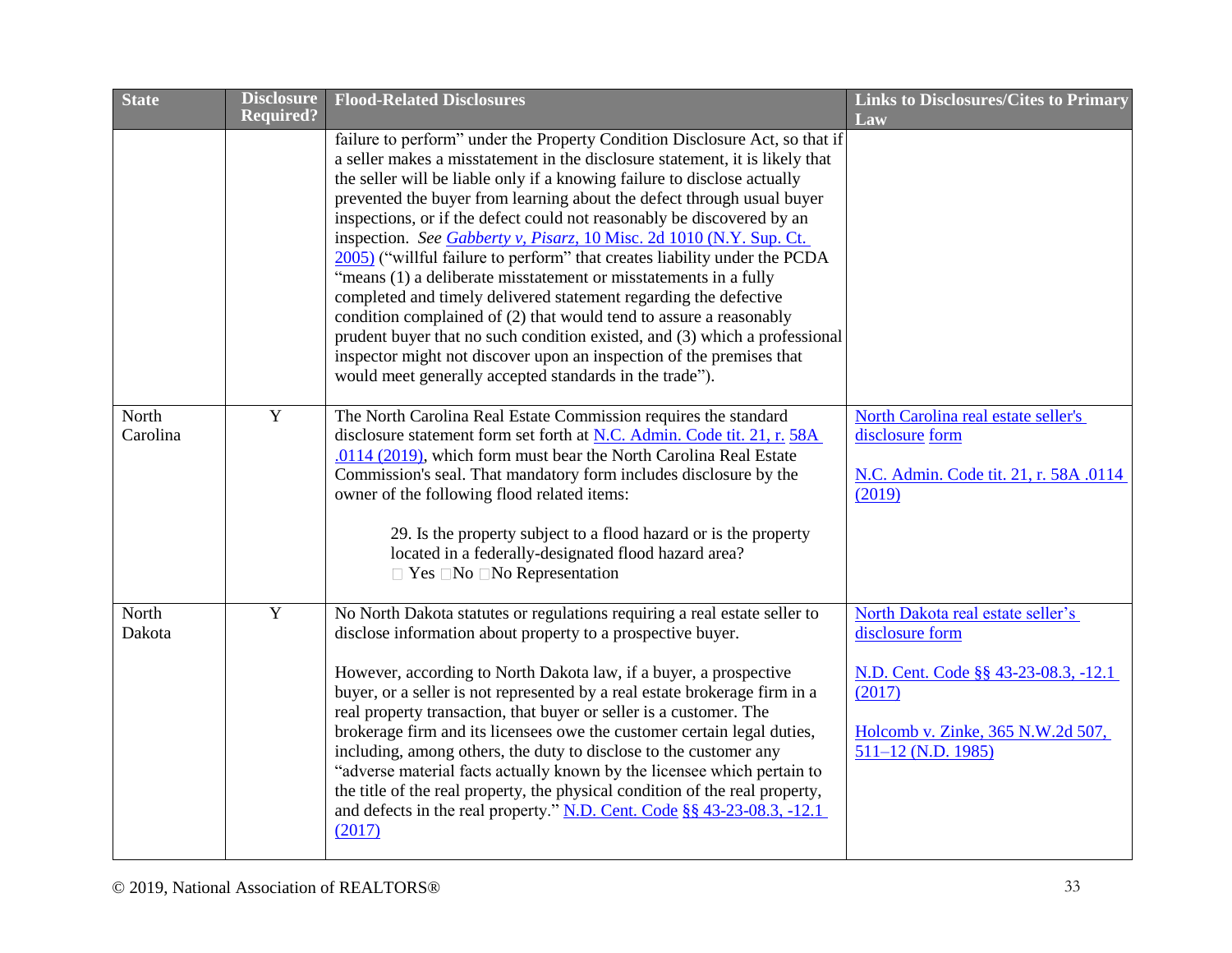| State | Disclosure Required? | Flood-Related Disclosures | Links to Disclosures/Cites to Primary Law |
|---|---|---|---|
| | | failure to perform" under the Property Condition Disclosure Act, so that if a seller makes a misstatement in the disclosure statement, it is likely that the seller will be liable only if a knowing failure to disclose actually prevented the buyer from learning about the defect through usual buyer inspections, or if the defect could not reasonably be discovered by an inspection. *See* [*Gabberty v, Pisarz*, 10 Misc. 2d 1010 (N.Y. Sup. Ct. 2005)]() ("willful failure to perform" that creates liability under the PCDA "means (1) a deliberate misstatement or misstatements in a fully completed and timely delivered statement regarding the defective condition complained of (2) that would tend to assure a reasonably prudent buyer that no such condition existed, and (3) which a professional inspector might not discover upon an inspection of the premises that would meet generally accepted standards in the trade"). | |
| North Carolina | Y | The North Carolina Real Estate Commission requires the standard disclosure statement form set forth at N.C. Admin. Code tit. 21, r. 58A .0114 (2019), which form must bear the North Carolina Real Estate Commission's seal. That mandatory form includes disclosure by the owner of the following flood related items:<br><br>29. Is the property subject to a flood hazard or is the property located in a federally-designated flood hazard area?<br>☐ Yes ☐No ☐No Representation | North Carolina real estate seller's disclosure form<br><br>N.C. Admin. Code tit. 21, r. 58A .0114 (2019) |
| North Dakota | Y | No North Dakota statutes or regulations requiring a real estate seller to disclose information about property to a prospective buyer.<br><br>However, according to North Dakota law, if a buyer, a prospective buyer, or a seller is not represented by a real estate brokerage firm in a real property transaction, that buyer or seller is a customer. The brokerage firm and its licensees owe the customer certain legal duties, including, among others, the duty to disclose to the customer any "adverse material facts actually known by the licensee which pertain to the title of the real property, the physical condition of the real property, and defects in the real property." N.D. Cent. Code §§ 43-23-08.3, -12.1 (2017) | North Dakota real estate seller's disclosure form<br><br>N.D. Cent. Code §§ 43-23-08.3, -12.1 (2017)<br><br>Holcomb v. Zinke, 365 N.W.2d 507, 511–12 (N.D. 1985) |

© 2019, National Association of REALTORS®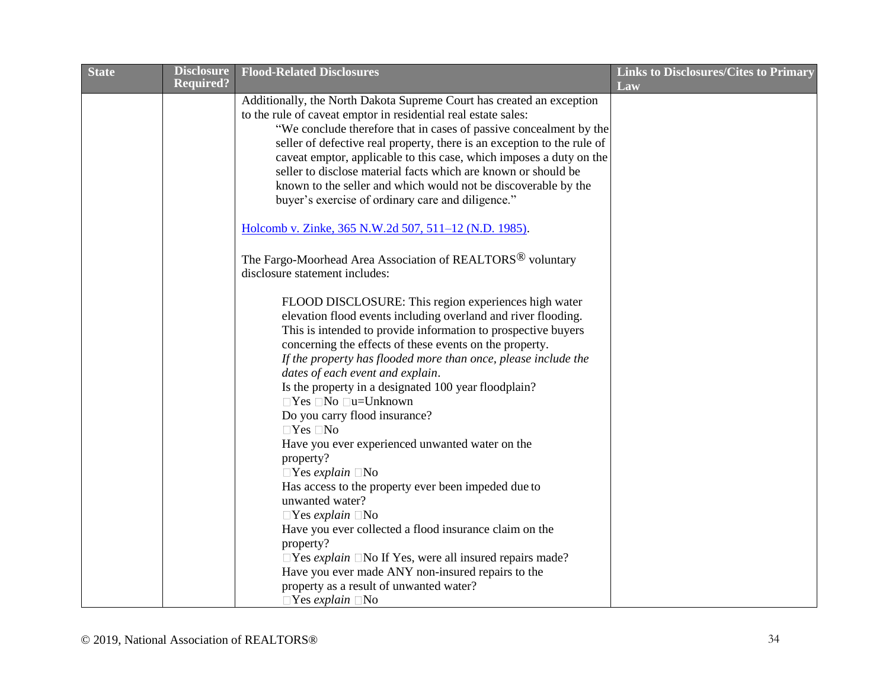| State | Disclosure Required? | Flood-Related Disclosures | Links to Disclosures/Cites to Primary Law |
|---|---|---|---|
| | | Additionally, the North Dakota Supreme Court has created an exception to the rule of caveat emptor in residential real estate sales:<br><br>"We conclude therefore that in cases of passive concealment by the seller of defective real property, there is an exception to the rule of caveat emptor, applicable to this case, which imposes a duty on the seller to disclose material facts which are known or should be known to the seller and which would not be discoverable by the buyer's exercise of ordinary care and diligence."<br><br>Holcomb v. Zinke, 365 N.W.2d 507, 511–12 (N.D. 1985).<br><br>The Fargo-Moorhead Area Association of REALTORS® voluntary disclosure statement includes:<br><br>FLOOD DISCLOSURE: This region experiences high water elevation flood events including overland and river flooding. This is intended to provide information to prospective buyers concerning the effects of these events on the property.<br>*If the property has flooded more than once, please include the dates of each event and explain*.<br>Is the property in a designated 100 year floodplain?<br>□Yes □No □u=Unknown<br>Do you carry flood insurance?<br>□Yes □No<br>Have you ever experienced unwanted water on the property?<br>□Yes *explain* □No<br>Has access to the property ever been impeded due to unwanted water?<br>□Yes *explain* □No<br>Have you ever collected a flood insurance claim on the property?<br>□Yes *explain* □No If Yes, were all insured repairs made?<br>Have you ever made ANY non-insured repairs to the property as a result of unwanted water?<br>□Yes *explain* □No | |

© 2019, National Association of REALTORS®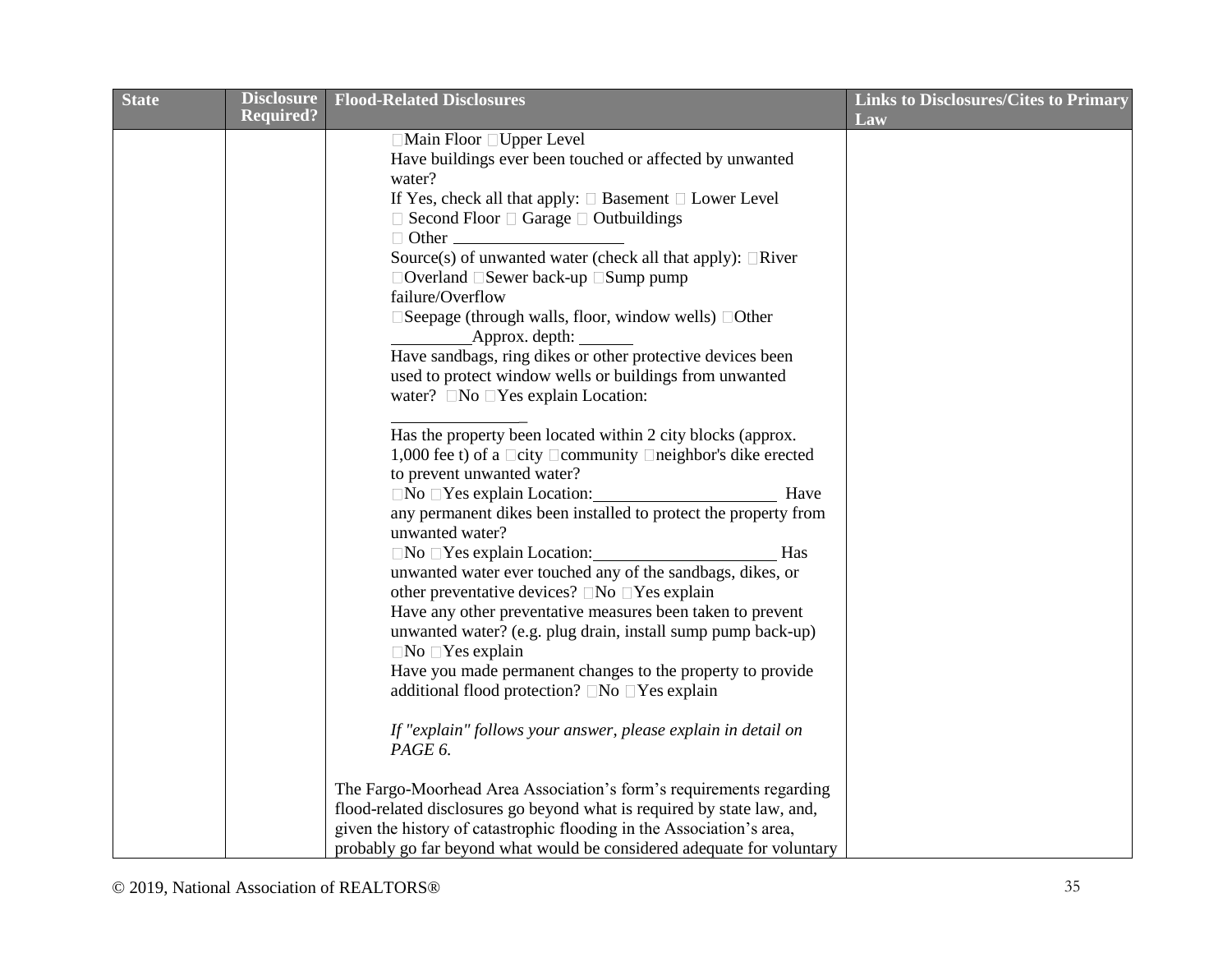| State | Disclosure Required? | Flood-Related Disclosures | Links to Disclosures/Cites to Primary Law |
|---|---|---|---|
| | | □Main Floor □Upper Level<br>Have buildings ever been touched or affected by unwanted water?<br>If Yes, check all that apply: □ Basement □ Lower Level □ Second Floor □ Garage □ Outbuildings □ Other ____________________<br>Source(s) of unwanted water (check all that apply): □River □Overland □Sewer back-up □Sump pump failure/Overflow<br>□Seepage (through walls, floor, window wells) □Other _________Approx. depth: ______<br>Have sandbags, ring dikes or other protective devices been used to protect window wells or buildings from unwanted water? □No □Yes explain Location: ________________<br>Has the property been located within 2 city blocks (approx. 1,000 fee t) of a □city □community □neighbor's dike erected to prevent unwanted water?<br>□No □Yes explain Location:______________________ Have any permanent dikes been installed to protect the property from unwanted water?<br>□No □Yes explain Location:______________________ Has unwanted water ever touched any of the sandbags, dikes, or other preventative devices? □No □Yes explain<br>Have any other preventative measures been taken to prevent unwanted water? (e.g. plug drain, install sump pump back-up) □No □Yes explain<br>Have you made permanent changes to the property to provide additional flood protection? □No □Yes explain<br><br>*If "explain" follows your answer, please explain in detail on PAGE 6.*<br><br>The Fargo-Moorhead Area Association's form's requirements regarding flood-related disclosures go beyond what is required by state law, and, given the history of catastrophic flooding in the Association's area, probably go far beyond what would be considered adequate for voluntary | |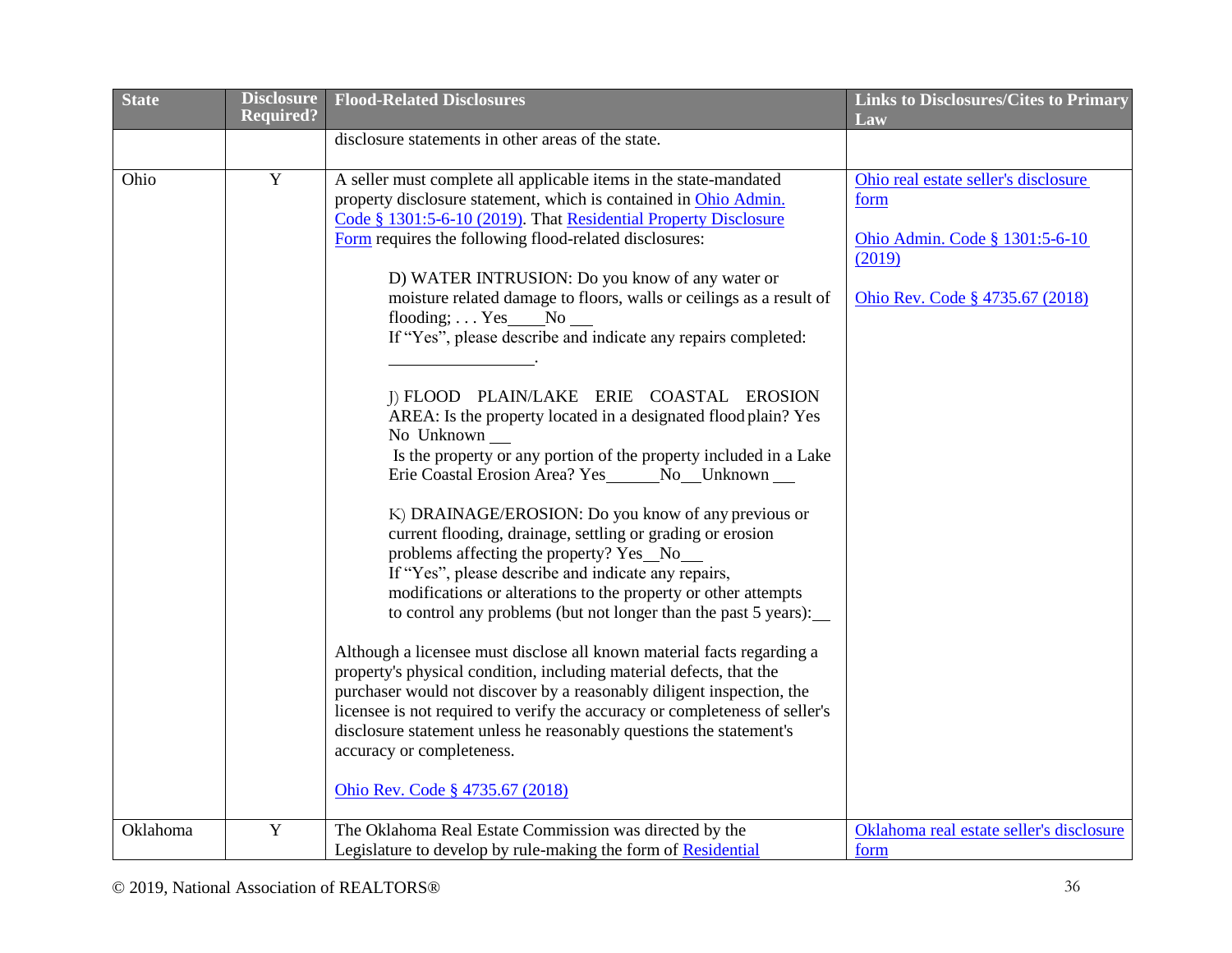| State | Disclosure Required? | Flood-Related Disclosures | Links to Disclosures/Cites to Primary Law |
|---|---|---|---|
| | | disclosure statements in other areas of the state. | |
| Ohio | Y | A seller must complete all applicable items in the state-mandated property disclosure statement, which is contained in Ohio Admin. Code § 1301:5-6-10 (2019). That Residential Property Disclosure Form requires the following flood-related disclosures:<br><br>D) WATER INTRUSION: Do you know of any water or moisture related damage to floors, walls or ceilings as a result of flooding; . . . Yes____No ___<br>If "Yes", please describe and indicate any repairs completed: ________________.<br><br>J) FLOOD PLAIN/LAKE ERIE COASTAL EROSION AREA: Is the property located in a designated flood plain? Yes No Unknown ___<br>Is the property or any portion of the property included in a Lake Erie Coastal Erosion Area? Yes______No__Unknown ___<br><br>K) DRAINAGE/EROSION: Do you know of any previous or current flooding, drainage, settling or grading or erosion problems affecting the property? Yes__No___<br>If "Yes", please describe and indicate any repairs, modifications or alterations to the property or other attempts to control any problems (but not longer than the past 5 years):___<br><br>Although a licensee must disclose all known material facts regarding a property's physical condition, including material defects, that the purchaser would not discover by a reasonably diligent inspection, the licensee is not required to verify the accuracy or completeness of seller's disclosure statement unless he reasonably questions the statement's accuracy or completeness.<br><br>Ohio Rev. Code § 4735.67 (2018) | Ohio real estate seller's disclosure form<br><br>Ohio Admin. Code § 1301:5-6-10 (2019)<br><br>Ohio Rev. Code § 4735.67 (2018) |
| Oklahoma | Y | The Oklahoma Real Estate Commission was directed by the Legislature to develop by rule-making the form of Residential | Oklahoma real estate seller's disclosure form |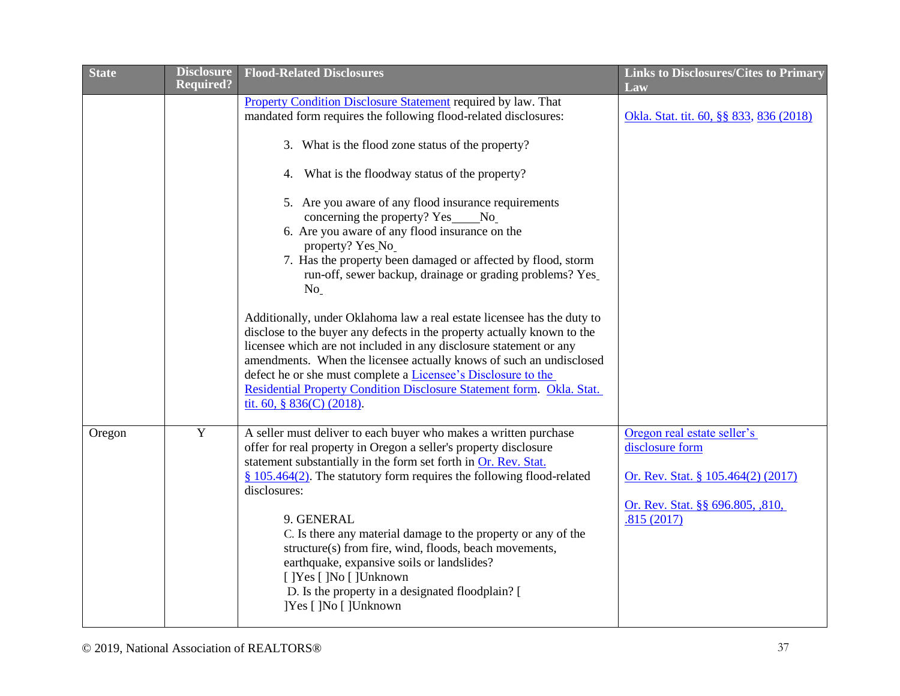| State | Disclosure Required? | Flood-Related Disclosures | Links to Disclosures/Cites to Primary Law |
|---|---|---|---|
| | | Property Condition Disclosure Statement required by law. That mandated form requires the following flood-related disclosures:<br><br>3. What is the flood zone status of the property?<br><br>4. What is the floodway status of the property?<br><br>5. Are you aware of any flood insurance requirements concerning the property? Yes_____No_<br>6. Are you aware of any flood insurance on the property? Yes_No_<br>7. Has the property been damaged or affected by flood, storm run-off, sewer backup, drainage or grading problems? Yes_ No_<br><br>Additionally, under Oklahoma law a real estate licensee has the duty to disclose to the buyer any defects in the property actually known to the licensee which are not included in any disclosure statement or any amendments. When the licensee actually knows of such an undisclosed defect he or she must complete a Licensee's Disclosure to the Residential Property Condition Disclosure Statement form. Okla. Stat. tit. 60, § 836(C) (2018). | Okla. Stat. tit. 60, §§ 833, 836 (2018) |
| Oregon | Y | A seller must deliver to each buyer who makes a written purchase offer for real property in Oregon a seller's property disclosure statement substantially in the form set forth in Or. Rev. Stat. § 105.464(2). The statutory form requires the following flood-related disclosures:<br><br>9. GENERAL<br>C. Is there any material damage to the property or any of the structure(s) from fire, wind, floods, beach movements, earthquake, expansive soils or landslides?<br>[ ]Yes [ ]No [ ]Unknown<br>D. Is the property in a designated floodplain? [ ]Yes [ ]No [ ]Unknown | Oregon real estate seller's disclosure form<br><br>Or. Rev. Stat. § 105.464(2) (2017)<br><br>Or. Rev. Stat. §§ 696.805, ,810, .815 (2017) |

© 2019, National Association of REALTORS®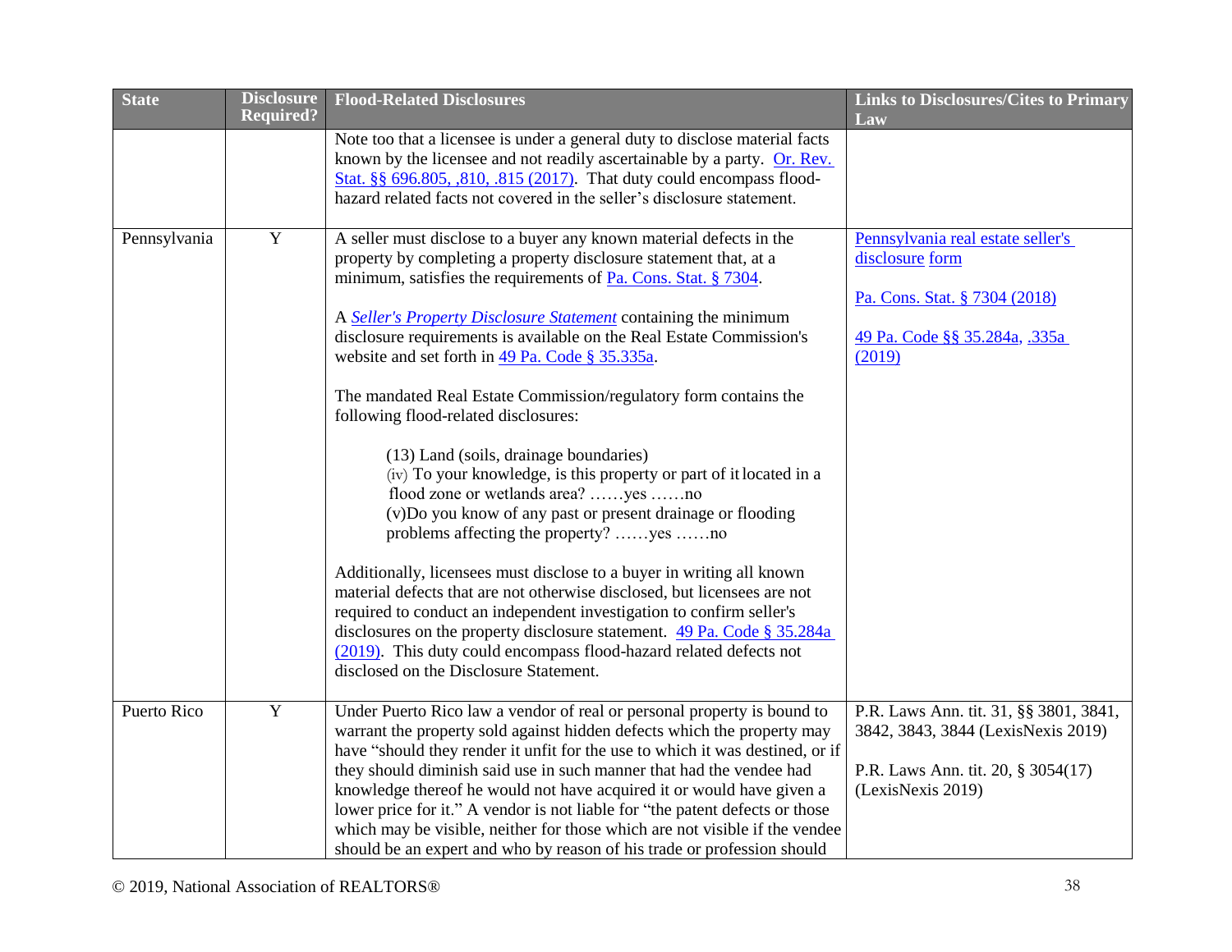| State | Disclosure Required? | Flood-Related Disclosures | Links to Disclosures/Cites to Primary Law |
|---|---|---|---|
| | | Note too that a licensee is under a general duty to disclose material facts known by the licensee and not readily ascertainable by a party. Or. Rev. Stat. §§ 696.805, ,810, .815 (2017). That duty could encompass flood-hazard related facts not covered in the seller's disclosure statement. | |
| Pennsylvania | Y | A seller must disclose to a buyer any known material defects in the property by completing a property disclosure statement that, at a minimum, satisfies the requirements of Pa. Cons. Stat. § 7304.<br><br>A *Seller's Property Disclosure Statement* containing the minimum disclosure requirements is available on the Real Estate Commission's website and set forth in 49 Pa. Code § 35.335a.<br><br>The mandated Real Estate Commission/regulatory form contains the following flood-related disclosures:<br><br>(13) Land (soils, drainage boundaries)<br>(iv) To your knowledge, is this property or part of it located in a flood zone or wetlands area? ……yes ……no<br>(v)Do you know of any past or present drainage or flooding problems affecting the property? ……yes ……no<br><br>Additionally, licensees must disclose to a buyer in writing all known material defects that are not otherwise disclosed, but licensees are not required to conduct an independent investigation to confirm seller's disclosures on the property disclosure statement. 49 Pa. Code § 35.284a (2019). This duty could encompass flood-hazard related defects not disclosed on the Disclosure Statement. | Pennsylvania real estate seller's disclosure form<br><br>Pa. Cons. Stat. § 7304 (2018)<br><br>49 Pa. Code §§ 35.284a, .335a (2019) |
| Puerto Rico | Y | Under Puerto Rico law a vendor of real or personal property is bound to warrant the property sold against hidden defects which the property may have "should they render it unfit for the use to which it was destined, or if they should diminish said use in such manner that had the vendee had knowledge thereof he would not have acquired it or would have given a lower price for it." A vendor is not liable for "the patent defects or those which may be visible, neither for those which are not visible if the vendee should be an expert and who by reason of his trade or profession should | P.R. Laws Ann. tit. 31, §§ 3801, 3841, 3842, 3843, 3844 (LexisNexis 2019)<br><br>P.R. Laws Ann. tit. 20, § 3054(17) (LexisNexis 2019) |

© 2019, National Association of REALTORS®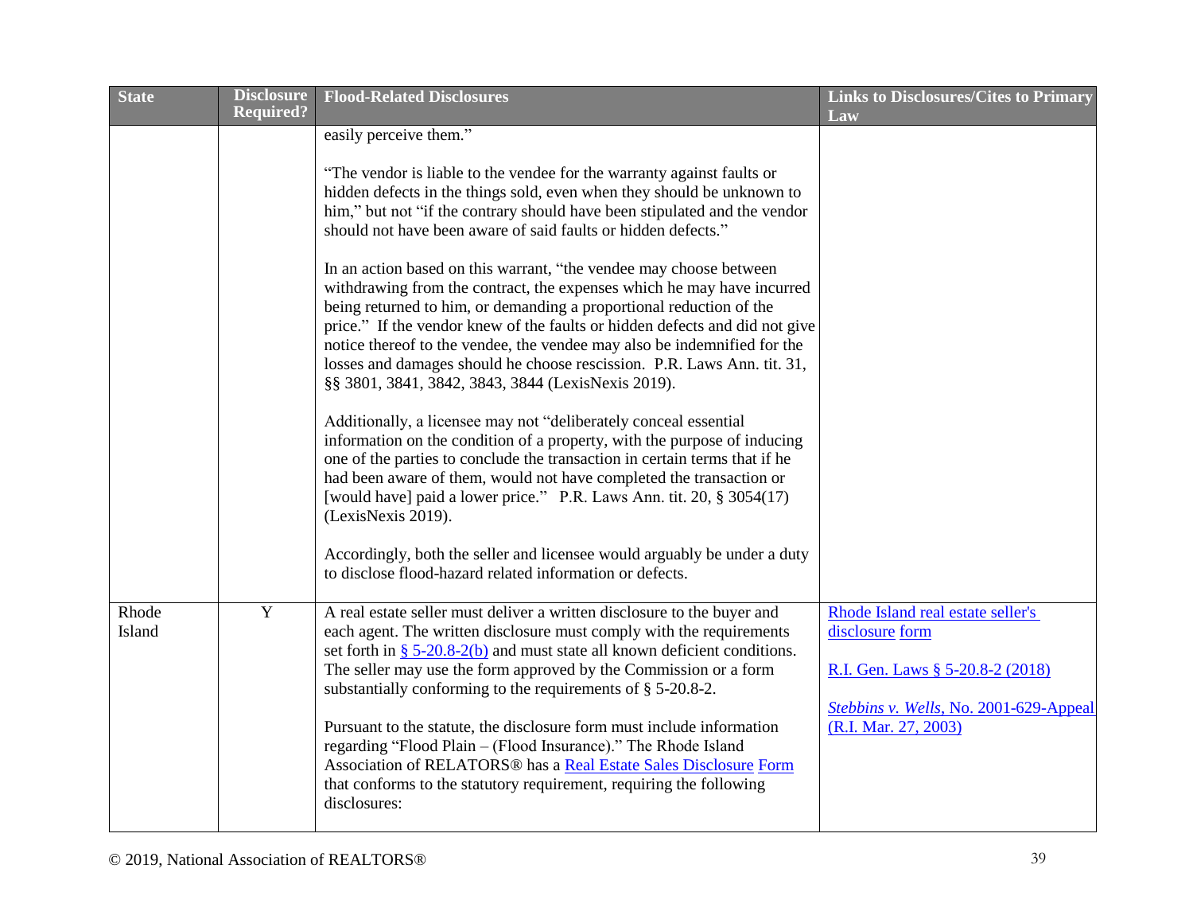| State | Disclosure Required? | Flood-Related Disclosures | Links to Disclosures/Cites to Primary Law |
|---|---|---|---|
| | | easily perceive them."<br><br>"The vendor is liable to the vendee for the warranty against faults or hidden defects in the things sold, even when they should be unknown to him," but not "if the contrary should have been stipulated and the vendor should not have been aware of said faults or hidden defects."<br><br>In an action based on this warrant, "the vendee may choose between withdrawing from the contract, the expenses which he may have incurred being returned to him, or demanding a proportional reduction of the price." If the vendor knew of the faults or hidden defects and did not give notice thereof to the vendee, the vendee may also be indemnified for the losses and damages should he choose rescission. P.R. Laws Ann. tit. 31, §§ 3801, 3841, 3842, 3843, 3844 (LexisNexis 2019).<br><br>Additionally, a licensee may not "deliberately conceal essential information on the condition of a property, with the purpose of inducing one of the parties to conclude the transaction in certain terms that if he had been aware of them, would not have completed the transaction or [would have] paid a lower price." P.R. Laws Ann. tit. 20, § 3054(17) (LexisNexis 2019).<br><br>Accordingly, both the seller and licensee would arguably be under a duty to disclose flood-hazard related information or defects. | |
| Rhode Island | Y | A real estate seller must deliver a written disclosure to the buyer and each agent. The written disclosure must comply with the requirements set forth in § 5-20.8-2(b) and must state all known deficient conditions. The seller may use the form approved by the Commission or a form substantially conforming to the requirements of § 5-20.8-2.<br><br>Pursuant to the statute, the disclosure form must include information regarding "Flood Plain – (Flood Insurance)." The Rhode Island Association of RELATORS® has a Real Estate Sales Disclosure Form that conforms to the statutory requirement, requiring the following disclosures: | Rhode Island real estate seller's disclosure form<br><br>R.I. Gen. Laws § 5-20.8-2 (2018)<br><br>*Stebbins v. Wells*, No. 2001-629-Appeal (R.I. Mar. 27, 2003) |

© 2019, National Association of REALTORS®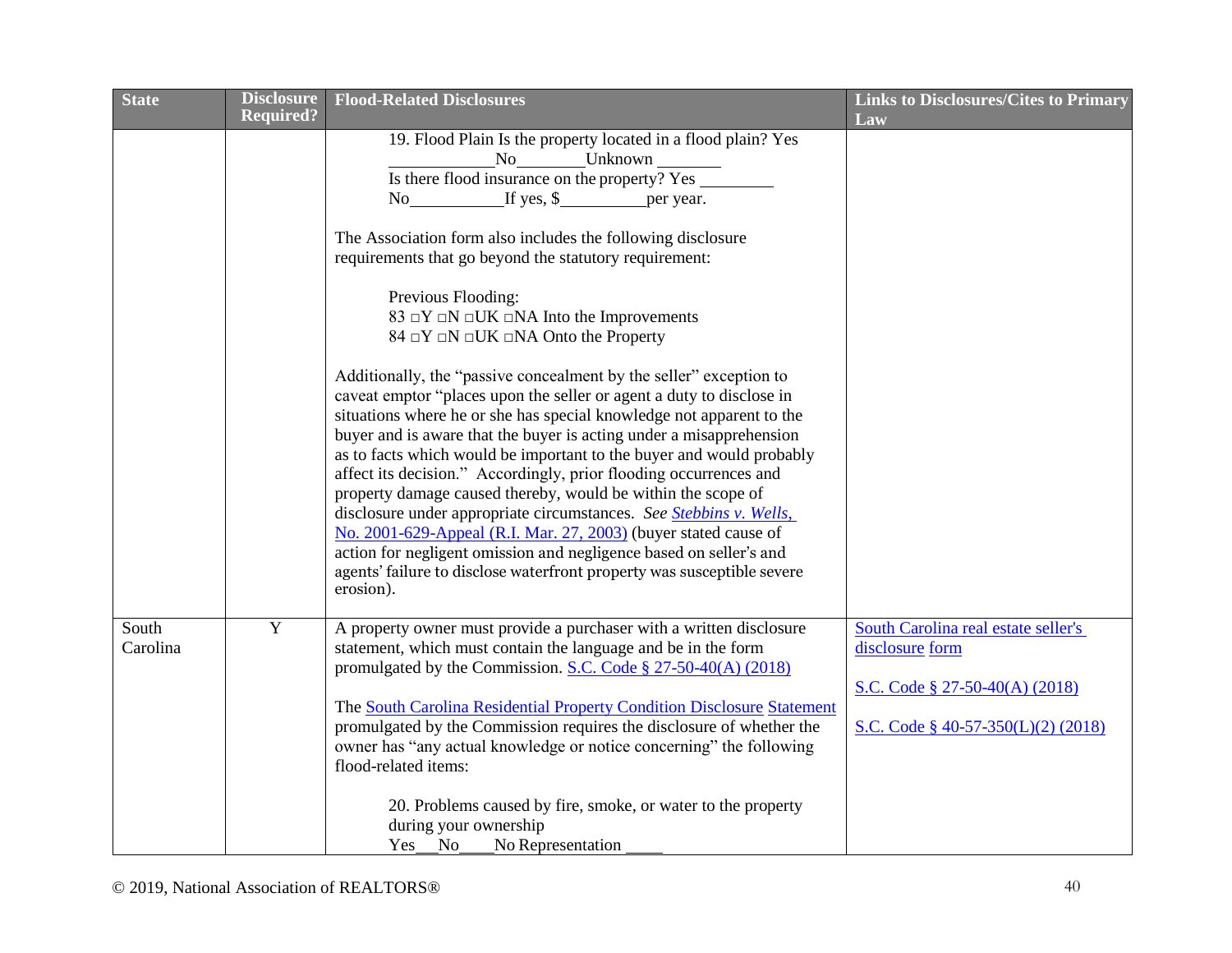| State | Disclosure Required? | Flood-Related Disclosures | Links to Disclosures/Cites to Primary Law |
|---|---|---|---|
| | | 19. Flood Plain Is the property located in a flood plain? Yes ____________No________Unknown _______<br>Is there flood insurance on the property? Yes ________<br>No__________If yes, $__________per year.<br><br>The Association form also includes the following disclosure requirements that go beyond the statutory requirement:<br><br>Previous Flooding:<br>83 □Y □N □UK □NA Into the Improvements<br>84 □Y □N □UK □NA Onto the Property<br><br>Additionally, the "passive concealment by the seller" exception to caveat emptor "places upon the seller or agent a duty to disclose in situations where he or she has special knowledge not apparent to the buyer and is aware that the buyer is acting under a misapprehension as to facts which would be important to the buyer and would probably affect its decision." Accordingly, prior flooding occurrences and property damage caused thereby, would be within the scope of disclosure under appropriate circumstances. *See* *Stebbins v. Wells*, No. 2001-629-Appeal (R.I. Mar. 27, 2003) (buyer stated cause of action for negligent omission and negligence based on seller's and agents' failure to disclose waterfront property was susceptible severe erosion). | |
| South Carolina | Y | A property owner must provide a purchaser with a written disclosure statement, which must contain the language and be in the form promulgated by the Commission. S.C. Code § 27-50-40(A) (2018)<br><br>The South Carolina Residential Property Condition Disclosure Statement promulgated by the Commission requires the disclosure of whether the owner has "any actual knowledge or notice concerning" the following flood-related items:<br><br>20. Problems caused by fire, smoke, or water to the property during your ownership<br>Yes___No____No Representation ____ | South Carolina real estate seller's disclosure form<br><br>S.C. Code § 27-50-40(A) (2018)<br><br>S.C. Code § 40-57-350(L)(2) (2018) |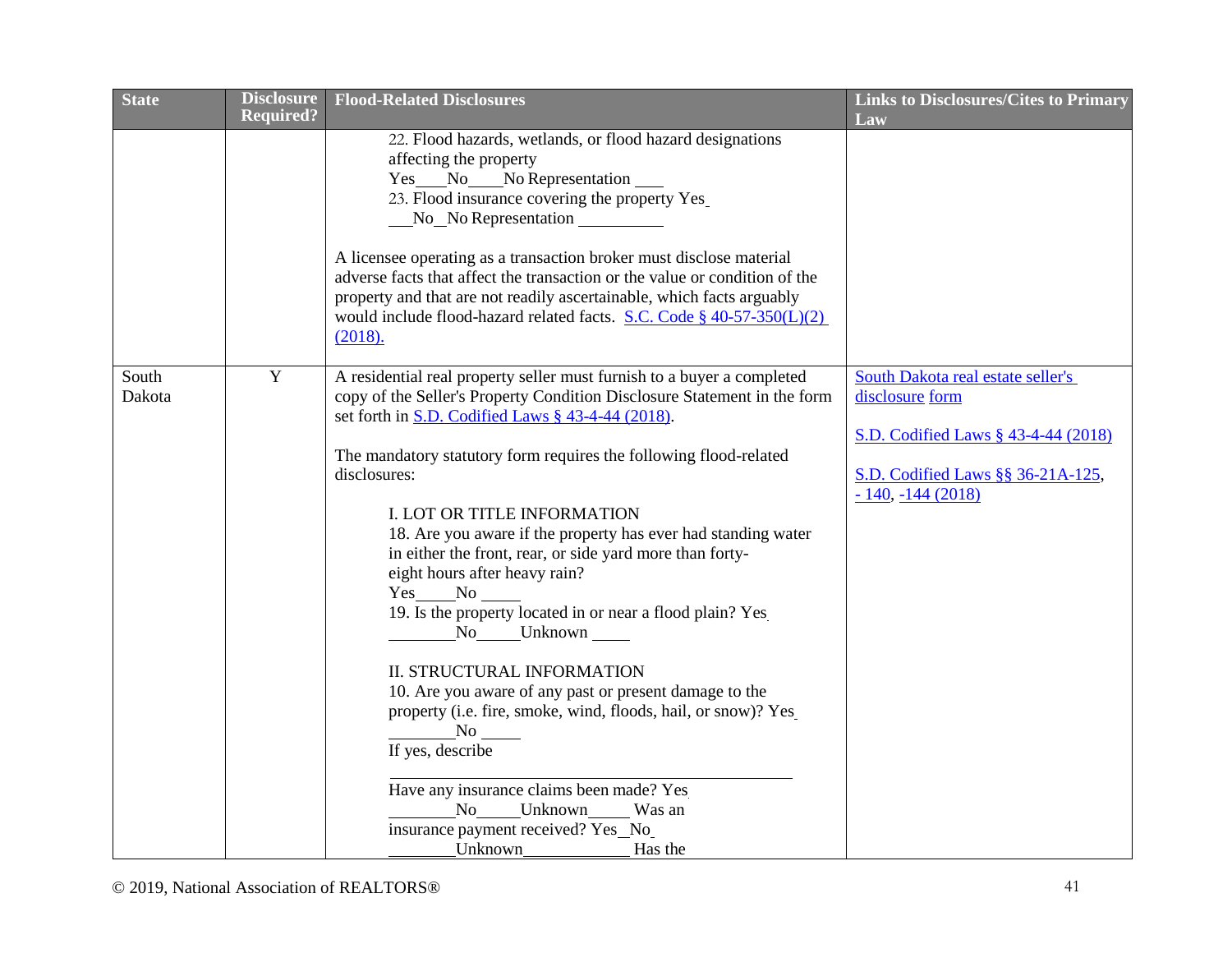| State | Disclosure Required? | Flood-Related Disclosures | Links to Disclosures/Cites to Primary Law |
|---|---|---|---|
| | | 22. Flood hazards, wetlands, or flood hazard designations affecting the property<br>Yes____No____No Representation ____<br>23. Flood insurance covering the property Yes ___No__No Representation __________<br><br>A licensee operating as a transaction broker must disclose material adverse facts that affect the transaction or the value or condition of the property and that are not readily ascertainable, which facts arguably would include flood-hazard related facts. S.C. Code § 40-57-350(L)(2) (2018). | |
| South Dakota | Y | A residential real property seller must furnish to a buyer a completed copy of the Seller's Property Condition Disclosure Statement in the form set forth in S.D. Codified Laws § 43-4-44 (2018).<br><br>The mandatory statutory form requires the following flood-related disclosures:<br><br>I. LOT OR TITLE INFORMATION<br>18. Are you aware if the property has ever had standing water in either the front, rear, or side yard more than forty-eight hours after heavy rain?<br>Yes_____No _____<br>19. Is the property located in or near a flood plain? Yes ________No_____Unknown _____<br><br>II. STRUCTURAL INFORMATION<br>10. Are you aware of any past or present damage to the property (i.e. fire, smoke, wind, floods, hail, or snow)? Yes ________No _____<br>If yes, describe<br>__________________________________________<br>Have any insurance claims been made? Yes ________No_____Unknown_____ Was an insurance payment received? Yes_No ________Unknown____________ Has the | South Dakota real estate seller's disclosure form<br><br>S.D. Codified Laws § 43-4-44 (2018)<br><br>S.D. Codified Laws §§ 36-21A-125, -140, -144 (2018) |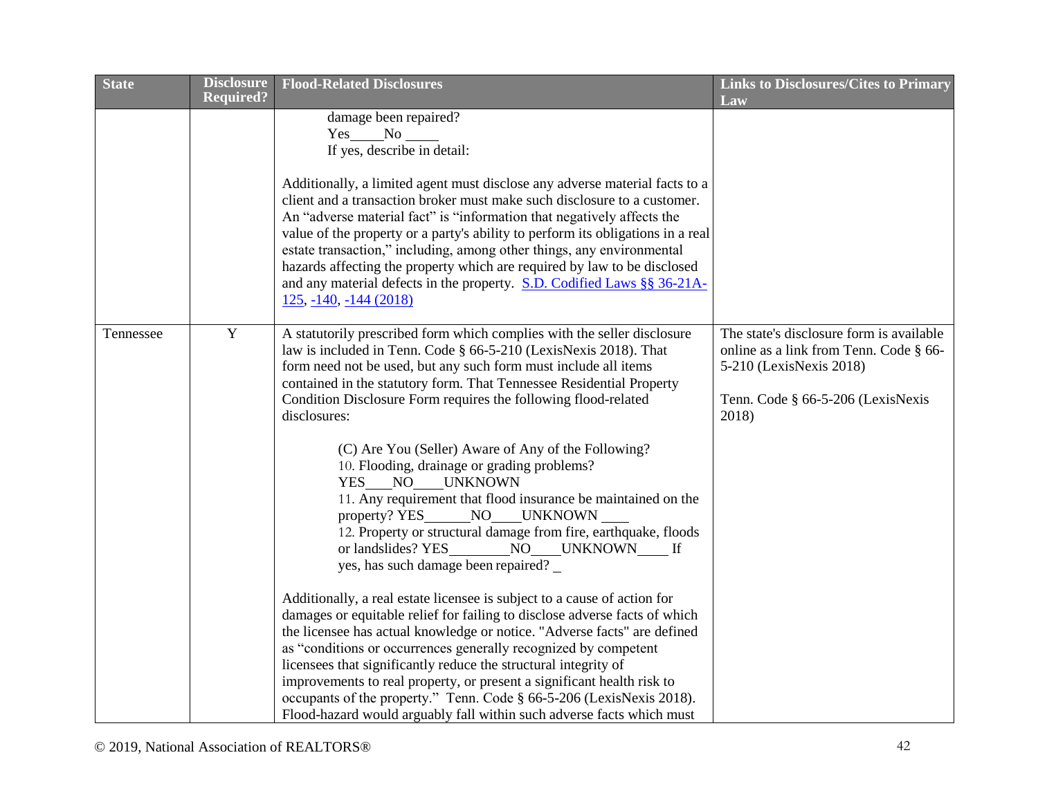| State | Disclosure Required? | Flood-Related Disclosures | Links to Disclosures/Cites to Primary Law |
|---|---|---|---|
| | | damage been repaired?<br>Yes_____No _____<br>If yes, describe in detail:<br><br>Additionally, a limited agent must disclose any adverse material facts to a client and a transaction broker must make such disclosure to a customer. An "adverse material fact" is "information that negatively affects the value of the property or a party's ability to perform its obligations in a real estate transaction," including, among other things, any environmental hazards affecting the property which are required by law to be disclosed and any material defects in the property. S.D. Codified Laws §§ 36-21A-125, -140, -144 (2018) | |
| Tennessee | Y | A statutorily prescribed form which complies with the seller disclosure law is included in Tenn. Code § 66-5-210 (LexisNexis 2018). That form need not be used, but any such form must include all items contained in the statutory form. That Tennessee Residential Property Condition Disclosure Form requires the following flood-related disclosures:<br><br>(C) Are You (Seller) Aware of Any of the Following?<br>10. Flooding, drainage or grading problems?<br>YES____NO____UNKNOWN<br>11. Any requirement that flood insurance be maintained on the property? YES_______NO____UNKNOWN ____<br>12. Property or structural damage from fire, earthquake, floods or landslides? YES_________NO____UNKNOWN____ If yes, has such damage been repaired? _<br><br>Additionally, a real estate licensee is subject to a cause of action for damages or equitable relief for failing to disclose adverse facts of which the licensee has actual knowledge or notice. "Adverse facts" are defined as "conditions or occurrences generally recognized by competent licensees that significantly reduce the structural integrity of improvements to real property, or present a significant health risk to occupants of the property." Tenn. Code § 66-5-206 (LexisNexis 2018). Flood-hazard would arguably fall within such adverse facts which must | The state's disclosure form is available online as a link from Tenn. Code § 66-5-210 (LexisNexis 2018)<br><br>Tenn. Code § 66-5-206 (LexisNexis 2018) |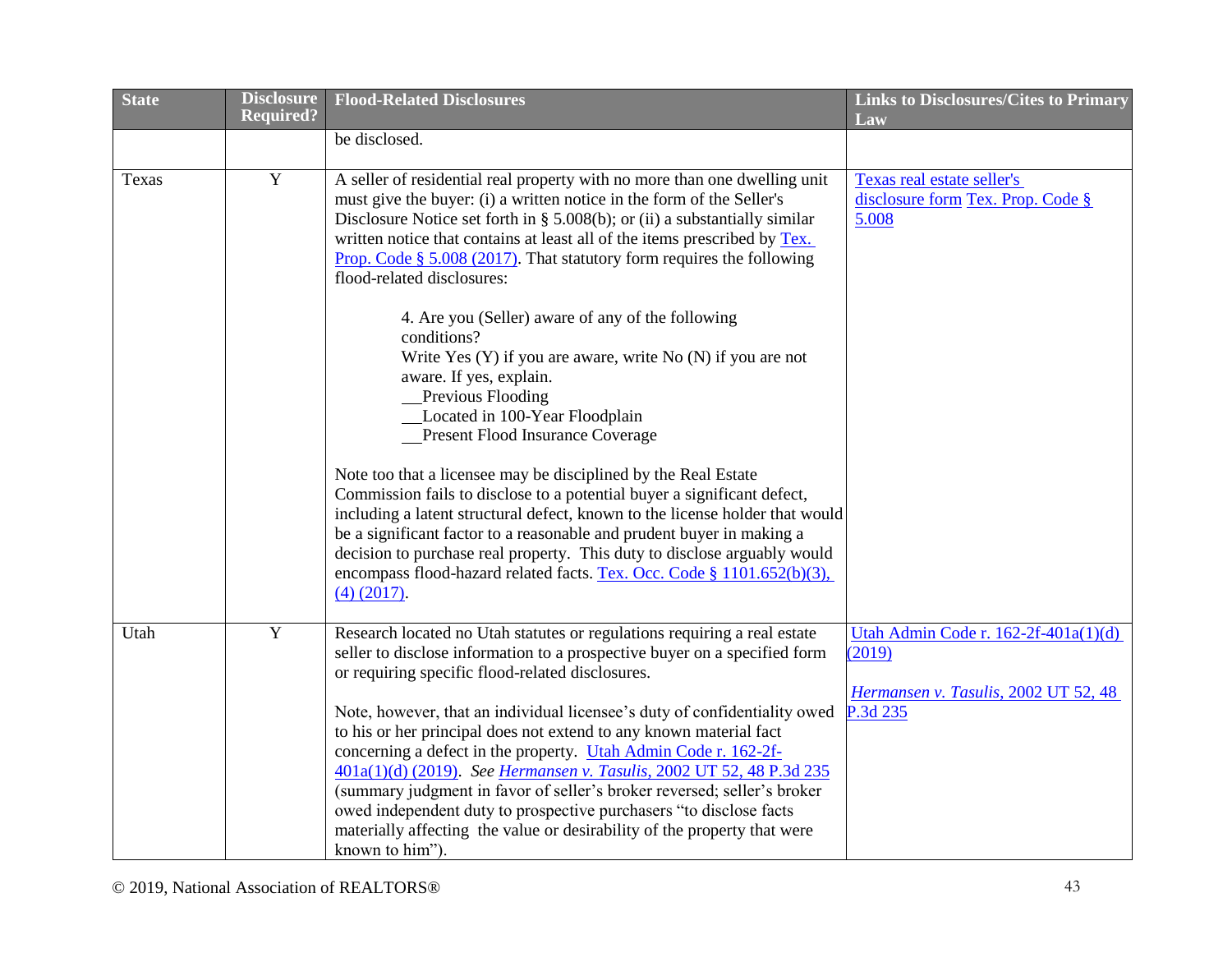| State | Disclosure Required? | Flood-Related Disclosures | Links to Disclosures/Cites to Primary Law |
|---|---|---|---|
| | | be disclosed. | |
| Texas | Y | A seller of residential real property with no more than one dwelling unit must give the buyer: (i) a written notice in the form of the Seller's Disclosure Notice set forth in § 5.008(b); or (ii) a substantially similar written notice that contains at least all of the items prescribed by Tex. Prop. Code § 5.008 (2017). That statutory form requires the following flood-related disclosures:<br><br>4. Are you (Seller) aware of any of the following conditions?<br>Write Yes (Y) if you are aware, write No (N) if you are not aware. If yes, explain.<br>__Previous Flooding<br>__Located in 100-Year Floodplain<br>__Present Flood Insurance Coverage<br><br>Note too that a licensee may be disciplined by the Real Estate Commission fails to disclose to a potential buyer a significant defect, including a latent structural defect, known to the license holder that would be a significant factor to a reasonable and prudent buyer in making a decision to purchase real property. This duty to disclose arguably would encompass flood-hazard related facts. Tex. Occ. Code § 1101.652(b)(3), (4) (2017). | Texas real estate seller's disclosure form Tex. Prop. Code § 5.008 |
| Utah | Y | Research located no Utah statutes or regulations requiring a real estate seller to disclose information to a prospective buyer on a specified form or requiring specific flood-related disclosures.<br><br>Note, however, that an individual licensee's duty of confidentiality owed to his or her principal does not extend to any known material fact concerning a defect in the property. Utah Admin Code r. 162-2f-401a(1)(d) (2019). *See* *Hermansen v. Tasulis*, 2002 UT 52, 48 P.3d 235 (summary judgment in favor of seller's broker reversed; seller's broker owed independent duty to prospective purchasers "to disclose facts materially affecting the value or desirability of the property that were known to him"). | Utah Admin Code r. 162-2f-401a(1)(d) (2019)<br><br>*Hermansen v. Tasulis*, 2002 UT 52, 48 P.3d 235 |

© 2019, National Association of REALTORS®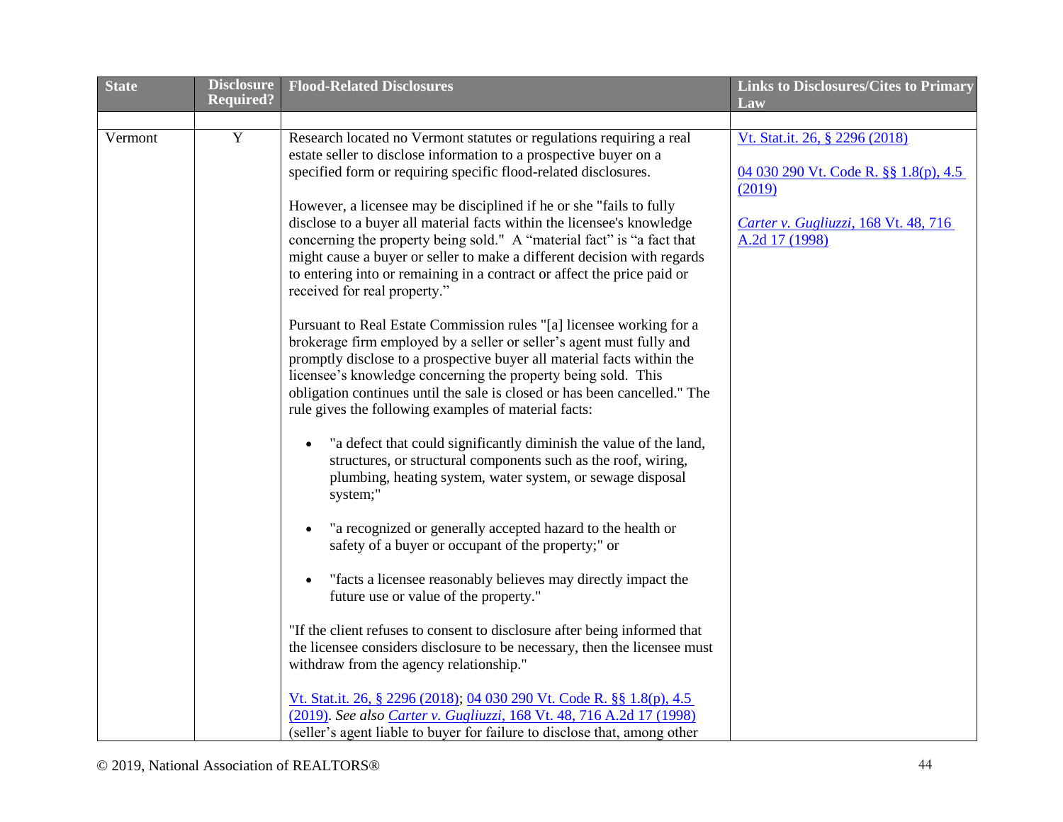| State | Disclosure Required? | Flood-Related Disclosures | Links to Disclosures/Cites to Primary Law |
|---|---|---|---|
| | | | |
| Vermont | Y | Research located no Vermont statutes or regulations requiring a real estate seller to disclose information to a prospective buyer on a specified form or requiring specific flood-related disclosures.<br><br>However, a licensee may be disciplined if he or she "fails to fully disclose to a buyer all material facts within the licensee's knowledge concerning the property being sold." A "material fact" is "a fact that might cause a buyer or seller to make a different decision with regards to entering into or remaining in a contract or affect the price paid or received for real property."<br><br>Pursuant to Real Estate Commission rules "[a] licensee working for a brokerage firm employed by a seller or seller's agent must fully and promptly disclose to a prospective buyer all material facts within the licensee's knowledge concerning the property being sold. This obligation continues until the sale is closed or has been cancelled." The rule gives the following examples of material facts:<br><br>• "a defect that could significantly diminish the value of the land, structures, or structural components such as the roof, wiring, plumbing, heating system, water system, or sewage disposal system;"<br><br>• "a recognized or generally accepted hazard to the health or safety of a buyer or occupant of the property;" or<br><br>• "facts a licensee reasonably believes may directly impact the future use or value of the property."<br><br>"If the client refuses to consent to disclosure after being informed that the licensee considers disclosure to be necessary, then the licensee must withdraw from the agency relationship."<br><br>Vt. Stat.it. 26, § 2296 (2018); 04 030 290 Vt. Code R. §§ 1.8(p), 4.5 (2019). *See also* *Carter v. Gugliuzzi*, 168 Vt. 48, 716 A.2d 17 (1998) (seller's agent liable to buyer for failure to disclose that, among other | Vt. Stat.it. 26, § 2296 (2018)<br><br>04 030 290 Vt. Code R. §§ 1.8(p), 4.5 (2019)<br><br>*Carter v. Gugliuzzi*, 168 Vt. 48, 716 A.2d 17 (1998) |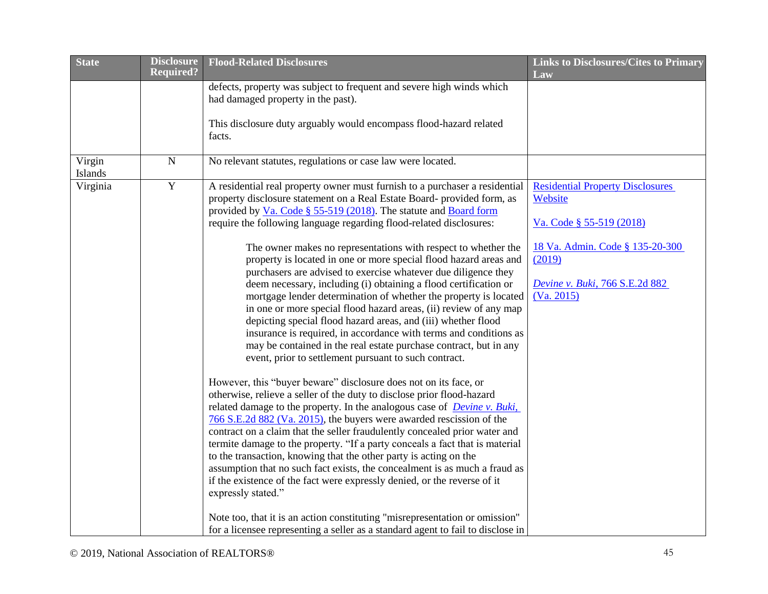| State | Disclosure Required? | Flood-Related Disclosures | Links to Disclosures/Cites to Primary Law |
|---|---|---|---|
| | | defects, property was subject to frequent and severe high winds which had damaged property in the past).<br><br>This disclosure duty arguably would encompass flood-hazard related facts. | |
| Virgin Islands | N | No relevant statutes, regulations or case law were located. | |
| Virginia | Y | A residential real property owner must furnish to a purchaser a residential property disclosure statement on a Real Estate Board- provided form, as provided by Va. Code § 55-519 (2018). The statute and Board form require the following language regarding flood-related disclosures:<br><br>The owner makes no representations with respect to whether the property is located in one or more special flood hazard areas and purchasers are advised to exercise whatever due diligence they deem necessary, including (i) obtaining a flood certification or mortgage lender determination of whether the property is located in one or more special flood hazard areas, (ii) review of any map depicting special flood hazard areas, and (iii) whether flood insurance is required, in accordance with terms and conditions as may be contained in the real estate purchase contract, but in any event, prior to settlement pursuant to such contract.<br><br>However, this "buyer beware" disclosure does not on its face, or otherwise, relieve a seller of the duty to disclose prior flood-hazard related damage to the property. In the analogous case of *Devine v. Buki*, 766 S.E.2d 882 (Va. 2015), the buyers were awarded rescission of the contract on a claim that the seller fraudulently concealed prior water and termite damage to the property. "If a party conceals a fact that is material to the transaction, knowing that the other party is acting on the assumption that no such fact exists, the concealment is as much a fraud as if the existence of the fact were expressly denied, or the reverse of it expressly stated."<br><br>Note too, that it is an action constituting "misrepresentation or omission" for a licensee representing a seller as a standard agent to fail to disclose in | Residential Property Disclosures Website<br><br>Va. Code § 55-519 (2018)<br><br>18 Va. Admin. Code § 135-20-300 (2019)<br><br>*Devine v. Buki*, 766 S.E.2d 882 (Va. 2015) |

© 2019, National Association of REALTORS®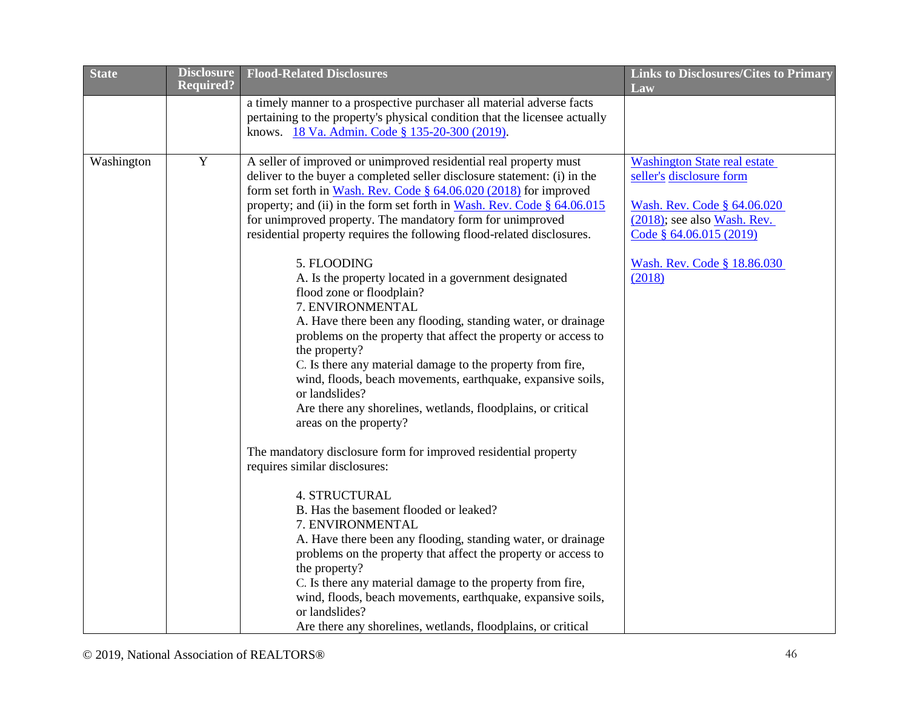| State | Disclosure Required? | Flood-Related Disclosures | Links to Disclosures/Cites to Primary Law |
|---|---|---|---|
| | | a timely manner to a prospective purchaser all material adverse facts pertaining to the property's physical condition that the licensee actually knows. 18 Va. Admin. Code § 135-20-300 (2019). | |
| Washington | Y | A seller of improved or unimproved residential real property must deliver to the buyer a completed seller disclosure statement: (i) in the form set forth in Wash. Rev. Code § 64.06.020 (2018) for improved property; and (ii) in the form set forth in Wash. Rev. Code § 64.06.015 for unimproved property. The mandatory form for unimproved residential property requires the following flood-related disclosures.<br><br>5. FLOODING<br>A. Is the property located in a government designated flood zone or floodplain?<br>7. ENVIRONMENTAL<br>A. Have there been any flooding, standing water, or drainage problems on the property that affect the property or access to the property?<br>C. Is there any material damage to the property from fire, wind, floods, beach movements, earthquake, expansive soils, or landslides?<br>Are there any shorelines, wetlands, floodplains, or critical areas on the property?<br><br>The mandatory disclosure form for improved residential property requires similar disclosures:<br><br>4. STRUCTURAL<br>B. Has the basement flooded or leaked?<br>7. ENVIRONMENTAL<br>A. Have there been any flooding, standing water, or drainage problems on the property that affect the property or access to the property?<br>C. Is there any material damage to the property from fire, wind, floods, beach movements, earthquake, expansive soils, or landslides?<br>Are there any shorelines, wetlands, floodplains, or critical | Washington State real estate seller's disclosure form<br><br>Wash. Rev. Code § 64.06.020 (2018); see also Wash. Rev. Code § 64.06.015 (2019)<br><br>Wash. Rev. Code § 18.86.030 (2018) |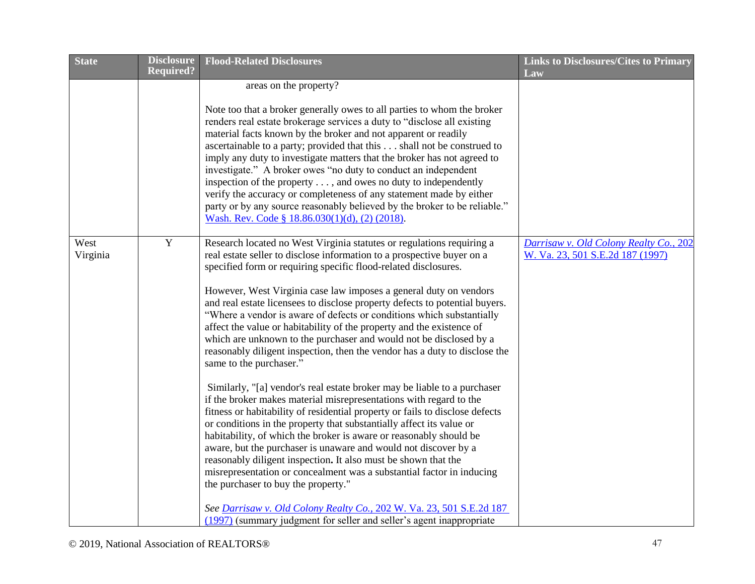| State | Disclosure Required? | Flood-Related Disclosures | Links to Disclosures/Cites to Primary Law |
|---|---|---|---|
| | | areas on the property?<br><br>Note too that a broker generally owes to all parties to whom the broker renders real estate brokerage services a duty to "disclose all existing material facts known by the broker and not apparent or readily ascertainable to a party; provided that this . . . shall not be construed to imply any duty to investigate matters that the broker has not agreed to investigate." A broker owes "no duty to conduct an independent inspection of the property . . . , and owes no duty to independently verify the accuracy or completeness of any statement made by either party or by any source reasonably believed by the broker to be reliable." Wash. Rev. Code § 18.86.030(1)(d), (2) (2018). | |
| West Virginia | Y | Research located no West Virginia statutes or regulations requiring a real estate seller to disclose information to a prospective buyer on a specified form or requiring specific flood-related disclosures.<br><br>However, West Virginia case law imposes a general duty on vendors and real estate licensees to disclose property defects to potential buyers. "Where a vendor is aware of defects or conditions which substantially affect the value or habitability of the property and the existence of which are unknown to the purchaser and would not be disclosed by a reasonably diligent inspection, then the vendor has a duty to disclose the same to the purchaser."<br><br>Similarly, "[a] vendor's real estate broker may be liable to a purchaser if the broker makes material misrepresentations with regard to the fitness or habitability of residential property or fails to disclose defects or conditions in the property that substantially affect its value or habitability, of which the broker is aware or reasonably should be aware, but the purchaser is unaware and would not discover by a reasonably diligent inspection**.** It also must be shown that the misrepresentation or concealment was a substantial factor in inducing the purchaser to buy the property."<br><br>*See* *Darrisaw v. Old Colony Realty Co.*, 202 W. Va. 23, 501 S.E.2d 187 (1997) (summary judgment for seller and seller's agent inappropriate | *Darrisaw v. Old Colony Realty Co.*, 202 W. Va. 23, 501 S.E.2d 187 (1997) |

© 2019, National Association of REALTORS®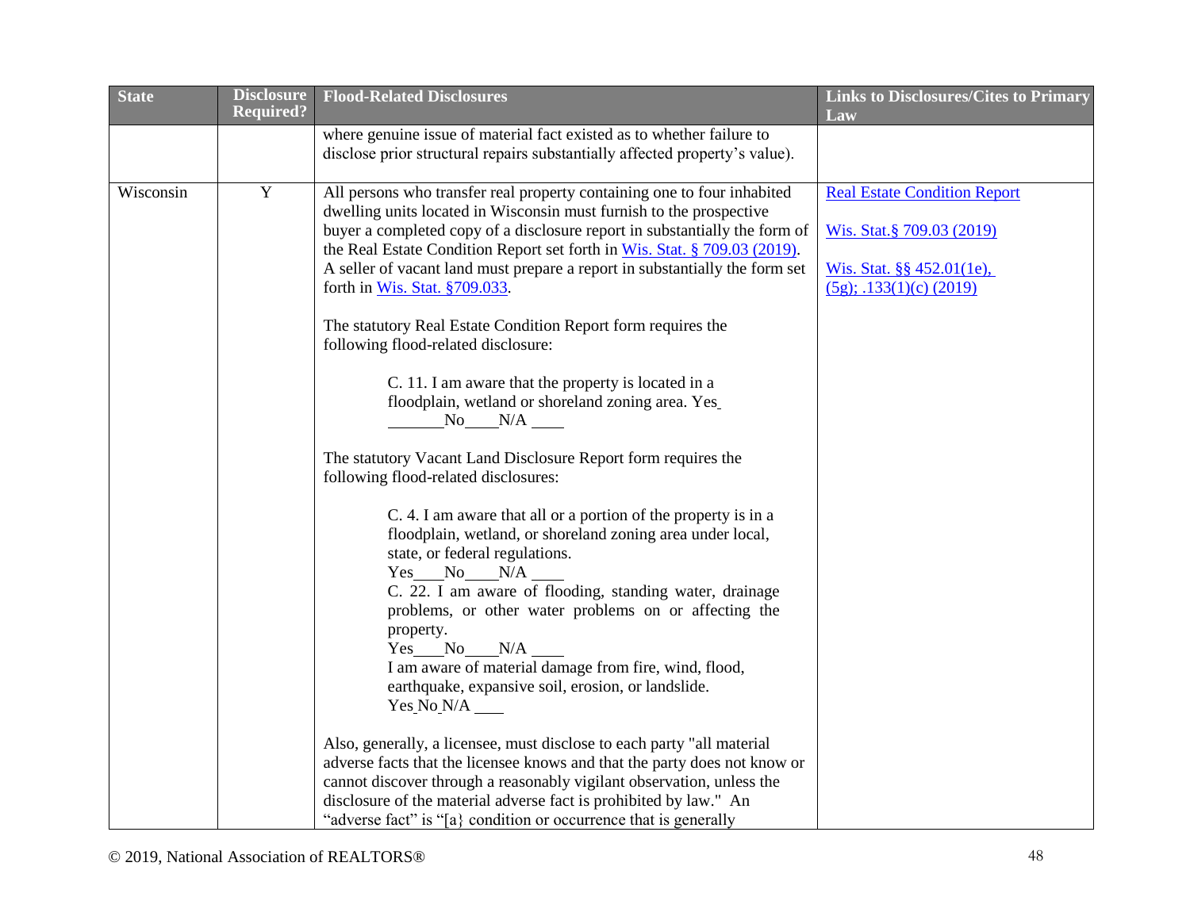| State | Disclosure Required? | Flood-Related Disclosures | Links to Disclosures/Cites to Primary Law |
|---|---|---|---|
| | | where genuine issue of material fact existed as to whether failure to disclose prior structural repairs substantially affected property's value). | |
| Wisconsin | Y | All persons who transfer real property containing one to four inhabited dwelling units located in Wisconsin must furnish to the prospective buyer a completed copy of a disclosure report in substantially the form of the Real Estate Condition Report set forth in Wis. Stat. § 709.03 (2019). A seller of vacant land must prepare a report in substantially the form set forth in Wis. Stat. §709.033.<br><br>The statutory Real Estate Condition Report form requires the following flood-related disclosure:<br><br>C. 11. I am aware that the property is located in a floodplain, wetland or shoreland zoning area. Yes _______No____N/A ____<br><br>The statutory Vacant Land Disclosure Report form requires the following flood-related disclosures:<br><br>C. 4. I am aware that all or a portion of the property is in a floodplain, wetland, or shoreland zoning area under local, state, or federal regulations.<br>Yes____No____N/A ____<br>C. 22. I am aware of flooding, standing water, drainage problems, or other water problems on or affecting the property.<br>Yes____No____N/A ____<br>I am aware of material damage from fire, wind, flood, earthquake, expansive soil, erosion, or landslide.<br>Yes No N/A ____<br><br>Also, generally, a licensee, must disclose to each party "all material adverse facts that the licensee knows and that the party does not know or cannot discover through a reasonably vigilant observation, unless the disclosure of the material adverse fact is prohibited by law." An "adverse fact" is "[a} condition or occurrence that is generally | Real Estate Condition Report<br><br>Wis. Stat.§ 709.03 (2019)<br><br>Wis. Stat. §§ 452.01(1e), (5g); .133(1)(c) (2019) |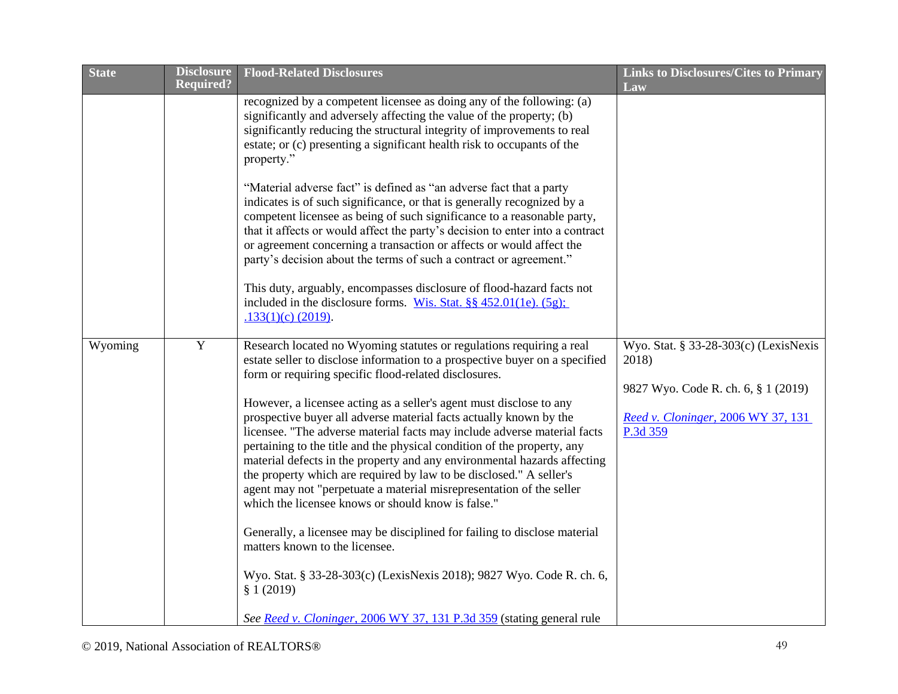| State | Disclosure Required? | Flood-Related Disclosures | Links to Disclosures/Cites to Primary Law |
|---|---|---|---|
| | | recognized by a competent licensee as doing any of the following: (a) significantly and adversely affecting the value of the property; (b) significantly reducing the structural integrity of improvements to real estate; or (c) presenting a significant health risk to occupants of the property."<br><br>"Material adverse fact" is defined as "an adverse fact that a party indicates is of such significance, or that is generally recognized by a competent licensee as being of such significance to a reasonable party, that it affects or would affect the party's decision to enter into a contract or agreement concerning a transaction or affects or would affect the party's decision about the terms of such a contract or agreement."<br><br>This duty, arguably, encompasses disclosure of flood-hazard facts not included in the disclosure forms. [Wis. Stat. §§ 452.01(1e). (5g); .133(1)(c) (2019)](). | |
| Wyoming | Y | Research located no Wyoming statutes or regulations requiring a real estate seller to disclose information to a prospective buyer on a specified form or requiring specific flood-related disclosures.<br><br>However, a licensee acting as a seller's agent must disclose to any prospective buyer all adverse material facts actually known by the licensee. "The adverse material facts may include adverse material facts pertaining to the title and the physical condition of the property, any material defects in the property and any environmental hazards affecting the property which are required by law to be disclosed." A seller's agent may not "perpetuate a material misrepresentation of the seller which the licensee knows or should know is false."<br><br>Generally, a licensee may be disciplined for failing to disclose material matters known to the licensee.<br><br>Wyo. Stat. § 33-28-303(c) (LexisNexis 2018); 9827 Wyo. Code R. ch. 6, § 1 (2019)<br><br>*See* [*Reed v. Cloninger*, 2006 WY 37, 131 P.3d 359]() (stating general rule | Wyo. Stat. § 33-28-303(c) (LexisNexis 2018)<br><br>9827 Wyo. Code R. ch. 6, § 1 (2019)<br><br>[*Reed v. Cloninger*, 2006 WY 37, 131 P.3d 359]() |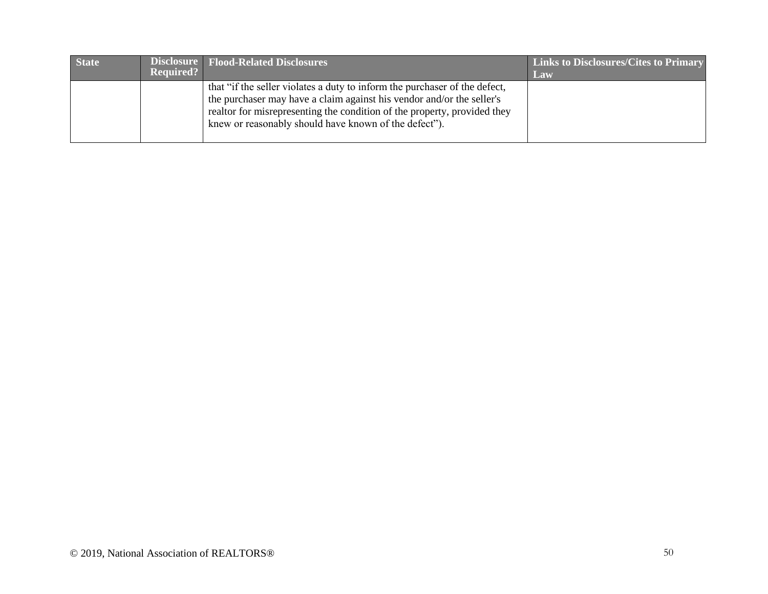| State | Disclosure Required? | Flood-Related Disclosures | Links to Disclosures/Cites to Primary Law |
|---|---|---|---|
| | | that “if the seller violates a duty to inform the purchaser of the defect, the purchaser may have a claim against his vendor and/or the seller's realtor for misrepresenting the condition of the property, provided they knew or reasonably should have known of the defect”). | |

© 2019, National Association of REALTORS®